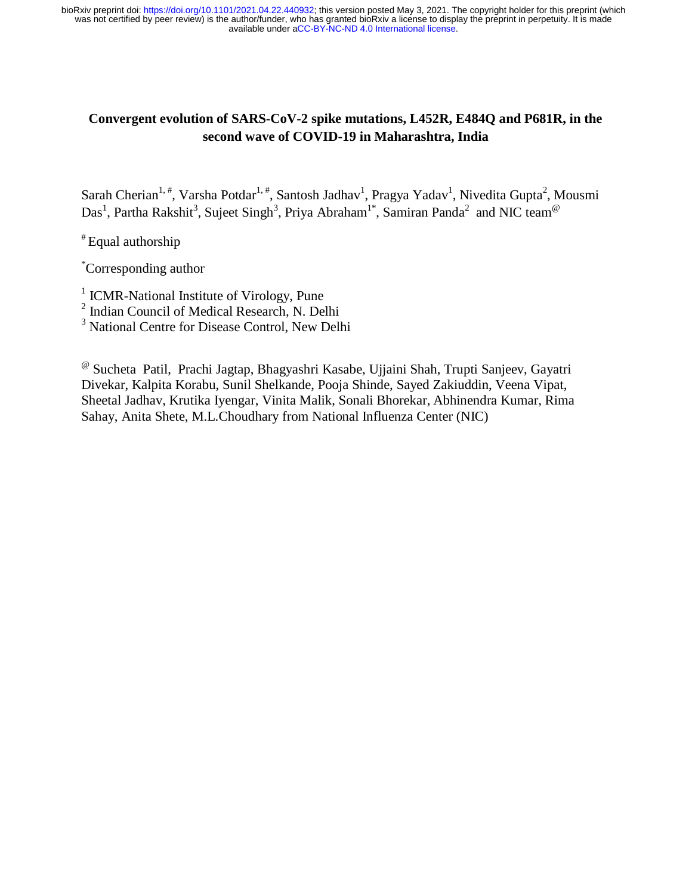# Convergent evolution of SARS-CoV-2 spike mutations, L452R, E484Q and P681R, in the second wave of COVID-19 in Maharashtra, India

Sarah Cherian[1, #], Varsha Potdar[1, #], Santosh Jadhav[1], Pragya Yadav[1], Nivedita Gupta[2], Mousmi Das[1], Partha Rakshit[3], Sujeet Singh[3], Priya Abraham[1*], Samiran Panda[2] and NIC team[@]

[#] Equal authorship

[*] Corresponding author

[1] ICMR-National Institute of Virology, Pune
[2] Indian Council of Medical Research, N. Delhi
[3] National Centre for Disease Control, New Delhi

[@] Sucheta Patil, Prachi Jagtap, Bhagyashri Kasabe, Ujjaini Shah, Trupti Sanjeev, Gayatri Divekar, Kalpita Korabu, Sunil Shelkande, Pooja Shinde, Sayed Zakiuddin, Veena Vipat, Sheetal Jadhav, Krutika Iyengar, Vinita Malik, Sonali Bhorekar, Abhinendra Kumar, Rima Sahay, Anita Shete, M.L.Choudhary from National Influenza Center (NIC)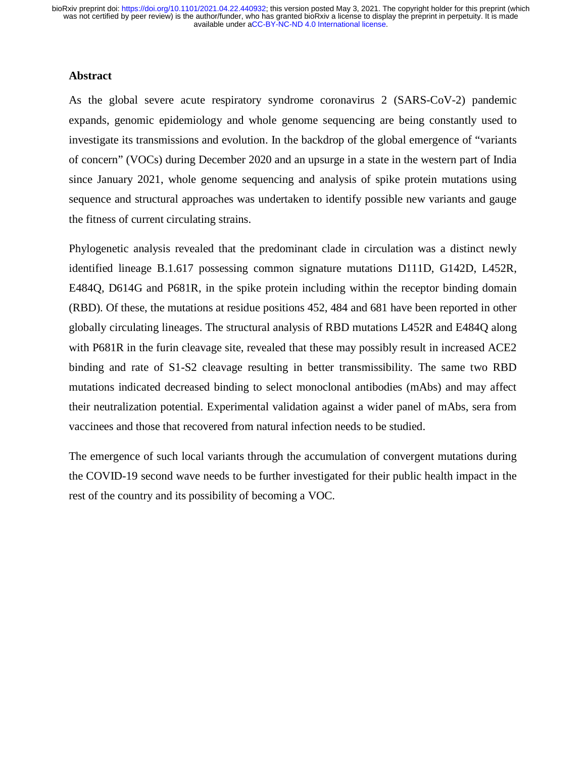## Abstract

As the global severe acute respiratory syndrome coronavirus 2 (SARS-CoV-2) pandemic expands, genomic epidemiology and whole genome sequencing are being constantly used to investigate its transmissions and evolution. In the backdrop of the global emergence of "variants of concern" (VOCs) during December 2020 and an upsurge in a state in the western part of India since January 2021, whole genome sequencing and analysis of spike protein mutations using sequence and structural approaches was undertaken to identify possible new variants and gauge the fitness of current circulating strains.

Phylogenetic analysis revealed that the predominant clade in circulation was a distinct newly identified lineage B.1.617 possessing common signature mutations D111D, G142D, L452R, E484Q, D614G and P681R, in the spike protein including within the receptor binding domain (RBD). Of these, the mutations at residue positions 452, 484 and 681 have been reported in other globally circulating lineages. The structural analysis of RBD mutations L452R and E484Q along with P681R in the furin cleavage site, revealed that these may possibly result in increased ACE2 binding and rate of S1-S2 cleavage resulting in better transmissibility. The same two RBD mutations indicated decreased binding to select monoclonal antibodies (mAbs) and may affect their neutralization potential. Experimental validation against a wider panel of mAbs, sera from vaccinees and those that recovered from natural infection needs to be studied.

The emergence of such local variants through the accumulation of convergent mutations during the COVID-19 second wave needs to be further investigated for their public health impact in the rest of the country and its possibility of becoming a VOC.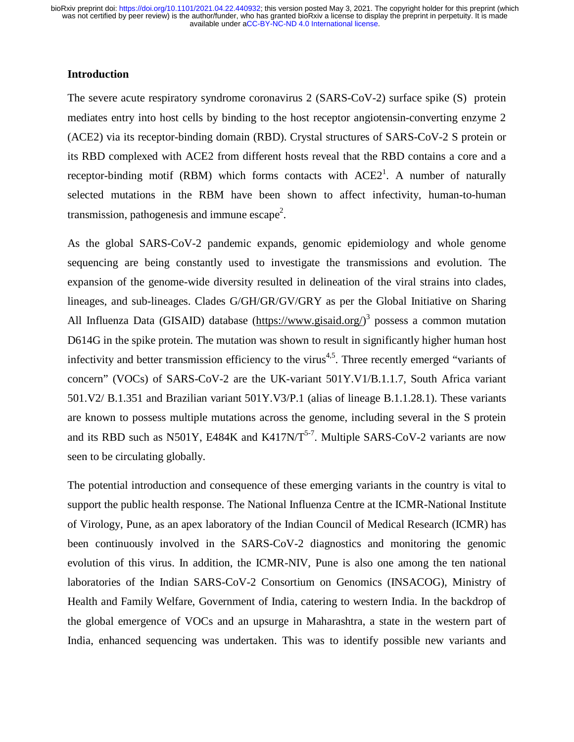## Introduction

The severe acute respiratory syndrome coronavirus 2 (SARS-CoV-2) surface spike (S) protein mediates entry into host cells by binding to the host receptor angiotensin-converting enzyme 2 (ACE2) via its receptor-binding domain (RBD). Crystal structures of SARS-CoV-2 S protein or its RBD complexed with ACE2 from different hosts reveal that the RBD contains a core and a receptor-binding motif (RBM) which forms contacts with ACE2[1]. A number of naturally selected mutations in the RBM have been shown to affect infectivity, human-to-human transmission, pathogenesis and immune escape[2].

As the global SARS-CoV-2 pandemic expands, genomic epidemiology and whole genome sequencing are being constantly used to investigate the transmissions and evolution. The expansion of the genome-wide diversity resulted in delineation of the viral strains into clades, lineages, and sub-lineages. Clades G/GH/GR/GV/GRY as per the Global Initiative on Sharing All Influenza Data (GISAID) database (https://www.gisaid.org/)[3] possess a common mutation D614G in the spike protein. The mutation was shown to result in significantly higher human host infectivity and better transmission efficiency to the virus[4,5]. Three recently emerged "variants of concern" (VOCs) of SARS-CoV-2 are the UK-variant 501Y.V1/B.1.1.7, South Africa variant 501.V2/ B.1.351 and Brazilian variant 501Y.V3/P.1 (alias of lineage B.1.1.28.1). These variants are known to possess multiple mutations across the genome, including several in the S protein and its RBD such as N501Y, E484K and K417N/T[5-7]. Multiple SARS-CoV-2 variants are now seen to be circulating globally.

The potential introduction and consequence of these emerging variants in the country is vital to support the public health response. The National Influenza Centre at the ICMR-National Institute of Virology, Pune, as an apex laboratory of the Indian Council of Medical Research (ICMR) has been continuously involved in the SARS-CoV-2 diagnostics and monitoring the genomic evolution of this virus. In addition, the ICMR-NIV, Pune is also one among the ten national laboratories of the Indian SARS-CoV-2 Consortium on Genomics (INSACOG), Ministry of Health and Family Welfare, Government of India, catering to western India. In the backdrop of the global emergence of VOCs and an upsurge in Maharashtra, a state in the western part of India, enhanced sequencing was undertaken. This was to identify possible new variants and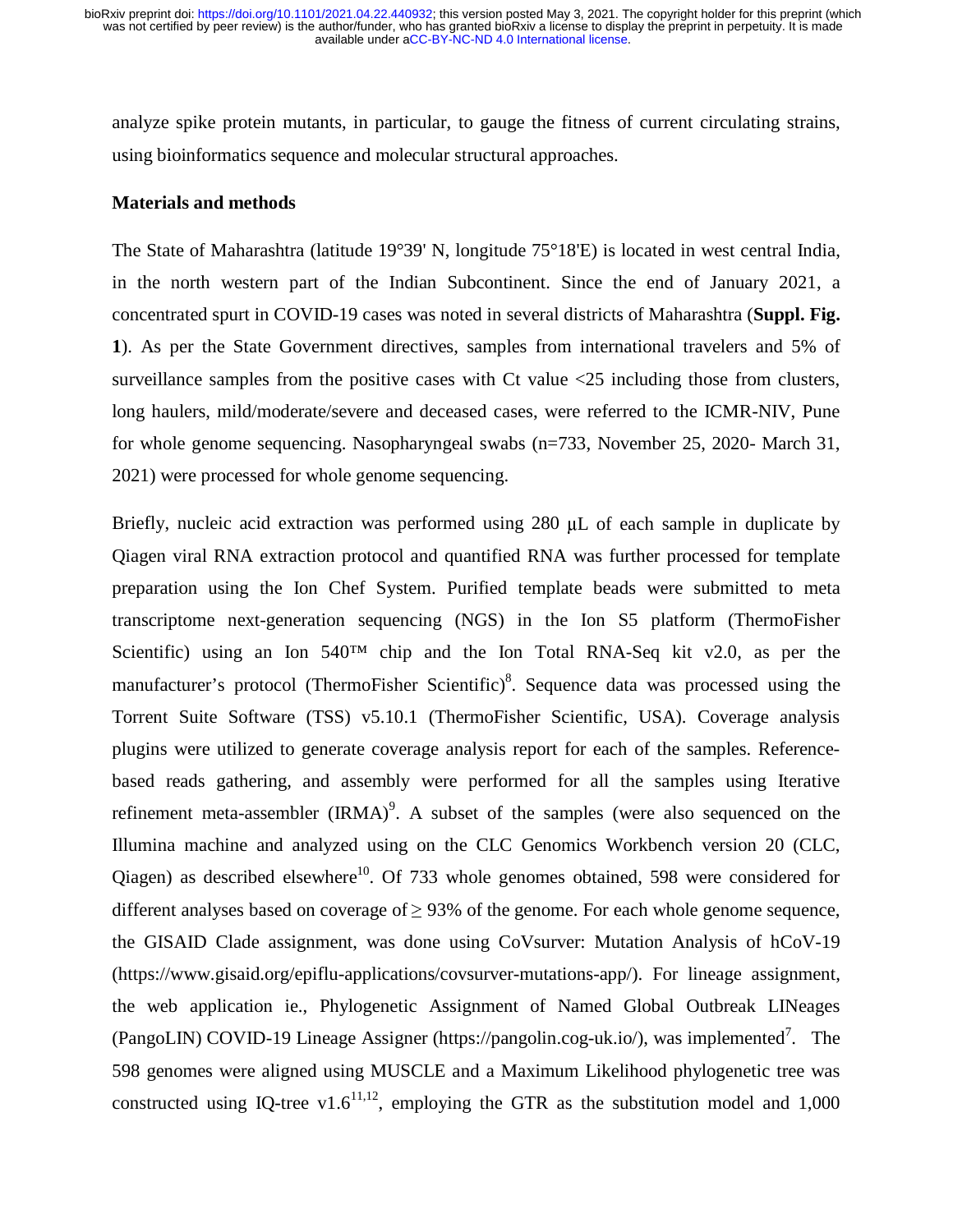analyze spike protein mutants, in particular, to gauge the fitness of current circulating strains, using bioinformatics sequence and molecular structural approaches.

## Materials and methods

The State of Maharashtra (latitude 19°39' N, longitude 75°18'E) is located in west central India, in the north western part of the Indian Subcontinent. Since the end of January 2021, a concentrated spurt in COVID-19 cases was noted in several districts of Maharashtra (**Suppl. Fig. 1**). As per the State Government directives, samples from international travelers and 5% of surveillance samples from the positive cases with Ct value <25 including those from clusters, long haulers, mild/moderate/severe and deceased cases, were referred to the ICMR-NIV, Pune for whole genome sequencing. Nasopharyngeal swabs (n=733, November 25, 2020- March 31, 2021) were processed for whole genome sequencing.

Briefly, nucleic acid extraction was performed using 280 μL of each sample in duplicate by Qiagen viral RNA extraction protocol and quantified RNA was further processed for template preparation using the Ion Chef System. Purified template beads were submitted to meta transcriptome next-generation sequencing (NGS) in the Ion S5 platform (ThermoFisher Scientific) using an Ion 540™ chip and the Ion Total RNA-Seq kit v2.0, as per the manufacturer's protocol (ThermoFisher Scientific)[8]. Sequence data was processed using the Torrent Suite Software (TSS) v5.10.1 (ThermoFisher Scientific, USA). Coverage analysis plugins were utilized to generate coverage analysis report for each of the samples. Reference-based reads gathering, and assembly were performed for all the samples using Iterative refinement meta-assembler (IRMA)[9]. A subset of the samples (were also sequenced on the Illumina machine and analyzed using on the CLC Genomics Workbench version 20 (CLC, Qiagen) as described elsewhere[10]. Of 733 whole genomes obtained, 598 were considered for different analyses based on coverage of ≥ 93% of the genome. For each whole genome sequence, the GISAID Clade assignment, was done using CoVsurver: Mutation Analysis of hCoV-19 (https://www.gisaid.org/epiflu-applications/covsurver-mutations-app/). For lineage assignment, the web application ie., Phylogenetic Assignment of Named Global Outbreak LINeages (PangoLIN) COVID-19 Lineage Assigner (https://pangolin.cog-uk.io/), was implemented[7]. The 598 genomes were aligned using MUSCLE and a Maximum Likelihood phylogenetic tree was constructed using IQ-tree v1.6[11,12], employing the GTR as the substitution model and 1,000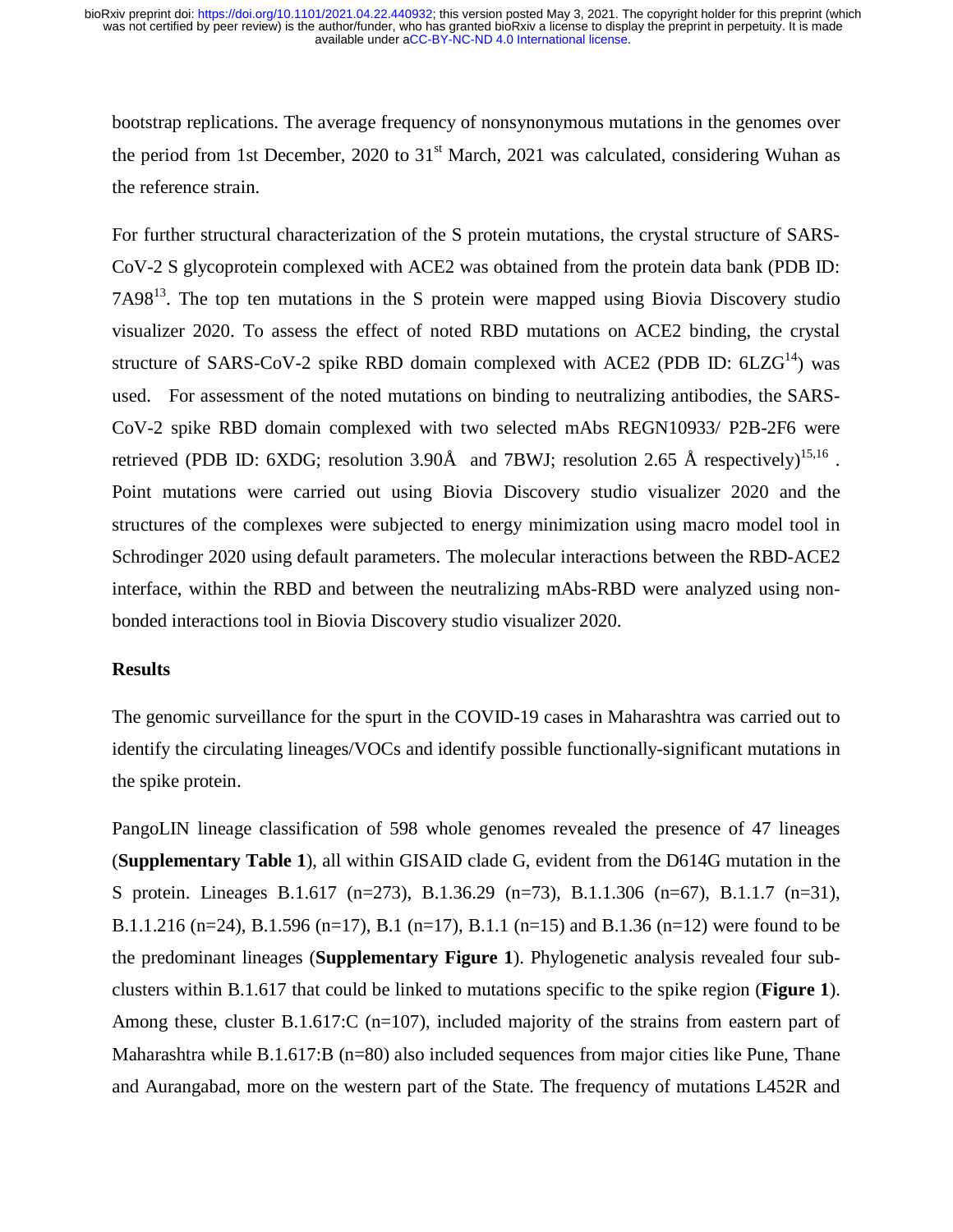bootstrap replications. The average frequency of nonsynonymous mutations in the genomes over the period from 1st December, 2020 to 31st March, 2021 was calculated, considering Wuhan as the reference strain.

For further structural characterization of the S protein mutations, the crystal structure of SARS-CoV-2 S glycoprotein complexed with ACE2 was obtained from the protein data bank (PDB ID: 7A98[13]. The top ten mutations in the S protein were mapped using Biovia Discovery studio visualizer 2020. To assess the effect of noted RBD mutations on ACE2 binding, the crystal structure of SARS-CoV-2 spike RBD domain complexed with ACE2 (PDB ID: 6LZG[14]) was used. For assessment of the noted mutations on binding to neutralizing antibodies, the SARS-CoV-2 spike RBD domain complexed with two selected mAbs REGN10933/ P2B-2F6 were retrieved (PDB ID: 6XDG; resolution 3.90Å and 7BWJ; resolution 2.65 Å respectively)[15,16]. Point mutations were carried out using Biovia Discovery studio visualizer 2020 and the structures of the complexes were subjected to energy minimization using macro model tool in Schrodinger 2020 using default parameters. The molecular interactions between the RBD-ACE2 interface, within the RBD and between the neutralizing mAbs-RBD were analyzed using non-bonded interactions tool in Biovia Discovery studio visualizer 2020.

## Results

The genomic surveillance for the spurt in the COVID-19 cases in Maharashtra was carried out to identify the circulating lineages/VOCs and identify possible functionally-significant mutations in the spike protein.

PangoLIN lineage classification of 598 whole genomes revealed the presence of 47 lineages (**Supplementary Table 1**), all within GISAID clade G, evident from the D614G mutation in the S protein. Lineages B.1.617 (n=273), B.1.36.29 (n=73), B.1.1.306 (n=67), B.1.1.7 (n=31), B.1.1.216 (n=24), B.1.596 (n=17), B.1 (n=17), B.1.1 (n=15) and B.1.36 (n=12) were found to be the predominant lineages (**Supplementary Figure 1**). Phylogenetic analysis revealed four sub-clusters within B.1.617 that could be linked to mutations specific to the spike region (**Figure 1**). Among these, cluster B.1.617:C (n=107), included majority of the strains from eastern part of Maharashtra while B.1.617:B (n=80) also included sequences from major cities like Pune, Thane and Aurangabad, more on the western part of the State. The frequency of mutations L452R and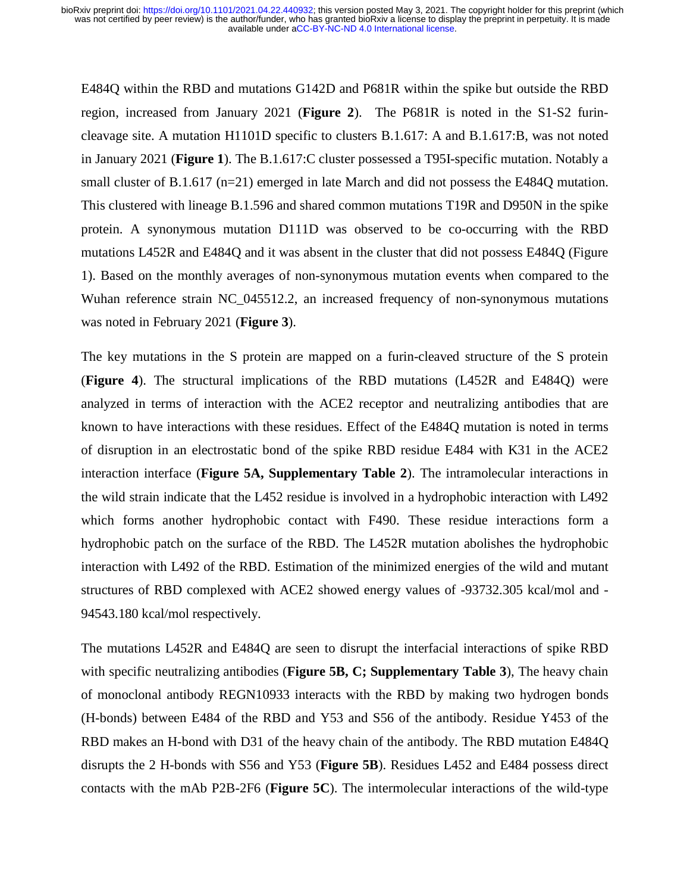E484Q within the RBD and mutations G142D and P681R within the spike but outside the RBD region, increased from January 2021 (**Figure 2**). The P681R is noted in the S1-S2 furin-cleavage site. A mutation H1101D specific to clusters B.1.617: A and B.1.617:B, was not noted in January 2021 (**Figure 1**). The B.1.617:C cluster possessed a T95I-specific mutation. Notably a small cluster of B.1.617 (n=21) emerged in late March and did not possess the E484Q mutation. This clustered with lineage B.1.596 and shared common mutations T19R and D950N in the spike protein. A synonymous mutation D111D was observed to be co-occurring with the RBD mutations L452R and E484Q and it was absent in the cluster that did not possess E484Q (Figure 1). Based on the monthly averages of non-synonymous mutation events when compared to the Wuhan reference strain NC_045512.2, an increased frequency of non-synonymous mutations was noted in February 2021 (**Figure 3**).

The key mutations in the S protein are mapped on a furin-cleaved structure of the S protein (**Figure 4**). The structural implications of the RBD mutations (L452R and E484Q) were analyzed in terms of interaction with the ACE2 receptor and neutralizing antibodies that are known to have interactions with these residues. Effect of the E484Q mutation is noted in terms of disruption in an electrostatic bond of the spike RBD residue E484 with K31 in the ACE2 interaction interface (**Figure 5A, Supplementary Table 2**). The intramolecular interactions in the wild strain indicate that the L452 residue is involved in a hydrophobic interaction with L492 which forms another hydrophobic contact with F490. These residue interactions form a hydrophobic patch on the surface of the RBD. The L452R mutation abolishes the hydrophobic interaction with L492 of the RBD. Estimation of the minimized energies of the wild and mutant structures of RBD complexed with ACE2 showed energy values of -93732.305 kcal/mol and -94543.180 kcal/mol respectively.

The mutations L452R and E484Q are seen to disrupt the interfacial interactions of spike RBD with specific neutralizing antibodies (**Figure 5B, C; Supplementary Table 3**), The heavy chain of monoclonal antibody REGN10933 interacts with the RBD by making two hydrogen bonds (H-bonds) between E484 of the RBD and Y53 and S56 of the antibody. Residue Y453 of the RBD makes an H-bond with D31 of the heavy chain of the antibody. The RBD mutation E484Q disrupts the 2 H-bonds with S56 and Y53 (**Figure 5B**). Residues L452 and E484 possess direct contacts with the mAb P2B-2F6 (**Figure 5C**). The intermolecular interactions of the wild-type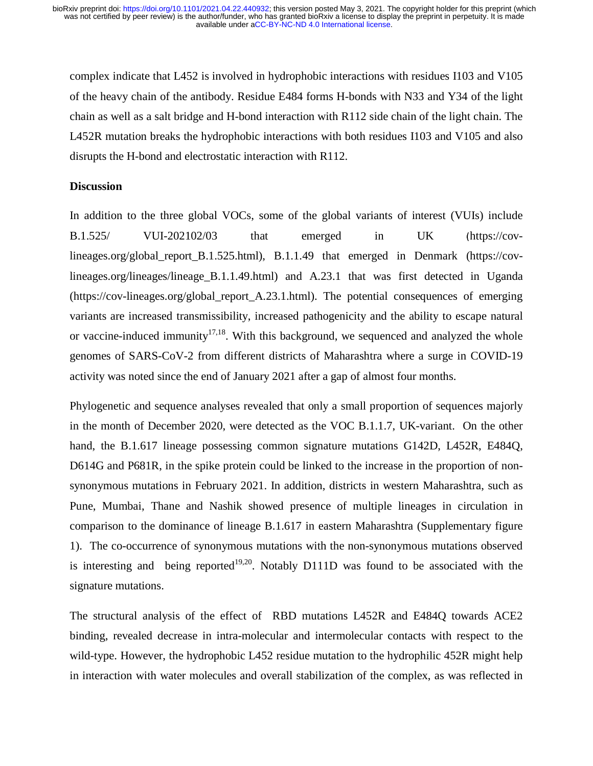complex indicate that L452 is involved in hydrophobic interactions with residues I103 and V105 of the heavy chain of the antibody. Residue E484 forms H-bonds with N33 and Y34 of the light chain as well as a salt bridge and H-bond interaction with R112 side chain of the light chain. The L452R mutation breaks the hydrophobic interactions with both residues I103 and V105 and also disrupts the H-bond and electrostatic interaction with R112.

## Discussion

In addition to the three global VOCs, some of the global variants of interest (VUIs) include B.1.525/ VUI-202102/03 that emerged in UK (https://cov-lineages.org/global_report_B.1.525.html), B.1.1.49 that emerged in Denmark (https://cov-lineages.org/lineages/lineage_B.1.1.49.html) and A.23.1 that was first detected in Uganda (https://cov-lineages.org/global_report_A.23.1.html). The potential consequences of emerging variants are increased transmissibility, increased pathogenicity and the ability to escape natural or vaccine-induced immunity[17,18]. With this background, we sequenced and analyzed the whole genomes of SARS-CoV-2 from different districts of Maharashtra where a surge in COVID-19 activity was noted since the end of January 2021 after a gap of almost four months.

Phylogenetic and sequence analyses revealed that only a small proportion of sequences majorly in the month of December 2020, were detected as the VOC B.1.1.7, UK-variant. On the other hand, the B.1.617 lineage possessing common signature mutations G142D, L452R, E484Q, D614G and P681R, in the spike protein could be linked to the increase in the proportion of non-synonymous mutations in February 2021. In addition, districts in western Maharashtra, such as Pune, Mumbai, Thane and Nashik showed presence of multiple lineages in circulation in comparison to the dominance of lineage B.1.617 in eastern Maharashtra (Supplementary figure 1). The co-occurrence of synonymous mutations with the non-synonymous mutations observed is interesting and being reported[19,20]. Notably D111D was found to be associated with the signature mutations.

The structural analysis of the effect of RBD mutations L452R and E484Q towards ACE2 binding, revealed decrease in intra-molecular and intermolecular contacts with respect to the wild-type. However, the hydrophobic L452 residue mutation to the hydrophilic 452R might help in interaction with water molecules and overall stabilization of the complex, as was reflected in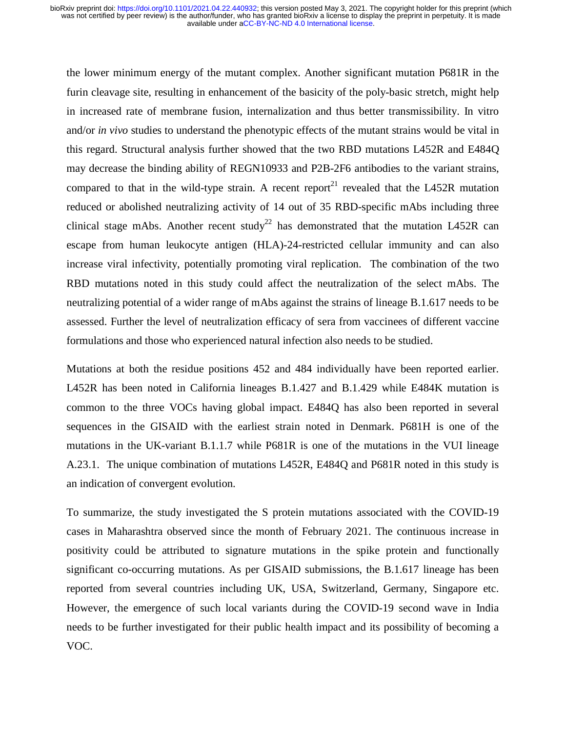the lower minimum energy of the mutant complex. Another significant mutation P681R in the furin cleavage site, resulting in enhancement of the basicity of the poly-basic stretch, might help in increased rate of membrane fusion, internalization and thus better transmissibility. In vitro and/or *in vivo* studies to understand the phenotypic effects of the mutant strains would be vital in this regard. Structural analysis further showed that the two RBD mutations L452R and E484Q may decrease the binding ability of REGN10933 and P2B-2F6 antibodies to the variant strains, compared to that in the wild-type strain. A recent report[21] revealed that the L452R mutation reduced or abolished neutralizing activity of 14 out of 35 RBD-specific mAbs including three clinical stage mAbs. Another recent study[22] has demonstrated that the mutation L452R can escape from human leukocyte antigen (HLA)-24-restricted cellular immunity and can also increase viral infectivity, potentially promoting viral replication. The combination of the two RBD mutations noted in this study could affect the neutralization of the select mAbs. The neutralizing potential of a wider range of mAbs against the strains of lineage B.1.617 needs to be assessed. Further the level of neutralization efficacy of sera from vaccinees of different vaccine formulations and those who experienced natural infection also needs to be studied.

Mutations at both the residue positions 452 and 484 individually have been reported earlier. L452R has been noted in California lineages B.1.427 and B.1.429 while E484K mutation is common to the three VOCs having global impact. E484Q has also been reported in several sequences in the GISAID with the earliest strain noted in Denmark. P681H is one of the mutations in the UK-variant B.1.1.7 while P681R is one of the mutations in the VUI lineage A.23.1. The unique combination of mutations L452R, E484Q and P681R noted in this study is an indication of convergent evolution.

To summarize, the study investigated the S protein mutations associated with the COVID-19 cases in Maharashtra observed since the month of February 2021. The continuous increase in positivity could be attributed to signature mutations in the spike protein and functionally significant co-occurring mutations. As per GISAID submissions, the B.1.617 lineage has been reported from several countries including UK, USA, Switzerland, Germany, Singapore etc. However, the emergence of such local variants during the COVID-19 second wave in India needs to be further investigated for their public health impact and its possibility of becoming a VOC.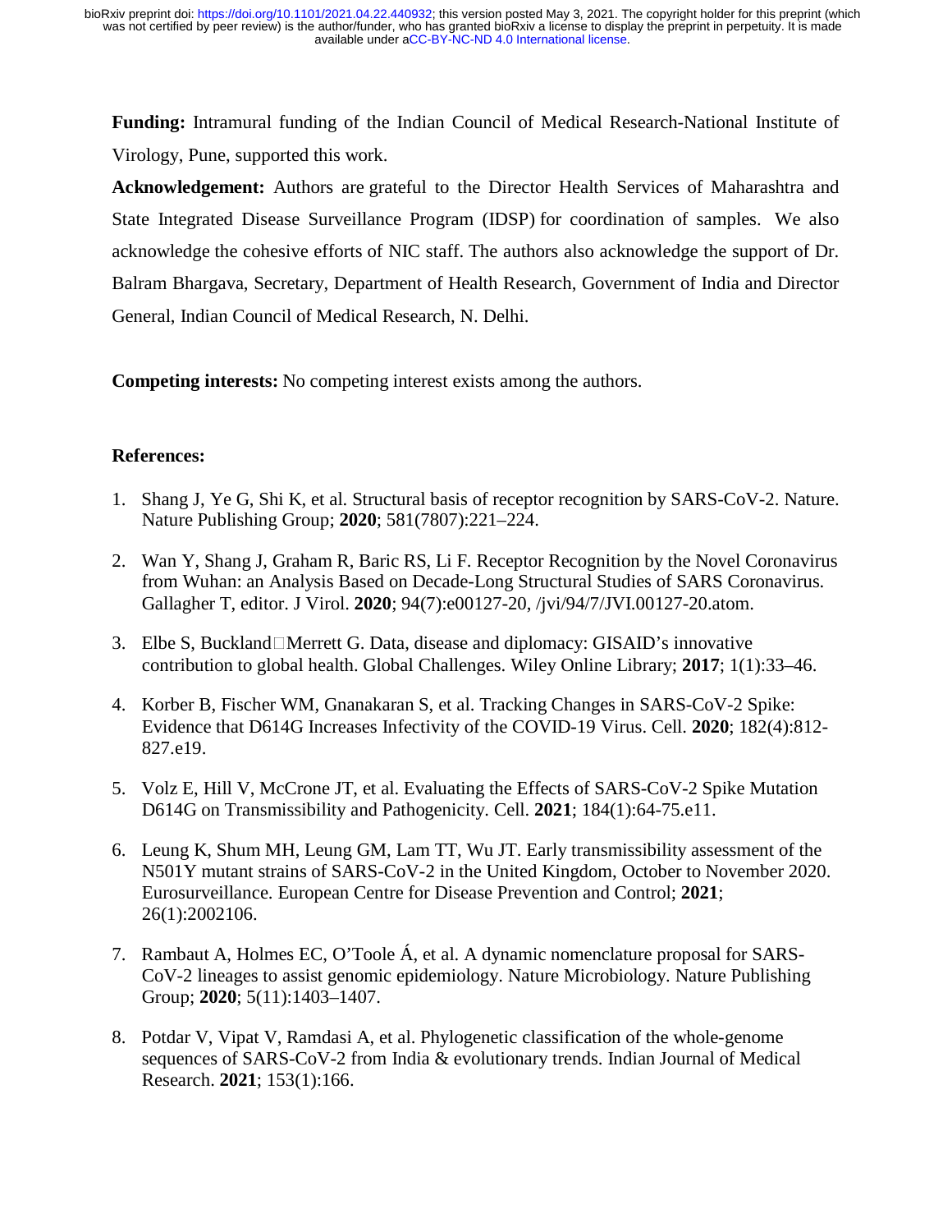**Funding:** Intramural funding of the Indian Council of Medical Research-National Institute of Virology, Pune, supported this work.

**Acknowledgement:** Authors are grateful to the Director Health Services of Maharashtra and State Integrated Disease Surveillance Program (IDSP) for coordination of samples. We also acknowledge the cohesive efforts of NIC staff. The authors also acknowledge the support of Dr. Balram Bhargava, Secretary, Department of Health Research, Government of India and Director General, Indian Council of Medical Research, N. Delhi.

**Competing interests:** No competing interest exists among the authors.

**References:**

1. Shang J, Ye G, Shi K, et al. Structural basis of receptor recognition by SARS-CoV-2. Nature. Nature Publishing Group; **2020**; 581(7807):221–224.
2. Wan Y, Shang J, Graham R, Baric RS, Li F. Receptor Recognition by the Novel Coronavirus from Wuhan: an Analysis Based on Decade-Long Structural Studies of SARS Coronavirus. Gallagher T, editor. J Virol. **2020**; 94(7):e00127-20, /jvi/94/7/JVI.00127-20.atom.
3. Elbe S, Buckland□Merrett G. Data, disease and diplomacy: GISAID's innovative contribution to global health. Global Challenges. Wiley Online Library; **2017**; 1(1):33–46.
4. Korber B, Fischer WM, Gnanakaran S, et al. Tracking Changes in SARS-CoV-2 Spike: Evidence that D614G Increases Infectivity of the COVID-19 Virus. Cell. **2020**; 182(4):812-827.e19.
5. Volz E, Hill V, McCrone JT, et al. Evaluating the Effects of SARS-CoV-2 Spike Mutation D614G on Transmissibility and Pathogenicity. Cell. **2021**; 184(1):64-75.e11.
6. Leung K, Shum MH, Leung GM, Lam TT, Wu JT. Early transmissibility assessment of the N501Y mutant strains of SARS-CoV-2 in the United Kingdom, October to November 2020. Eurosurveillance. European Centre for Disease Prevention and Control; **2021**; 26(1):2002106.
7. Rambaut A, Holmes EC, O'Toole Á, et al. A dynamic nomenclature proposal for SARS-CoV-2 lineages to assist genomic epidemiology. Nature Microbiology. Nature Publishing Group; **2020**; 5(11):1403–1407.
8. Potdar V, Vipat V, Ramdasi A, et al. Phylogenetic classification of the whole-genome sequences of SARS-CoV-2 from India & evolutionary trends. Indian Journal of Medical Research. **2021**; 153(1):166.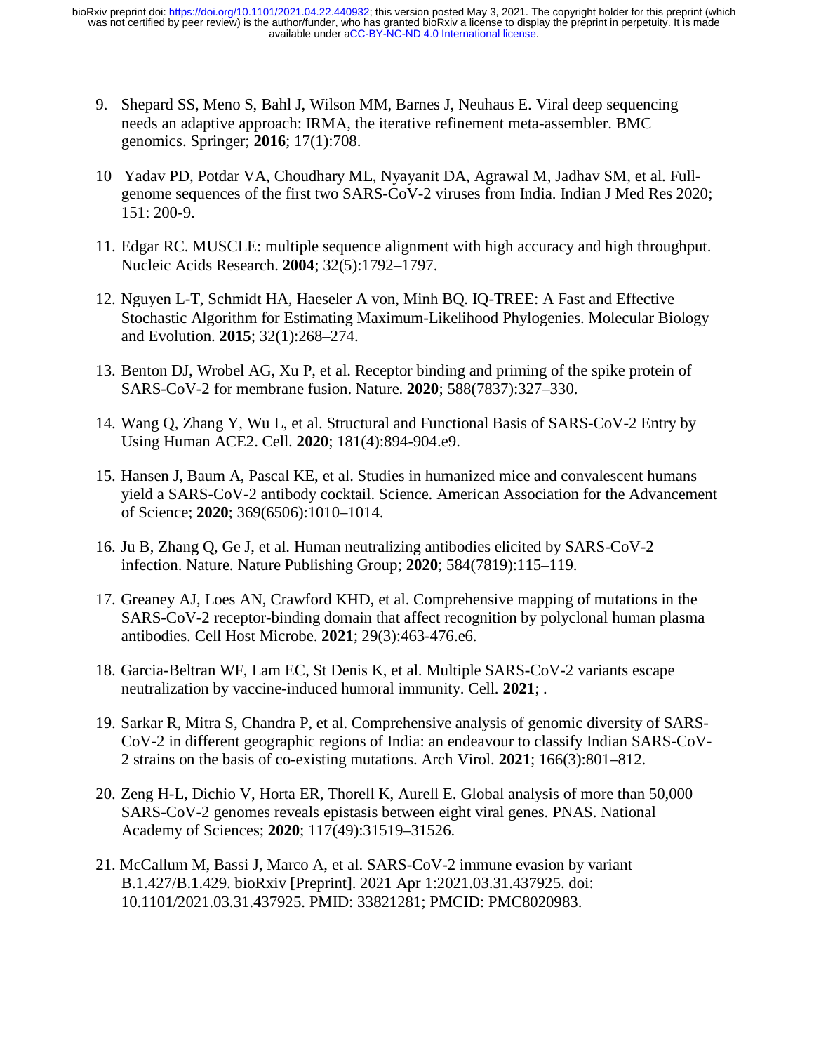9. Shepard SS, Meno S, Bahl J, Wilson MM, Barnes J, Neuhaus E. Viral deep sequencing needs an adaptive approach: IRMA, the iterative refinement meta-assembler. BMC genomics. Springer; **2016**; 17(1):708.

10 Yadav PD, Potdar VA, Choudhary ML, Nyayanit DA, Agrawal M, Jadhav SM, et al. Full-genome sequences of the first two SARS-CoV-2 viruses from India. Indian J Med Res 2020; 151: 200-9.

11. Edgar RC. MUSCLE: multiple sequence alignment with high accuracy and high throughput. Nucleic Acids Research. **2004**; 32(5):1792–1797.

12. Nguyen L-T, Schmidt HA, Haeseler A von, Minh BQ. IQ-TREE: A Fast and Effective Stochastic Algorithm for Estimating Maximum-Likelihood Phylogenies. Molecular Biology and Evolution. **2015**; 32(1):268–274.

13. Benton DJ, Wrobel AG, Xu P, et al. Receptor binding and priming of the spike protein of SARS-CoV-2 for membrane fusion. Nature. **2020**; 588(7837):327–330.

14. Wang Q, Zhang Y, Wu L, et al. Structural and Functional Basis of SARS-CoV-2 Entry by Using Human ACE2. Cell. **2020**; 181(4):894-904.e9.

15. Hansen J, Baum A, Pascal KE, et al. Studies in humanized mice and convalescent humans yield a SARS-CoV-2 antibody cocktail. Science. American Association for the Advancement of Science; **2020**; 369(6506):1010–1014.

16. Ju B, Zhang Q, Ge J, et al. Human neutralizing antibodies elicited by SARS-CoV-2 infection. Nature. Nature Publishing Group; **2020**; 584(7819):115–119.

17. Greaney AJ, Loes AN, Crawford KHD, et al. Comprehensive mapping of mutations in the SARS-CoV-2 receptor-binding domain that affect recognition by polyclonal human plasma antibodies. Cell Host Microbe. **2021**; 29(3):463-476.e6.

18. Garcia-Beltran WF, Lam EC, St Denis K, et al. Multiple SARS-CoV-2 variants escape neutralization by vaccine-induced humoral immunity. Cell. **2021**; .

19. Sarkar R, Mitra S, Chandra P, et al. Comprehensive analysis of genomic diversity of SARS-CoV-2 in different geographic regions of India: an endeavour to classify Indian SARS-CoV-2 strains on the basis of co-existing mutations. Arch Virol. **2021**; 166(3):801–812.

20. Zeng H-L, Dichio V, Horta ER, Thorell K, Aurell E. Global analysis of more than 50,000 SARS-CoV-2 genomes reveals epistasis between eight viral genes. PNAS. National Academy of Sciences; **2020**; 117(49):31519–31526.

21. McCallum M, Bassi J, Marco A, et al. SARS-CoV-2 immune evasion by variant B.1.427/B.1.429. bioRxiv [Preprint]. 2021 Apr 1:2021.03.31.437925. doi: 10.1101/2021.03.31.437925. PMID: 33821281; PMCID: PMC8020983.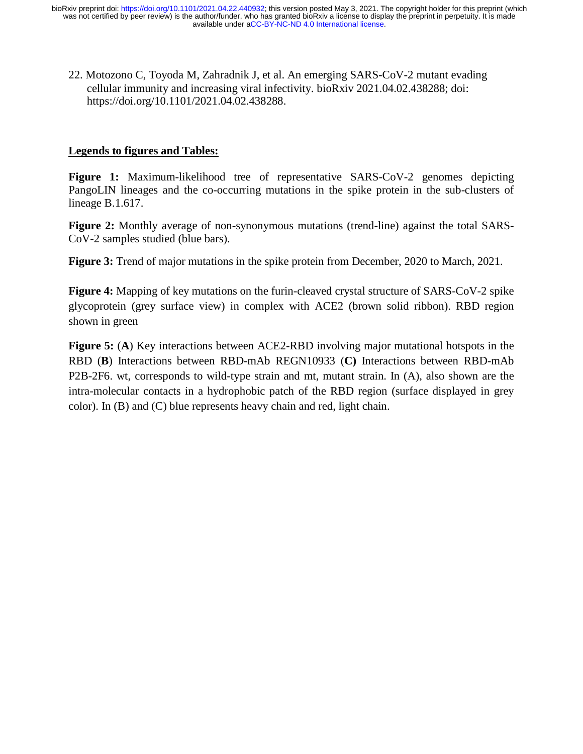22. Motozono C, Toyoda M, Zahradnik J, et al. An emerging SARS-CoV-2 mutant evading cellular immunity and increasing viral infectivity. bioRxiv 2021.04.02.438288; doi: https://doi.org/10.1101/2021.04.02.438288.

## Legends to figures and Tables:

**Figure 1:** Maximum-likelihood tree of representative SARS-CoV-2 genomes depicting PangoLIN lineages and the co-occurring mutations in the spike protein in the sub-clusters of lineage B.1.617.

**Figure 2:** Monthly average of non-synonymous mutations (trend-line) against the total SARS-CoV-2 samples studied (blue bars).

**Figure 3:** Trend of major mutations in the spike protein from December, 2020 to March, 2021.

**Figure 4:** Mapping of key mutations on the furin-cleaved crystal structure of SARS-CoV-2 spike glycoprotein (grey surface view) in complex with ACE2 (brown solid ribbon). RBD region shown in green

**Figure 5:** (**A**) Key interactions between ACE2-RBD involving major mutational hotspots in the RBD (**B**) Interactions between RBD-mAb REGN10933 (**C)** Interactions between RBD-mAb P2B-2F6. wt, corresponds to wild-type strain and mt, mutant strain. In (A), also shown are the intra-molecular contacts in a hydrophobic patch of the RBD region (surface displayed in grey color). In (B) and (C) blue represents heavy chain and red, light chain.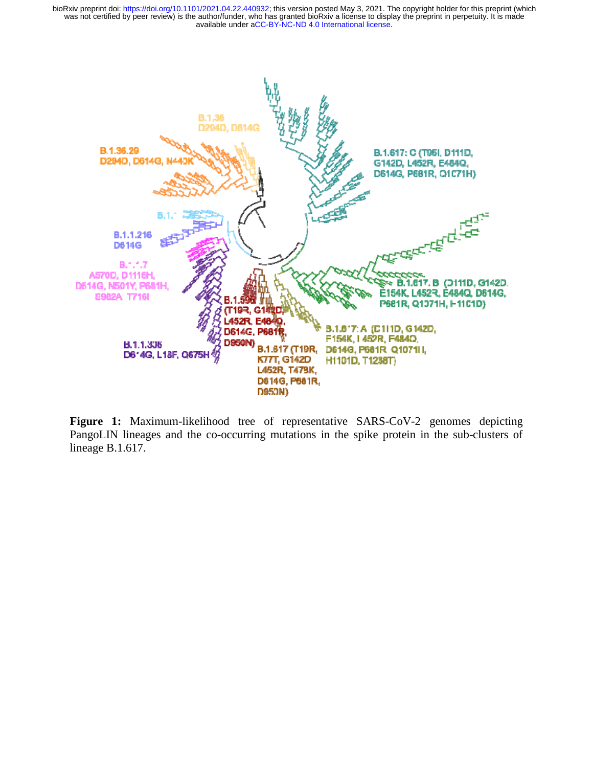**Figure 1:** Maximum-likelihood tree of representative SARS-CoV-2 genomes depicting PangoLIN lineages and the co-occurring mutations in the spike protein in the sub-clusters of lineage B.1.617.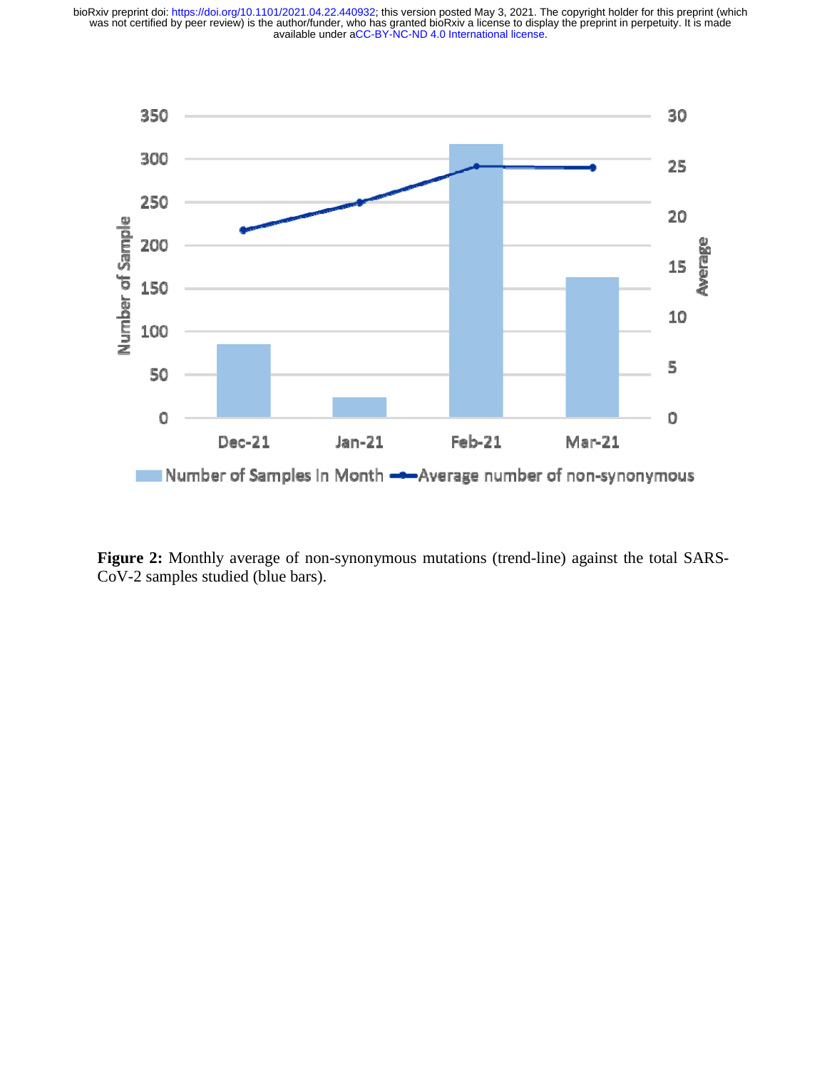**Figure 2:** Monthly average of non-synonymous mutations (trend-line) against the total SARS-CoV-2 samples studied (blue bars).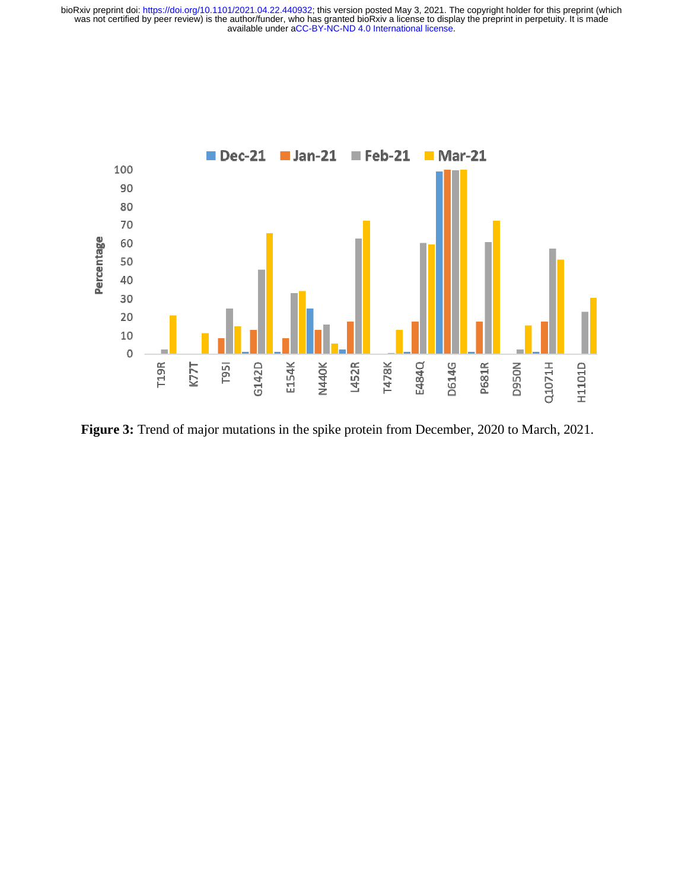**Figure 3:** Trend of major mutations in the spike protein from December, 2020 to March, 2021.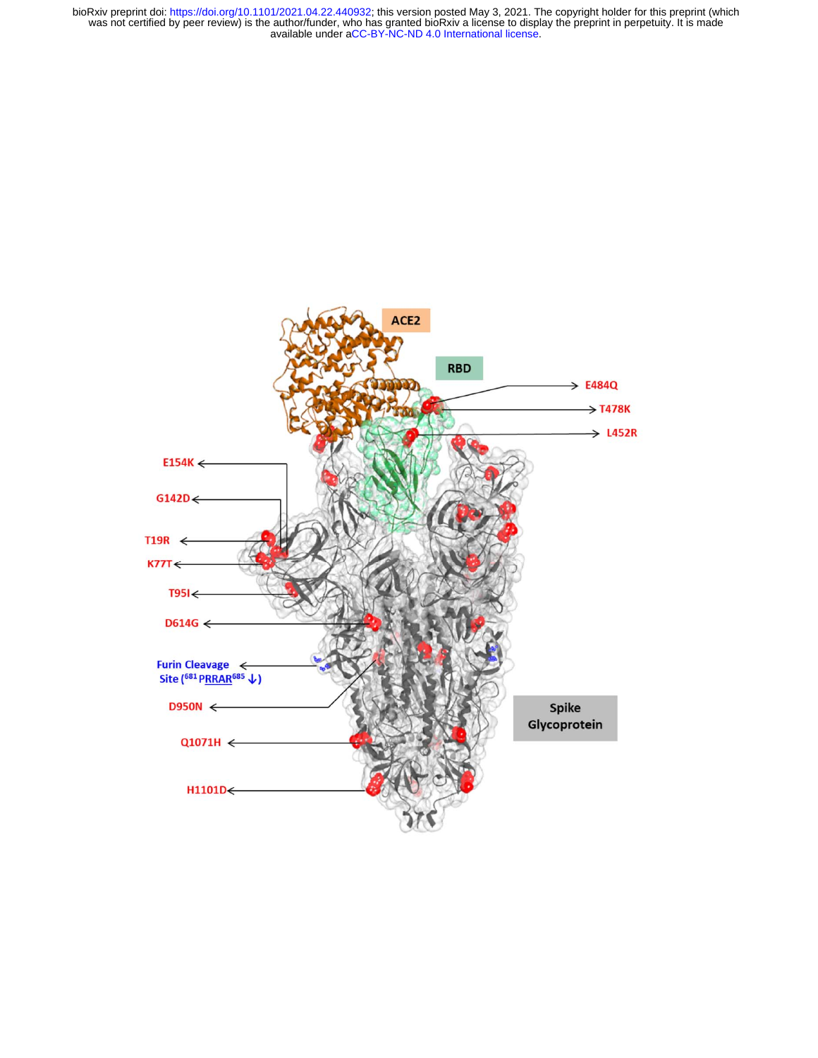ACE2

RBD

E484Q

T478K

L452R

E154K

G142D

T19R

K77T

T95I

D614G

Furin Cleavage Site ([681] PRRAR[685] ↓)

D950N

Q1071H

H1101D

Spike Glycoprotein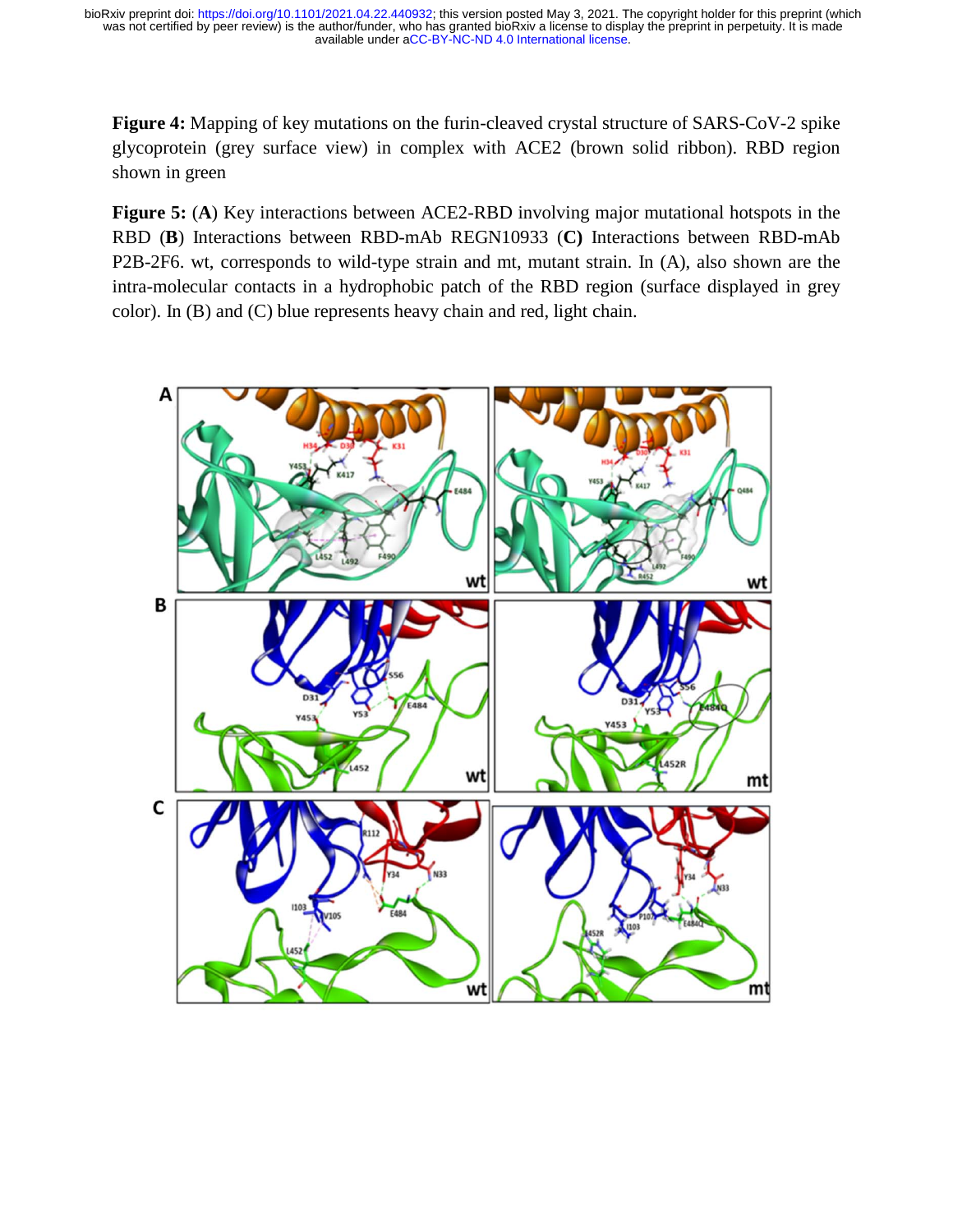**Figure 4:** Mapping of key mutations on the furin-cleaved crystal structure of SARS-CoV-2 spike glycoprotein (grey surface view) in complex with ACE2 (brown solid ribbon). RBD region shown in green

**Figure 5:** (**A**) Key interactions between ACE2-RBD involving major mutational hotspots in the RBD (**B**) Interactions between RBD-mAb REGN10933 (**C)** Interactions between RBD-mAb P2B-2F6. wt, corresponds to wild-type strain and mt, mutant strain. In (A), also shown are the intra-molecular contacts in a hydrophobic patch of the RBD region (surface displayed in grey color). In (B) and (C) blue represents heavy chain and red, light chain.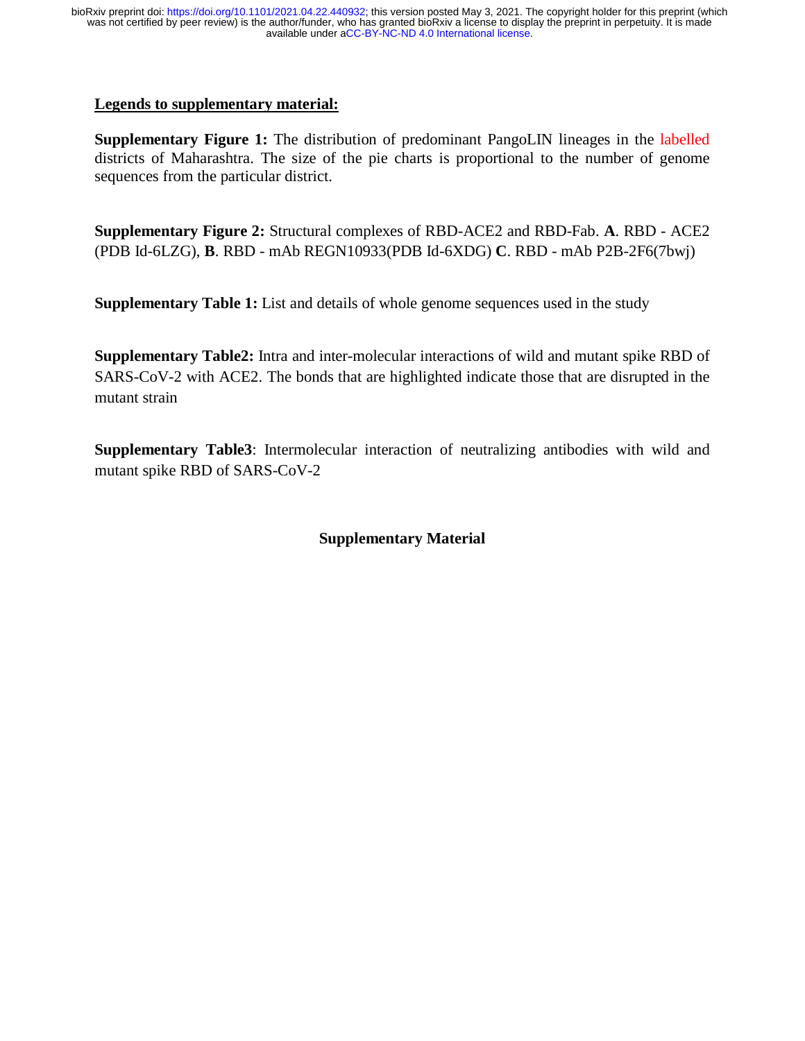**Legends to supplementary material:**

**Supplementary Figure 1:** The distribution of predominant PangoLIN lineages in the labelled districts of Maharashtra. The size of the pie charts is proportional to the number of genome sequences from the particular district.

**Supplementary Figure 2:** Structural complexes of RBD-ACE2 and RBD-Fab. **A**. RBD - ACE2 (PDB Id-6LZG), **B**. RBD - mAb REGN10933(PDB Id-6XDG) **C**. RBD - mAb P2B-2F6(7bwj)

**Supplementary Table 1:** List and details of whole genome sequences used in the study

**Supplementary Table2:** Intra and inter-molecular interactions of wild and mutant spike RBD of SARS-CoV-2 with ACE2. The bonds that are highlighted indicate those that are disrupted in the mutant strain

**Supplementary Table3**: Intermolecular interaction of neutralizing antibodies with wild and mutant spike RBD of SARS-CoV-2

**Supplementary Material**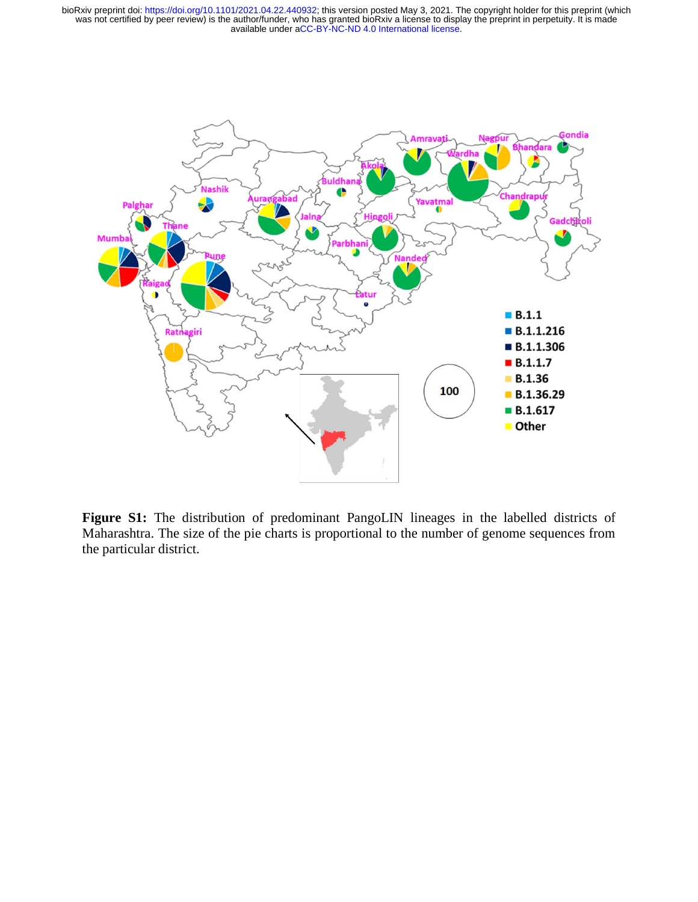**Figure S1:** The distribution of predominant PangoLIN lineages in the labelled districts of Maharashtra. The size of the pie charts is proportional to the number of genome sequences from the particular district.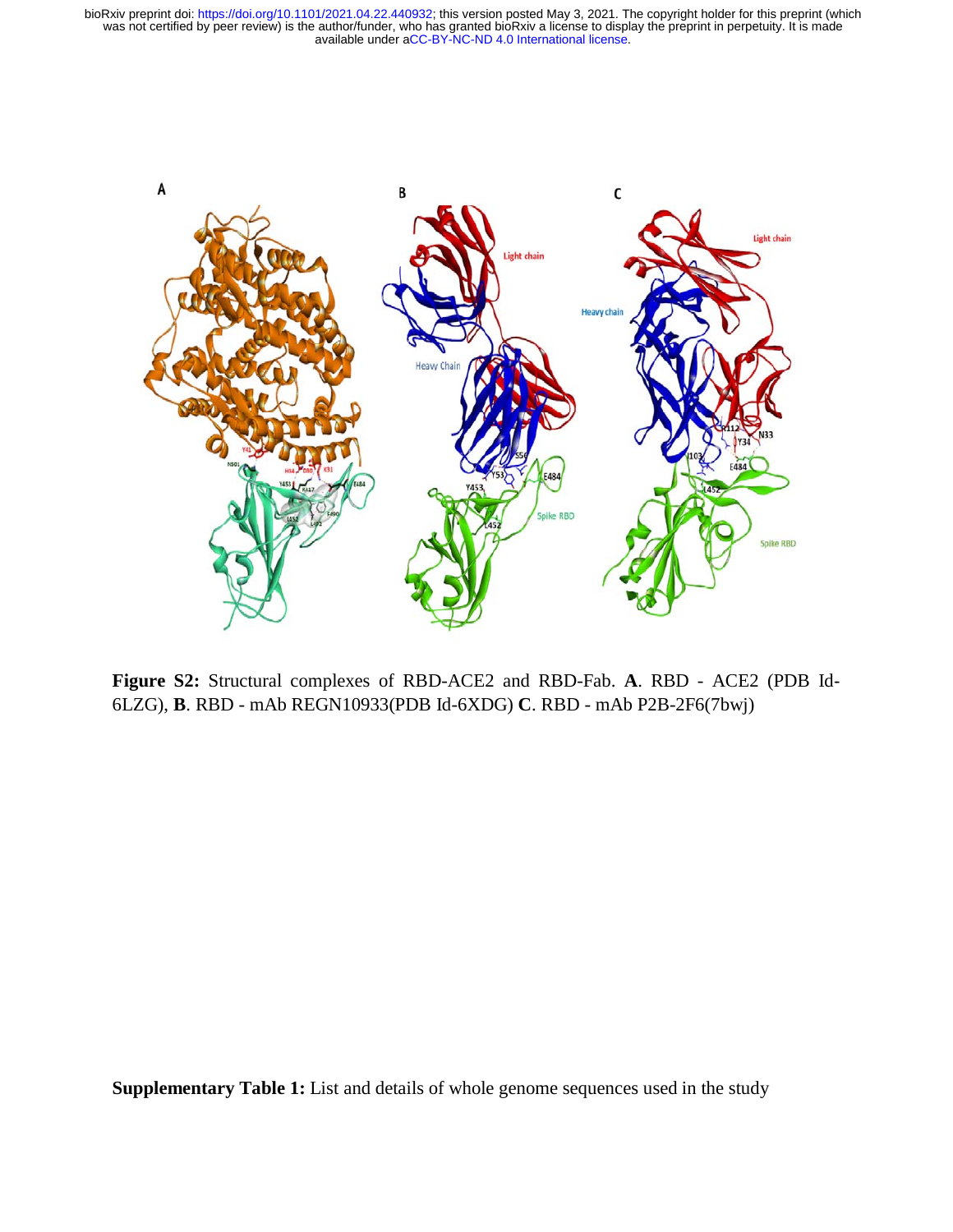**Figure S2:** Structural complexes of RBD-ACE2 and RBD-Fab. **A**. RBD - ACE2 (PDB Id-6LZG), **B**. RBD - mAb REGN10933(PDB Id-6XDG) **C**. RBD - mAb P2B-2F6(7bwj)

**Supplementary Table 1:** List and details of whole genome sequences used in the study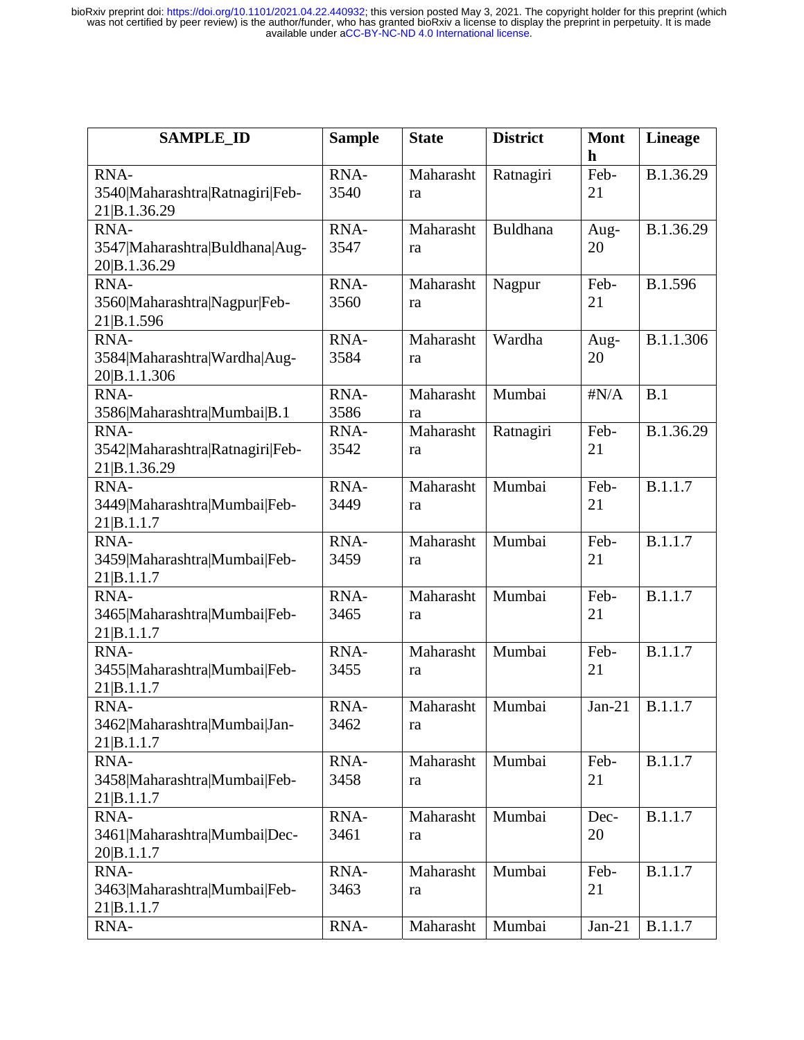| SAMPLE_ID | Sample | State | District | Month | Lineage |
|---|---|---|---|---|---|
| RNA-3540\|Maharashtra\|Ratnagiri\|Feb-21\|B.1.36.29 | RNA-3540 | Maharashtra | Ratnagiri | Feb-21 | B.1.36.29 |
| RNA-3547\|Maharashtra\|Buldhana\|Aug-20\|B.1.36.29 | RNA-3547 | Maharashtra | Buldhana | Aug-20 | B.1.36.29 |
| RNA-3560\|Maharashtra\|Nagpur\|Feb-21\|B.1.596 | RNA-3560 | Maharashtra | Nagpur | Feb-21 | B.1.596 |
| RNA-3584\|Maharashtra\|Wardha\|Aug-20\|B.1.1.306 | RNA-3584 | Maharashtra | Wardha | Aug-20 | B.1.1.306 |
| RNA-3586\|Maharashtra\|Mumbai\|B.1 | RNA-3586 | Maharashtra | Mumbai | #N/A | B.1 |
| RNA-3542\|Maharashtra\|Ratnagiri\|Feb-21\|B.1.36.29 | RNA-3542 | Maharashtra | Ratnagiri | Feb-21 | B.1.36.29 |
| RNA-3449\|Maharashtra\|Mumbai\|Feb-21\|B.1.1.7 | RNA-3449 | Maharashtra | Mumbai | Feb-21 | B.1.1.7 |
| RNA-3459\|Maharashtra\|Mumbai\|Feb-21\|B.1.1.7 | RNA-3459 | Maharashtra | Mumbai | Feb-21 | B.1.1.7 |
| RNA-3465\|Maharashtra\|Mumbai\|Feb-21\|B.1.1.7 | RNA-3465 | Maharashtra | Mumbai | Feb-21 | B.1.1.7 |
| RNA-3455\|Maharashtra\|Mumbai\|Feb-21\|B.1.1.7 | RNA-3455 | Maharashtra | Mumbai | Feb-21 | B.1.1.7 |
| RNA-3462\|Maharashtra\|Mumbai\|Jan-21\|B.1.1.7 | RNA-3462 | Maharashtra | Mumbai | Jan-21 | B.1.1.7 |
| RNA-3458\|Maharashtra\|Mumbai\|Feb-21\|B.1.1.7 | RNA-3458 | Maharashtra | Mumbai | Feb-21 | B.1.1.7 |
| RNA-3461\|Maharashtra\|Mumbai\|Dec-20\|B.1.1.7 | RNA-3461 | Maharashtra | Mumbai | Dec-20 | B.1.1.7 |
| RNA-3463\|Maharashtra\|Mumbai\|Feb-21\|B.1.1.7 | RNA-3463 | Maharashtra | Mumbai | Feb-21 | B.1.1.7 |
| RNA- | RNA- | Maharasht | Mumbai | Jan-21 | B.1.1.7 |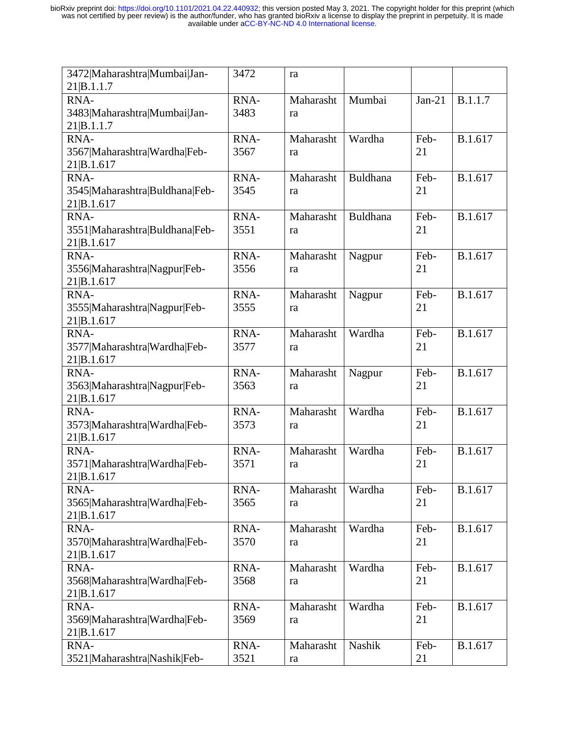| 3472\|Maharashtra\|Mumbai\|Jan-21\|B.1.1.7 | 3472 | ra | | | |
|---|---|---|---|---|---|
| RNA-3483\|Maharashtra\|Mumbai\|Jan-21\|B.1.1.7 | RNA-3483 | Maharashtra | Mumbai | Jan-21 | B.1.1.7 |
| RNA-3567\|Maharashtra\|Wardha\|Feb-21\|B.1.617 | RNA-3567 | Maharashtra | Wardha | Feb-21 | B.1.617 |
| RNA-3545\|Maharashtra\|Buldhana\|Feb-21\|B.1.617 | RNA-3545 | Maharashtra | Buldhana | Feb-21 | B.1.617 |
| RNA-3551\|Maharashtra\|Buldhana\|Feb-21\|B.1.617 | RNA-3551 | Maharashtra | Buldhana | Feb-21 | B.1.617 |
| RNA-3556\|Maharashtra\|Nagpur\|Feb-21\|B.1.617 | RNA-3556 | Maharashtra | Nagpur | Feb-21 | B.1.617 |
| RNA-3555\|Maharashtra\|Nagpur\|Feb-21\|B.1.617 | RNA-3555 | Maharashtra | Nagpur | Feb-21 | B.1.617 |
| RNA-3577\|Maharashtra\|Wardha\|Feb-21\|B.1.617 | RNA-3577 | Maharashtra | Wardha | Feb-21 | B.1.617 |
| RNA-3563\|Maharashtra\|Nagpur\|Feb-21\|B.1.617 | RNA-3563 | Maharashtra | Nagpur | Feb-21 | B.1.617 |
| RNA-3573\|Maharashtra\|Wardha\|Feb-21\|B.1.617 | RNA-3573 | Maharashtra | Wardha | Feb-21 | B.1.617 |
| RNA-3571\|Maharashtra\|Wardha\|Feb-21\|B.1.617 | RNA-3571 | Maharashtra | Wardha | Feb-21 | B.1.617 |
| RNA-3565\|Maharashtra\|Wardha\|Feb-21\|B.1.617 | RNA-3565 | Maharashtra | Wardha | Feb-21 | B.1.617 |
| RNA-3570\|Maharashtra\|Wardha\|Feb-21\|B.1.617 | RNA-3570 | Maharashtra | Wardha | Feb-21 | B.1.617 |
| RNA-3568\|Maharashtra\|Wardha\|Feb-21\|B.1.617 | RNA-3568 | Maharashtra | Wardha | Feb-21 | B.1.617 |
| RNA-3569\|Maharashtra\|Wardha\|Feb-21\|B.1.617 | RNA-3569 | Maharashtra | Wardha | Feb-21 | B.1.617 |
| RNA-3521\|Maharashtra\|Nashik\|Feb- | RNA-3521 | Maharashtra | Nashik | Feb-21 | B.1.617 |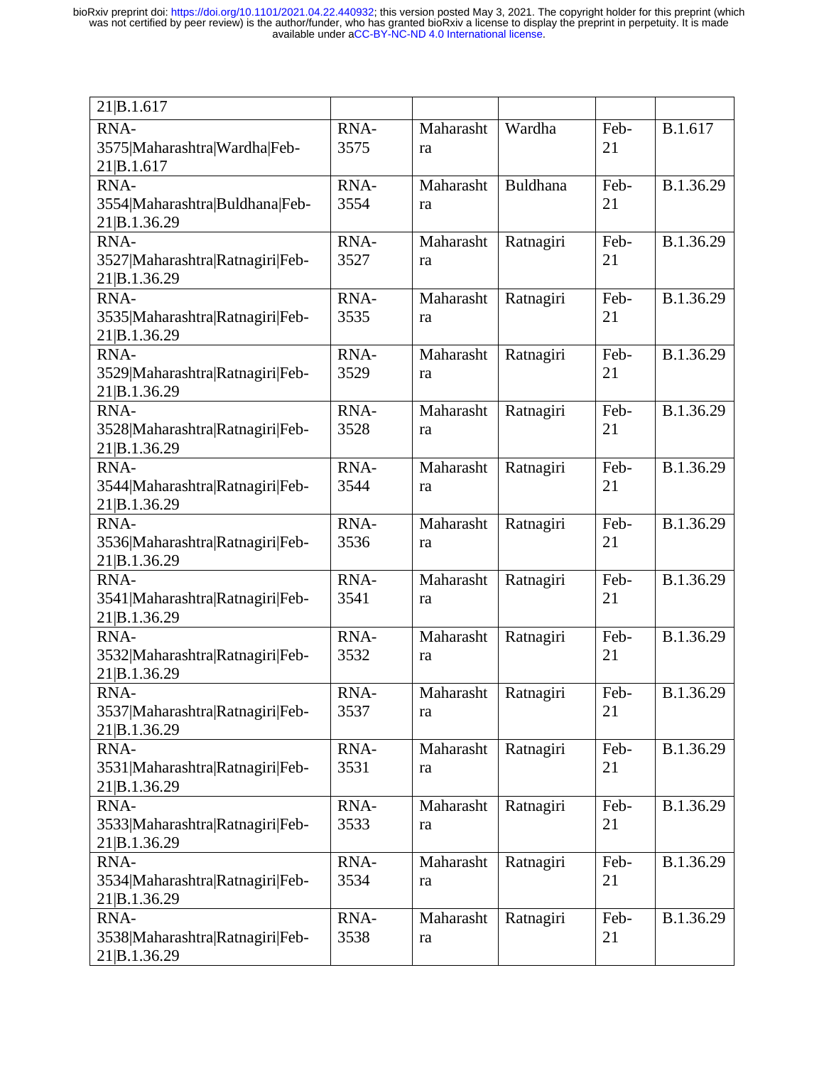| | | | | | |
|---|---|---|---|---|---|
| 21\|B.1.617 | | | | | |
| RNA-3575\|Maharashtra\|Wardha\|Feb-21\|B.1.617 | RNA-3575 | Maharashtra | Wardha | Feb-21 | B.1.617 |
| RNA-3554\|Maharashtra\|Buldhana\|Feb-21\|B.1.36.29 | RNA-3554 | Maharashtra | Buldhana | Feb-21 | B.1.36.29 |
| RNA-3527\|Maharashtra\|Ratnagiri\|Feb-21\|B.1.36.29 | RNA-3527 | Maharashtra | Ratnagiri | Feb-21 | B.1.36.29 |
| RNA-3535\|Maharashtra\|Ratnagiri\|Feb-21\|B.1.36.29 | RNA-3535 | Maharashtra | Ratnagiri | Feb-21 | B.1.36.29 |
| RNA-3529\|Maharashtra\|Ratnagiri\|Feb-21\|B.1.36.29 | RNA-3529 | Maharashtra | Ratnagiri | Feb-21 | B.1.36.29 |
| RNA-3528\|Maharashtra\|Ratnagiri\|Feb-21\|B.1.36.29 | RNA-3528 | Maharashtra | Ratnagiri | Feb-21 | B.1.36.29 |
| RNA-3544\|Maharashtra\|Ratnagiri\|Feb-21\|B.1.36.29 | RNA-3544 | Maharashtra | Ratnagiri | Feb-21 | B.1.36.29 |
| RNA-3536\|Maharashtra\|Ratnagiri\|Feb-21\|B.1.36.29 | RNA-3536 | Maharashtra | Ratnagiri | Feb-21 | B.1.36.29 |
| RNA-3541\|Maharashtra\|Ratnagiri\|Feb-21\|B.1.36.29 | RNA-3541 | Maharashtra | Ratnagiri | Feb-21 | B.1.36.29 |
| RNA-3532\|Maharashtra\|Ratnagiri\|Feb-21\|B.1.36.29 | RNA-3532 | Maharashtra | Ratnagiri | Feb-21 | B.1.36.29 |
| RNA-3537\|Maharashtra\|Ratnagiri\|Feb-21\|B.1.36.29 | RNA-3537 | Maharashtra | Ratnagiri | Feb-21 | B.1.36.29 |
| RNA-3531\|Maharashtra\|Ratnagiri\|Feb-21\|B.1.36.29 | RNA-3531 | Maharashtra | Ratnagiri | Feb-21 | B.1.36.29 |
| RNA-3533\|Maharashtra\|Ratnagiri\|Feb-21\|B.1.36.29 | RNA-3533 | Maharashtra | Ratnagiri | Feb-21 | B.1.36.29 |
| RNA-3534\|Maharashtra\|Ratnagiri\|Feb-21\|B.1.36.29 | RNA-3534 | Maharashtra | Ratnagiri | Feb-21 | B.1.36.29 |
| RNA-3538\|Maharashtra\|Ratnagiri\|Feb-21\|B.1.36.29 | RNA-3538 | Maharashtra | Ratnagiri | Feb-21 | B.1.36.29 |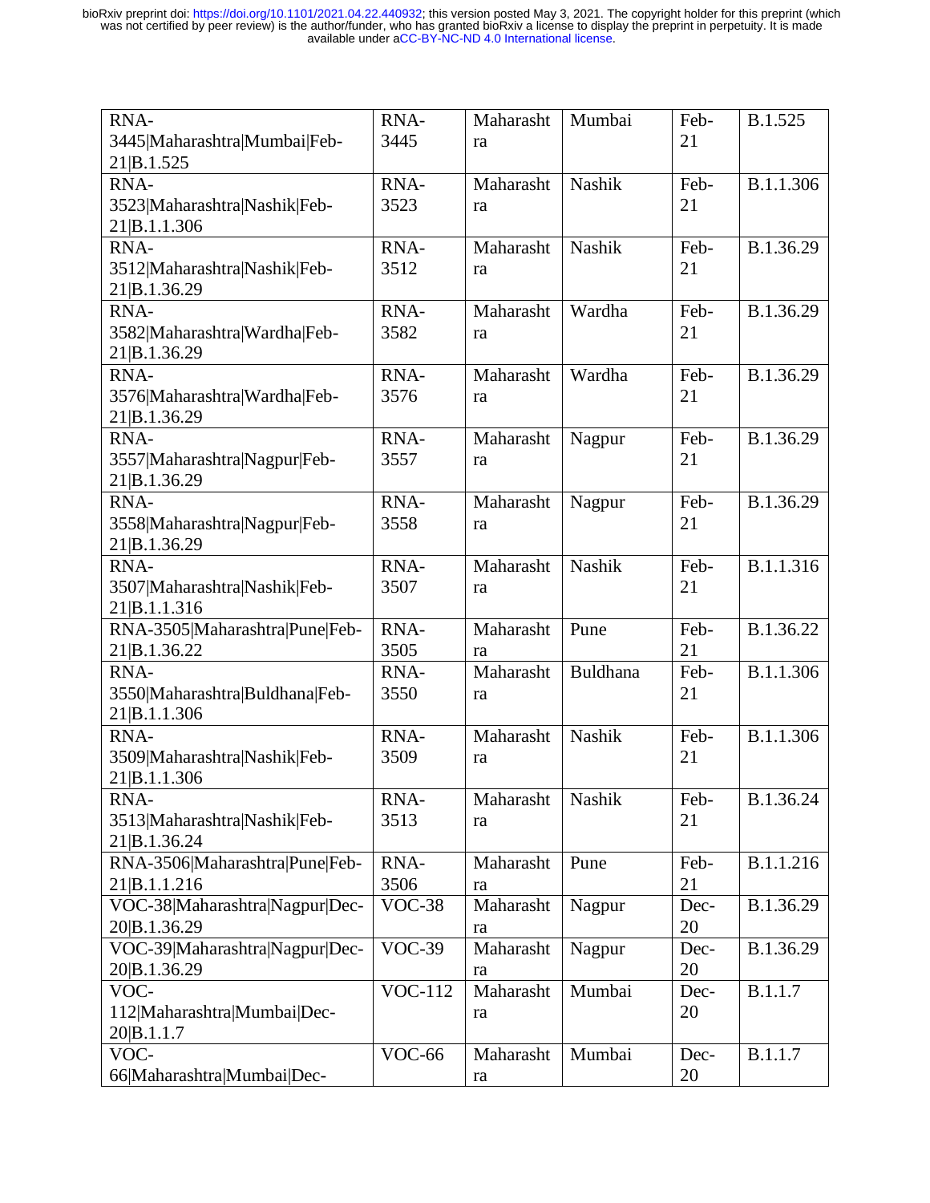| RNA-3445\|Maharashtra\|Mumbai\|Feb-21\|B.1.525 | RNA-3445 | Maharashtra | Mumbai | Feb-21 | B.1.525 |
|---|---|---|---|---|---|
| RNA-3523\|Maharashtra\|Nashik\|Feb-21\|B.1.1.306 | RNA-3523 | Maharashtra | Nashik | Feb-21 | B.1.1.306 |
| RNA-3512\|Maharashtra\|Nashik\|Feb-21\|B.1.36.29 | RNA-3512 | Maharashtra | Nashik | Feb-21 | B.1.36.29 |
| RNA-3582\|Maharashtra\|Wardha\|Feb-21\|B.1.36.29 | RNA-3582 | Maharashtra | Wardha | Feb-21 | B.1.36.29 |
| RNA-3576\|Maharashtra\|Wardha\|Feb-21\|B.1.36.29 | RNA-3576 | Maharashtra | Wardha | Feb-21 | B.1.36.29 |
| RNA-3557\|Maharashtra\|Nagpur\|Feb-21\|B.1.36.29 | RNA-3557 | Maharashtra | Nagpur | Feb-21 | B.1.36.29 |
| RNA-3558\|Maharashtra\|Nagpur\|Feb-21\|B.1.36.29 | RNA-3558 | Maharashtra | Nagpur | Feb-21 | B.1.36.29 |
| RNA-3507\|Maharashtra\|Nashik\|Feb-21\|B.1.1.316 | RNA-3507 | Maharashtra | Nashik | Feb-21 | B.1.1.316 |
| RNA-3505\|Maharashtra\|Pune\|Feb-21\|B.1.36.22 | RNA-3505 | Maharashtra | Pune | Feb-21 | B.1.36.22 |
| RNA-3550\|Maharashtra\|Buldhana\|Feb-21\|B.1.1.306 | RNA-3550 | Maharashtra | Buldhana | Feb-21 | B.1.1.306 |
| RNA-3509\|Maharashtra\|Nashik\|Feb-21\|B.1.1.306 | RNA-3509 | Maharashtra | Nashik | Feb-21 | B.1.1.306 |
| RNA-3513\|Maharashtra\|Nashik\|Feb-21\|B.1.36.24 | RNA-3513 | Maharashtra | Nashik | Feb-21 | B.1.36.24 |
| RNA-3506\|Maharashtra\|Pune\|Feb-21\|B.1.1.216 | RNA-3506 | Maharashtra | Pune | Feb-21 | B.1.1.216 |
| VOC-38\|Maharashtra\|Nagpur\|Dec-20\|B.1.36.29 | VOC-38 | Maharashtra | Nagpur | Dec-20 | B.1.36.29 |
| VOC-39\|Maharashtra\|Nagpur\|Dec-20\|B.1.36.29 | VOC-39 | Maharashtra | Nagpur | Dec-20 | B.1.36.29 |
| VOC-112\|Maharashtra\|Mumbai\|Dec-20\|B.1.1.7 | VOC-112 | Maharashtra | Mumbai | Dec-20 | B.1.1.7 |
| VOC-66\|Maharashtra\|Mumbai\|Dec- | VOC-66 | Maharashtra | Mumbai | Dec-20 | B.1.1.7 |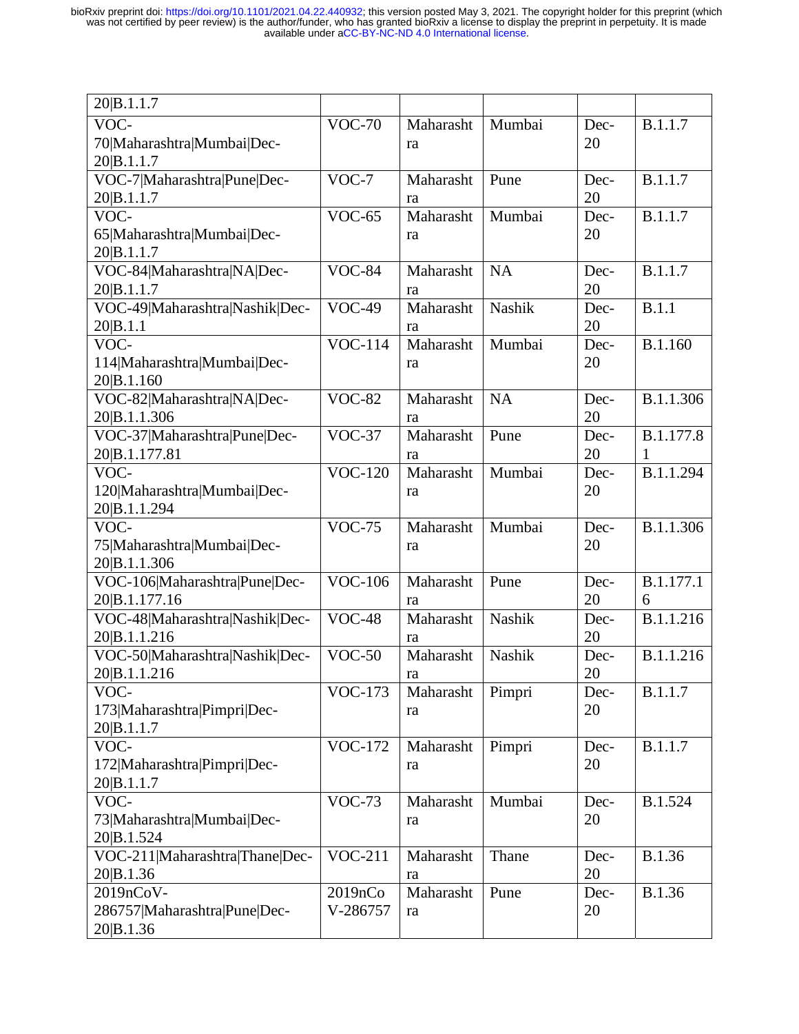| 20\|B.1.1.7 | | | | | |
|---|---|---|---|---|---|
| VOC-70\|Maharashtra\|Mumbai\|Dec-20\|B.1.1.7 | VOC-70 | Maharashtra | Mumbai | Dec-20 | B.1.1.7 |
| VOC-7\|Maharashtra\|Pune\|Dec-20\|B.1.1.7 | VOC-7 | Maharashtra | Pune | Dec-20 | B.1.1.7 |
| VOC-65\|Maharashtra\|Mumbai\|Dec-20\|B.1.1.7 | VOC-65 | Maharashtra | Mumbai | Dec-20 | B.1.1.7 |
| VOC-84\|Maharashtra\|NA\|Dec-20\|B.1.1.7 | VOC-84 | Maharashtra | NA | Dec-20 | B.1.1.7 |
| VOC-49\|Maharashtra\|Nashik\|Dec-20\|B.1.1 | VOC-49 | Maharashtra | Nashik | Dec-20 | B.1.1 |
| VOC-114\|Maharashtra\|Mumbai\|Dec-20\|B.1.160 | VOC-114 | Maharashtra | Mumbai | Dec-20 | B.1.160 |
| VOC-82\|Maharashtra\|NA\|Dec-20\|B.1.1.306 | VOC-82 | Maharashtra | NA | Dec-20 | B.1.1.306 |
| VOC-37\|Maharashtra\|Pune\|Dec-20\|B.1.177.81 | VOC-37 | Maharashtra | Pune | Dec-20 | B.1.177.81 |
| VOC-120\|Maharashtra\|Mumbai\|Dec-20\|B.1.1.294 | VOC-120 | Maharashtra | Mumbai | Dec-20 | B.1.1.294 |
| VOC-75\|Maharashtra\|Mumbai\|Dec-20\|B.1.1.306 | VOC-75 | Maharashtra | Mumbai | Dec-20 | B.1.1.306 |
| VOC-106\|Maharashtra\|Pune\|Dec-20\|B.1.177.16 | VOC-106 | Maharashtra | Pune | Dec-20 | B.1.177.16 |
| VOC-48\|Maharashtra\|Nashik\|Dec-20\|B.1.1.216 | VOC-48 | Maharashtra | Nashik | Dec-20 | B.1.1.216 |
| VOC-50\|Maharashtra\|Nashik\|Dec-20\|B.1.1.216 | VOC-50 | Maharashtra | Nashik | Dec-20 | B.1.1.216 |
| VOC-173\|Maharashtra\|Pimpri\|Dec-20\|B.1.1.7 | VOC-173 | Maharashtra | Pimpri | Dec-20 | B.1.1.7 |
| VOC-172\|Maharashtra\|Pimpri\|Dec-20\|B.1.1.7 | VOC-172 | Maharashtra | Pimpri | Dec-20 | B.1.1.7 |
| VOC-73\|Maharashtra\|Mumbai\|Dec-20\|B.1.524 | VOC-73 | Maharashtra | Mumbai | Dec-20 | B.1.524 |
| VOC-211\|Maharashtra\|Thane\|Dec-20\|B.1.36 | VOC-211 | Maharashtra | Thane | Dec-20 | B.1.36 |
| 2019nCoV-286757\|Maharashtra\|Pune\|Dec-20\|B.1.36 | 2019nCoV-286757 | Maharashtra | Pune | Dec-20 | B.1.36 |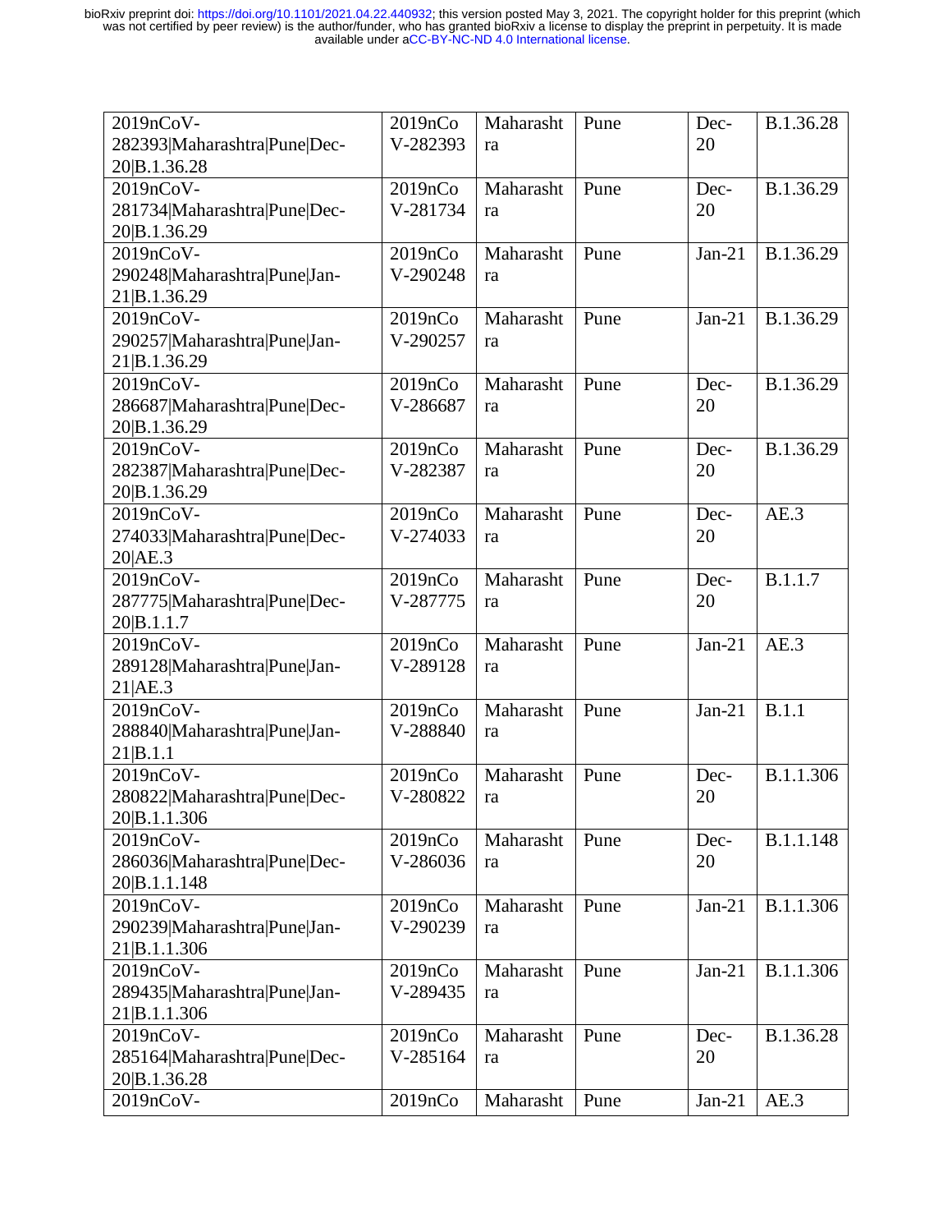| 2019nCoV-282393\|Maharashtra\|Pune\|Dec-20\|B.1.36.28 | 2019nCoV-282393 | Maharashtra | Pune | Dec-20 | B.1.36.28 |
|---|---|---|---|---|---|
| 2019nCoV-281734\|Maharashtra\|Pune\|Dec-20\|B.1.36.29 | 2019nCoV-281734 | Maharashtra | Pune | Dec-20 | B.1.36.29 |
| 2019nCoV-290248\|Maharashtra\|Pune\|Jan-21\|B.1.36.29 | 2019nCoV-290248 | Maharashtra | Pune | Jan-21 | B.1.36.29 |
| 2019nCoV-290257\|Maharashtra\|Pune\|Jan-21\|B.1.36.29 | 2019nCoV-290257 | Maharashtra | Pune | Jan-21 | B.1.36.29 |
| 2019nCoV-286687\|Maharashtra\|Pune\|Dec-20\|B.1.36.29 | 2019nCoV-286687 | Maharashtra | Pune | Dec-20 | B.1.36.29 |
| 2019nCoV-282387\|Maharashtra\|Pune\|Dec-20\|B.1.36.29 | 2019nCoV-282387 | Maharashtra | Pune | Dec-20 | B.1.36.29 |
| 2019nCoV-274033\|Maharashtra\|Pune\|Dec-20\|AE.3 | 2019nCoV-274033 | Maharashtra | Pune | Dec-20 | AE.3 |
| 2019nCoV-287775\|Maharashtra\|Pune\|Dec-20\|B.1.1.7 | 2019nCoV-287775 | Maharashtra | Pune | Dec-20 | B.1.1.7 |
| 2019nCoV-289128\|Maharashtra\|Pune\|Jan-21\|AE.3 | 2019nCoV-289128 | Maharashtra | Pune | Jan-21 | AE.3 |
| 2019nCoV-288840\|Maharashtra\|Pune\|Jan-21\|B.1.1 | 2019nCoV-288840 | Maharashtra | Pune | Jan-21 | B.1.1 |
| 2019nCoV-280822\|Maharashtra\|Pune\|Dec-20\|B.1.1.306 | 2019nCoV-280822 | Maharashtra | Pune | Dec-20 | B.1.1.306 |
| 2019nCoV-286036\|Maharashtra\|Pune\|Dec-20\|B.1.1.148 | 2019nCoV-286036 | Maharashtra | Pune | Dec-20 | B.1.1.148 |
| 2019nCoV-290239\|Maharashtra\|Pune\|Jan-21\|B.1.1.306 | 2019nCoV-290239 | Maharashtra | Pune | Jan-21 | B.1.1.306 |
| 2019nCoV-289435\|Maharashtra\|Pune\|Jan-21\|B.1.1.306 | 2019nCoV-289435 | Maharashtra | Pune | Jan-21 | B.1.1.306 |
| 2019nCoV-285164\|Maharashtra\|Pune\|Dec-20\|B.1.36.28 | 2019nCoV-285164 | Maharashtra | Pune | Dec-20 | B.1.36.28 |
| 2019nCoV- | 2019nCo | Maharasht | Pune | Jan-21 | AE.3 |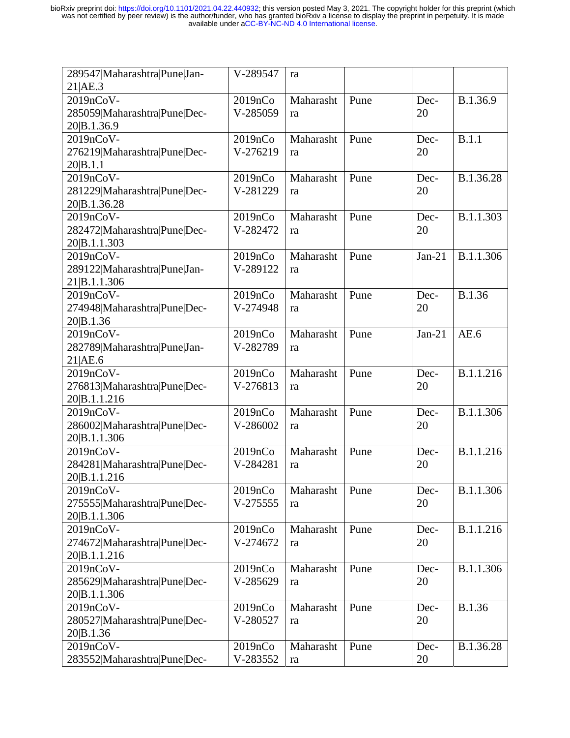| | | | | | |
|---|---|---|---|---|---|
| 289547\|Maharashtra\|Pune\|Jan-21\|AE.3 | V-289547 | ra | | | |
| 2019nCoV-285059\|Maharashtra\|Pune\|Dec-20\|B.1.36.9 | 2019nCoV-285059 | Maharashtra | Pune | Dec-20 | B.1.36.9 |
| 2019nCoV-276219\|Maharashtra\|Pune\|Dec-20\|B.1.1 | 2019nCoV-276219 | Maharashtra | Pune | Dec-20 | B.1.1 |
| 2019nCoV-281229\|Maharashtra\|Pune\|Dec-20\|B.1.36.28 | 2019nCoV-281229 | Maharashtra | Pune | Dec-20 | B.1.36.28 |
| 2019nCoV-282472\|Maharashtra\|Pune\|Dec-20\|B.1.1.303 | 2019nCoV-282472 | Maharashtra | Pune | Dec-20 | B.1.1.303 |
| 2019nCoV-289122\|Maharashtra\|Pune\|Jan-21\|B.1.1.306 | 2019nCoV-289122 | Maharashtra | Pune | Jan-21 | B.1.1.306 |
| 2019nCoV-274948\|Maharashtra\|Pune\|Dec-20\|B.1.36 | 2019nCoV-274948 | Maharashtra | Pune | Dec-20 | B.1.36 |
| 2019nCoV-282789\|Maharashtra\|Pune\|Jan-21\|AE.6 | 2019nCoV-282789 | Maharashtra | Pune | Jan-21 | AE.6 |
| 2019nCoV-276813\|Maharashtra\|Pune\|Dec-20\|B.1.1.216 | 2019nCoV-276813 | Maharashtra | Pune | Dec-20 | B.1.1.216 |
| 2019nCoV-286002\|Maharashtra\|Pune\|Dec-20\|B.1.1.306 | 2019nCoV-286002 | Maharashtra | Pune | Dec-20 | B.1.1.306 |
| 2019nCoV-284281\|Maharashtra\|Pune\|Dec-20\|B.1.1.216 | 2019nCoV-284281 | Maharashtra | Pune | Dec-20 | B.1.1.216 |
| 2019nCoV-275555\|Maharashtra\|Pune\|Dec-20\|B.1.1.306 | 2019nCoV-275555 | Maharashtra | Pune | Dec-20 | B.1.1.306 |
| 2019nCoV-274672\|Maharashtra\|Pune\|Dec-20\|B.1.1.216 | 2019nCoV-274672 | Maharashtra | Pune | Dec-20 | B.1.1.216 |
| 2019nCoV-285629\|Maharashtra\|Pune\|Dec-20\|B.1.1.306 | 2019nCoV-285629 | Maharashtra | Pune | Dec-20 | B.1.1.306 |
| 2019nCoV-280527\|Maharashtra\|Pune\|Dec-20\|B.1.36 | 2019nCoV-280527 | Maharashtra | Pune | Dec-20 | B.1.36 |
| 2019nCoV-283552\|Maharashtra\|Pune\|Dec- | 2019nCoV-283552 | Maharashtra | Pune | Dec-20 | B.1.36.28 |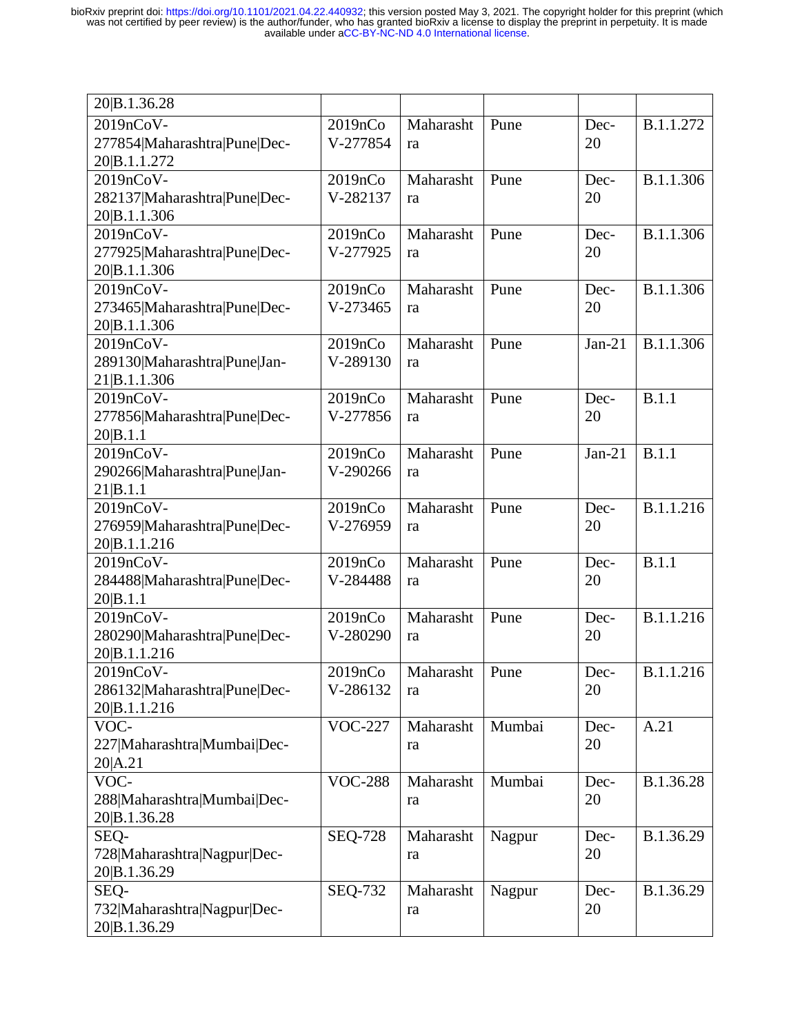| 20\|B.1.36.28 | | | | | |
|---|---|---|---|---|---|
| 2019nCoV-277854\|Maharashtra\|Pune\|Dec-20\|B.1.1.272 | 2019nCoV-277854 | Maharashtra | Pune | Dec-20 | B.1.1.272 |
| 2019nCoV-282137\|Maharashtra\|Pune\|Dec-20\|B.1.1.306 | 2019nCoV-282137 | Maharashtra | Pune | Dec-20 | B.1.1.306 |
| 2019nCoV-277925\|Maharashtra\|Pune\|Dec-20\|B.1.1.306 | 2019nCoV-277925 | Maharashtra | Pune | Dec-20 | B.1.1.306 |
| 2019nCoV-273465\|Maharashtra\|Pune\|Dec-20\|B.1.1.306 | 2019nCoV-273465 | Maharashtra | Pune | Dec-20 | B.1.1.306 |
| 2019nCoV-289130\|Maharashtra\|Pune\|Jan-21\|B.1.1.306 | 2019nCoV-289130 | Maharashtra | Pune | Jan-21 | B.1.1.306 |
| 2019nCoV-277856\|Maharashtra\|Pune\|Dec-20\|B.1.1 | 2019nCoV-277856 | Maharashtra | Pune | Dec-20 | B.1.1 |
| 2019nCoV-290266\|Maharashtra\|Pune\|Jan-21\|B.1.1 | 2019nCoV-290266 | Maharashtra | Pune | Jan-21 | B.1.1 |
| 2019nCoV-276959\|Maharashtra\|Pune\|Dec-20\|B.1.1.216 | 2019nCoV-276959 | Maharashtra | Pune | Dec-20 | B.1.1.216 |
| 2019nCoV-284488\|Maharashtra\|Pune\|Dec-20\|B.1.1 | 2019nCoV-284488 | Maharashtra | Pune | Dec-20 | B.1.1 |
| 2019nCoV-280290\|Maharashtra\|Pune\|Dec-20\|B.1.1.216 | 2019nCoV-280290 | Maharashtra | Pune | Dec-20 | B.1.1.216 |
| 2019nCoV-286132\|Maharashtra\|Pune\|Dec-20\|B.1.1.216 | 2019nCoV-286132 | Maharashtra | Pune | Dec-20 | B.1.1.216 |
| VOC-227\|Maharashtra\|Mumbai\|Dec-20\|A.21 | VOC-227 | Maharashtra | Mumbai | Dec-20 | A.21 |
| VOC-288\|Maharashtra\|Mumbai\|Dec-20\|B.1.36.28 | VOC-288 | Maharashtra | Mumbai | Dec-20 | B.1.36.28 |
| SEQ-728\|Maharashtra\|Nagpur\|Dec-20\|B.1.36.29 | SEQ-728 | Maharashtra | Nagpur | Dec-20 | B.1.36.29 |
| SEQ-732\|Maharashtra\|Nagpur\|Dec-20\|B.1.36.29 | SEQ-732 | Maharashtra | Nagpur | Dec-20 | B.1.36.29 |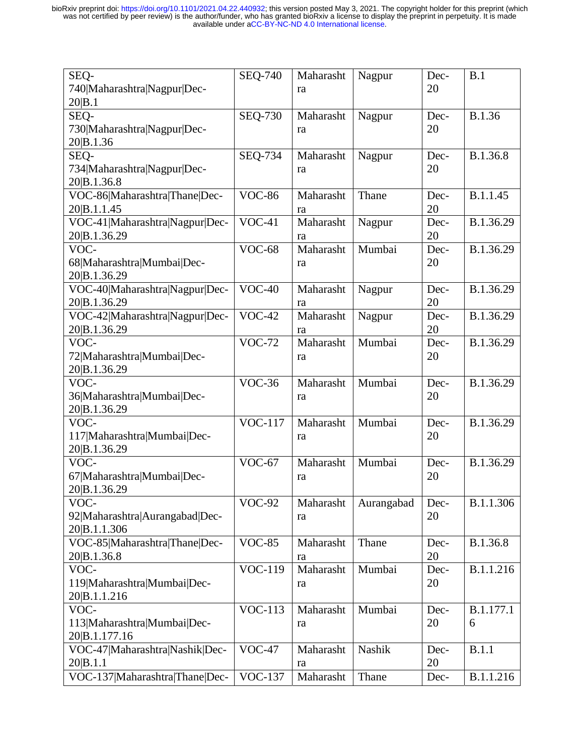| SEQ-740\|Maharashtra\|Nagpur\|Dec-20\|B.1 | SEQ-740 | Maharashtra | Nagpur | Dec-20 | B.1 |
|---|---|---|---|---|---|
| SEQ-730\|Maharashtra\|Nagpur\|Dec-20\|B.1.36 | SEQ-730 | Maharashtra | Nagpur | Dec-20 | B.1.36 |
| SEQ-734\|Maharashtra\|Nagpur\|Dec-20\|B.1.36.8 | SEQ-734 | Maharashtra | Nagpur | Dec-20 | B.1.36.8 |
| VOC-86\|Maharashtra\|Thane\|Dec-20\|B.1.1.45 | VOC-86 | Maharashtra | Thane | Dec-20 | B.1.1.45 |
| VOC-41\|Maharashtra\|Nagpur\|Dec-20\|B.1.36.29 | VOC-41 | Maharashtra | Nagpur | Dec-20 | B.1.36.29 |
| VOC-68\|Maharashtra\|Mumbai\|Dec-20\|B.1.36.29 | VOC-68 | Maharashtra | Mumbai | Dec-20 | B.1.36.29 |
| VOC-40\|Maharashtra\|Nagpur\|Dec-20\|B.1.36.29 | VOC-40 | Maharashtra | Nagpur | Dec-20 | B.1.36.29 |
| VOC-42\|Maharashtra\|Nagpur\|Dec-20\|B.1.36.29 | VOC-42 | Maharashtra | Nagpur | Dec-20 | B.1.36.29 |
| VOC-72\|Maharashtra\|Mumbai\|Dec-20\|B.1.36.29 | VOC-72 | Maharashtra | Mumbai | Dec-20 | B.1.36.29 |
| VOC-36\|Maharashtra\|Mumbai\|Dec-20\|B.1.36.29 | VOC-36 | Maharashtra | Mumbai | Dec-20 | B.1.36.29 |
| VOC-117\|Maharashtra\|Mumbai\|Dec-20\|B.1.36.29 | VOC-117 | Maharashtra | Mumbai | Dec-20 | B.1.36.29 |
| VOC-67\|Maharashtra\|Mumbai\|Dec-20\|B.1.36.29 | VOC-67 | Maharashtra | Mumbai | Dec-20 | B.1.36.29 |
| VOC-92\|Maharashtra\|Aurangabad\|Dec-20\|B.1.1.306 | VOC-92 | Maharashtra | Aurangabad | Dec-20 | B.1.1.306 |
| VOC-85\|Maharashtra\|Thane\|Dec-20\|B.1.36.8 | VOC-85 | Maharashtra | Thane | Dec-20 | B.1.36.8 |
| VOC-119\|Maharashtra\|Mumbai\|Dec-20\|B.1.1.216 | VOC-119 | Maharashtra | Mumbai | Dec-20 | B.1.1.216 |
| VOC-113\|Maharashtra\|Mumbai\|Dec-20\|B.1.177.16 | VOC-113 | Maharashtra | Mumbai | Dec-20 | B.1.177.16 |
| VOC-47\|Maharashtra\|Nashik\|Dec-20\|B.1.1 | VOC-47 | Maharashtra | Nashik | Dec-20 | B.1.1 |
| VOC-137\|Maharashtra\|Thane\|Dec- | VOC-137 | Maharasht | Thane | Dec- | B.1.1.216 |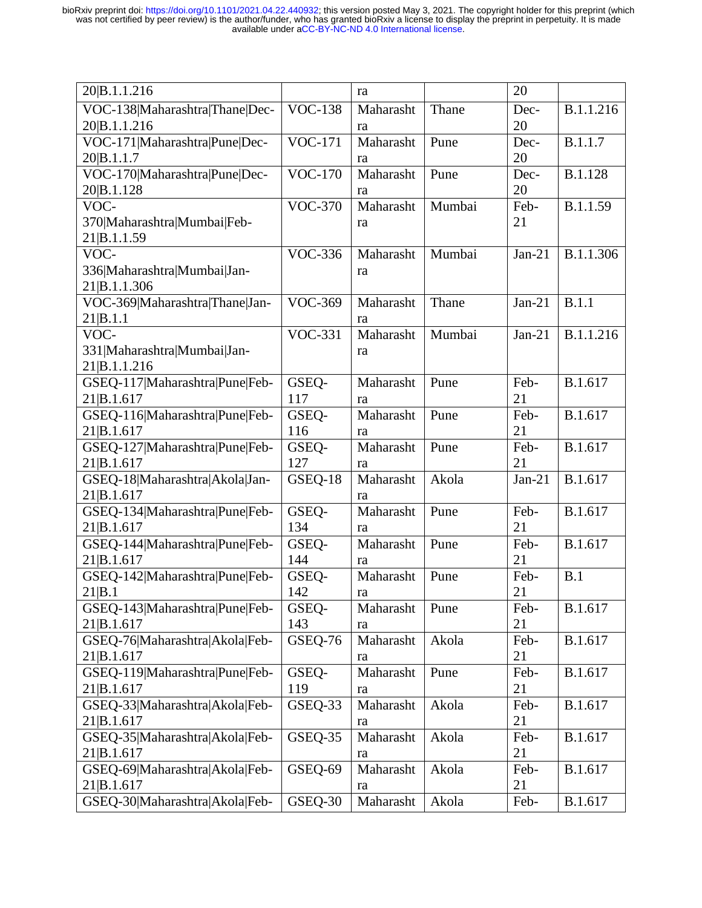| 20\|B.1.1.216 | | ra | | 20 | |
|---|---|---|---|---|---|
| VOC-138\|Maharashtra\|Thane\|Dec-20\|B.1.1.216 | VOC-138 | Maharashtra | Thane | Dec-20 | B.1.1.216 |
| VOC-171\|Maharashtra\|Pune\|Dec-20\|B.1.1.7 | VOC-171 | Maharashtra | Pune | Dec-20 | B.1.1.7 |
| VOC-170\|Maharashtra\|Pune\|Dec-20\|B.1.128 | VOC-170 | Maharashtra | Pune | Dec-20 | B.1.128 |
| VOC-370\|Maharashtra\|Mumbai\|Feb-21\|B.1.1.59 | VOC-370 | Maharashtra | Mumbai | Feb-21 | B.1.1.59 |
| VOC-336\|Maharashtra\|Mumbai\|Jan-21\|B.1.1.306 | VOC-336 | Maharashtra | Mumbai | Jan-21 | B.1.1.306 |
| VOC-369\|Maharashtra\|Thane\|Jan-21\|B.1.1 | VOC-369 | Maharashtra | Thane | Jan-21 | B.1.1 |
| VOC-331\|Maharashtra\|Mumbai\|Jan-21\|B.1.1.216 | VOC-331 | Maharashtra | Mumbai | Jan-21 | B.1.1.216 |
| GSEQ-117\|Maharashtra\|Pune\|Feb-21\|B.1.617 | GSEQ-117 | Maharashtra | Pune | Feb-21 | B.1.617 |
| GSEQ-116\|Maharashtra\|Pune\|Feb-21\|B.1.617 | GSEQ-116 | Maharashtra | Pune | Feb-21 | B.1.617 |
| GSEQ-127\|Maharashtra\|Pune\|Feb-21\|B.1.617 | GSEQ-127 | Maharashtra | Pune | Feb-21 | B.1.617 |
| GSEQ-18\|Maharashtra\|Akola\|Jan-21\|B.1.617 | GSEQ-18 | Maharashtra | Akola | Jan-21 | B.1.617 |
| GSEQ-134\|Maharashtra\|Pune\|Feb-21\|B.1.617 | GSEQ-134 | Maharashtra | Pune | Feb-21 | B.1.617 |
| GSEQ-144\|Maharashtra\|Pune\|Feb-21\|B.1.617 | GSEQ-144 | Maharashtra | Pune | Feb-21 | B.1.617 |
| GSEQ-142\|Maharashtra\|Pune\|Feb-21\|B.1 | GSEQ-142 | Maharashtra | Pune | Feb-21 | B.1 |
| GSEQ-143\|Maharashtra\|Pune\|Feb-21\|B.1.617 | GSEQ-143 | Maharashtra | Pune | Feb-21 | B.1.617 |
| GSEQ-76\|Maharashtra\|Akola\|Feb-21\|B.1.617 | GSEQ-76 | Maharashtra | Akola | Feb-21 | B.1.617 |
| GSEQ-119\|Maharashtra\|Pune\|Feb-21\|B.1.617 | GSEQ-119 | Maharashtra | Pune | Feb-21 | B.1.617 |
| GSEQ-33\|Maharashtra\|Akola\|Feb-21\|B.1.617 | GSEQ-33 | Maharashtra | Akola | Feb-21 | B.1.617 |
| GSEQ-35\|Maharashtra\|Akola\|Feb-21\|B.1.617 | GSEQ-35 | Maharashtra | Akola | Feb-21 | B.1.617 |
| GSEQ-69\|Maharashtra\|Akola\|Feb-21\|B.1.617 | GSEQ-69 | Maharashtra | Akola | Feb-21 | B.1.617 |
| GSEQ-30\|Maharashtra\|Akola\|Feb- | GSEQ-30 | Maharasht | Akola | Feb- | B.1.617 |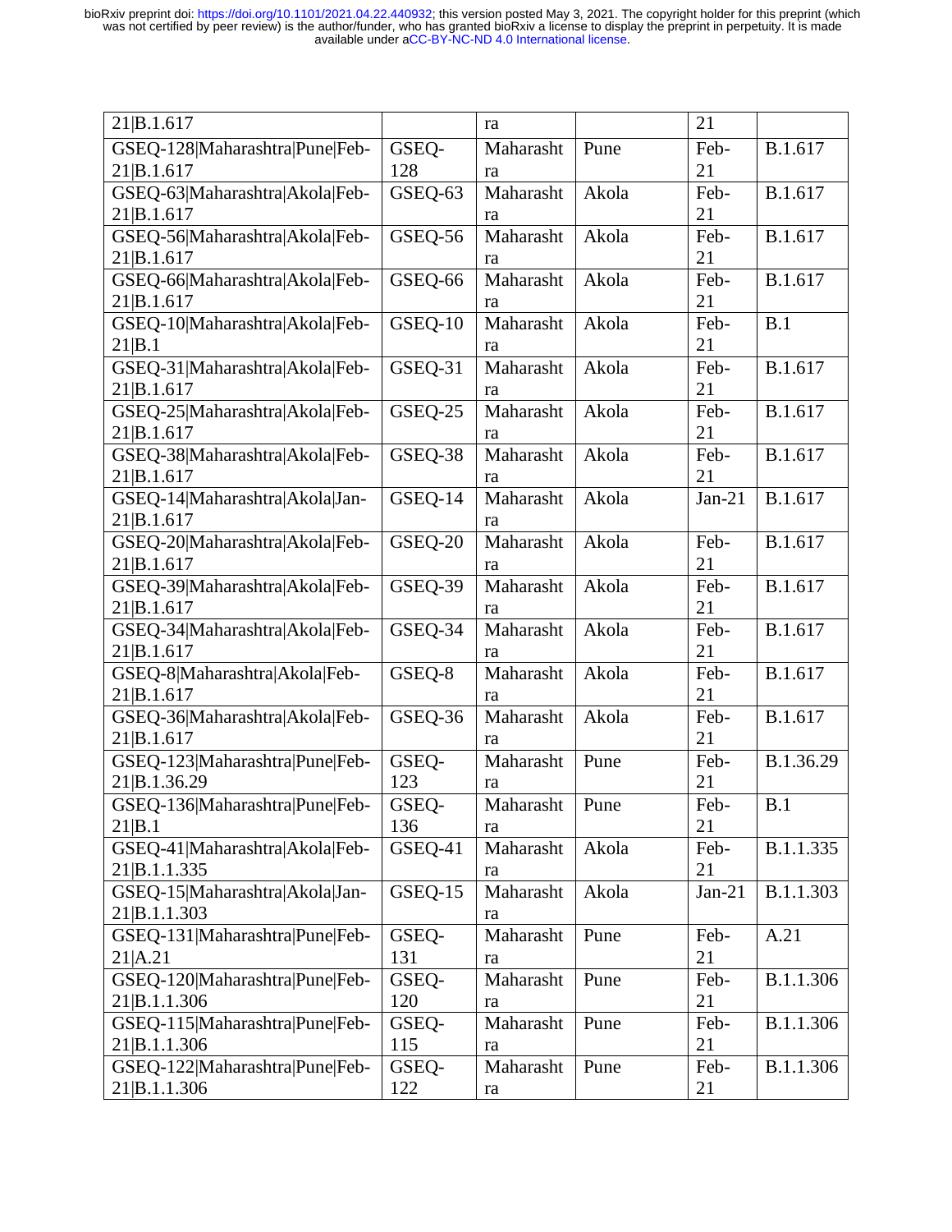| 21\|B.1.617 | | ra | | 21 | |
|---|---|---|---|---|---|
| GSEQ-128\|Maharashtra\|Pune\|Feb-21\|B.1.617 | GSEQ-128 | Maharashtra | Pune | Feb-21 | B.1.617 |
| GSEQ-63\|Maharashtra\|Akola\|Feb-21\|B.1.617 | GSEQ-63 | Maharashtra | Akola | Feb-21 | B.1.617 |
| GSEQ-56\|Maharashtra\|Akola\|Feb-21\|B.1.617 | GSEQ-56 | Maharashtra | Akola | Feb-21 | B.1.617 |
| GSEQ-66\|Maharashtra\|Akola\|Feb-21\|B.1.617 | GSEQ-66 | Maharashtra | Akola | Feb-21 | B.1.617 |
| GSEQ-10\|Maharashtra\|Akola\|Feb-21\|B.1 | GSEQ-10 | Maharashtra | Akola | Feb-21 | B.1 |
| GSEQ-31\|Maharashtra\|Akola\|Feb-21\|B.1.617 | GSEQ-31 | Maharashtra | Akola | Feb-21 | B.1.617 |
| GSEQ-25\|Maharashtra\|Akola\|Feb-21\|B.1.617 | GSEQ-25 | Maharashtra | Akola | Feb-21 | B.1.617 |
| GSEQ-38\|Maharashtra\|Akola\|Feb-21\|B.1.617 | GSEQ-38 | Maharashtra | Akola | Feb-21 | B.1.617 |
| GSEQ-14\|Maharashtra\|Akola\|Jan-21\|B.1.617 | GSEQ-14 | Maharashtra | Akola | Jan-21 | B.1.617 |
| GSEQ-20\|Maharashtra\|Akola\|Feb-21\|B.1.617 | GSEQ-20 | Maharashtra | Akola | Feb-21 | B.1.617 |
| GSEQ-39\|Maharashtra\|Akola\|Feb-21\|B.1.617 | GSEQ-39 | Maharashtra | Akola | Feb-21 | B.1.617 |
| GSEQ-34\|Maharashtra\|Akola\|Feb-21\|B.1.617 | GSEQ-34 | Maharashtra | Akola | Feb-21 | B.1.617 |
| GSEQ-8\|Maharashtra\|Akola\|Feb-21\|B.1.617 | GSEQ-8 | Maharashtra | Akola | Feb-21 | B.1.617 |
| GSEQ-36\|Maharashtra\|Akola\|Feb-21\|B.1.617 | GSEQ-36 | Maharashtra | Akola | Feb-21 | B.1.617 |
| GSEQ-123\|Maharashtra\|Pune\|Feb-21\|B.1.36.29 | GSEQ-123 | Maharashtra | Pune | Feb-21 | B.1.36.29 |
| GSEQ-136\|Maharashtra\|Pune\|Feb-21\|B.1 | GSEQ-136 | Maharashtra | Pune | Feb-21 | B.1 |
| GSEQ-41\|Maharashtra\|Akola\|Feb-21\|B.1.1.335 | GSEQ-41 | Maharashtra | Akola | Feb-21 | B.1.1.335 |
| GSEQ-15\|Maharashtra\|Akola\|Jan-21\|B.1.1.303 | GSEQ-15 | Maharashtra | Akola | Jan-21 | B.1.1.303 |
| GSEQ-131\|Maharashtra\|Pune\|Feb-21\|A.21 | GSEQ-131 | Maharashtra | Pune | Feb-21 | A.21 |
| GSEQ-120\|Maharashtra\|Pune\|Feb-21\|B.1.1.306 | GSEQ-120 | Maharashtra | Pune | Feb-21 | B.1.1.306 |
| GSEQ-115\|Maharashtra\|Pune\|Feb-21\|B.1.1.306 | GSEQ-115 | Maharashtra | Pune | Feb-21 | B.1.1.306 |
| GSEQ-122\|Maharashtra\|Pune\|Feb-21\|B.1.1.306 | GSEQ-122 | Maharashtra | Pune | Feb-21 | B.1.1.306 |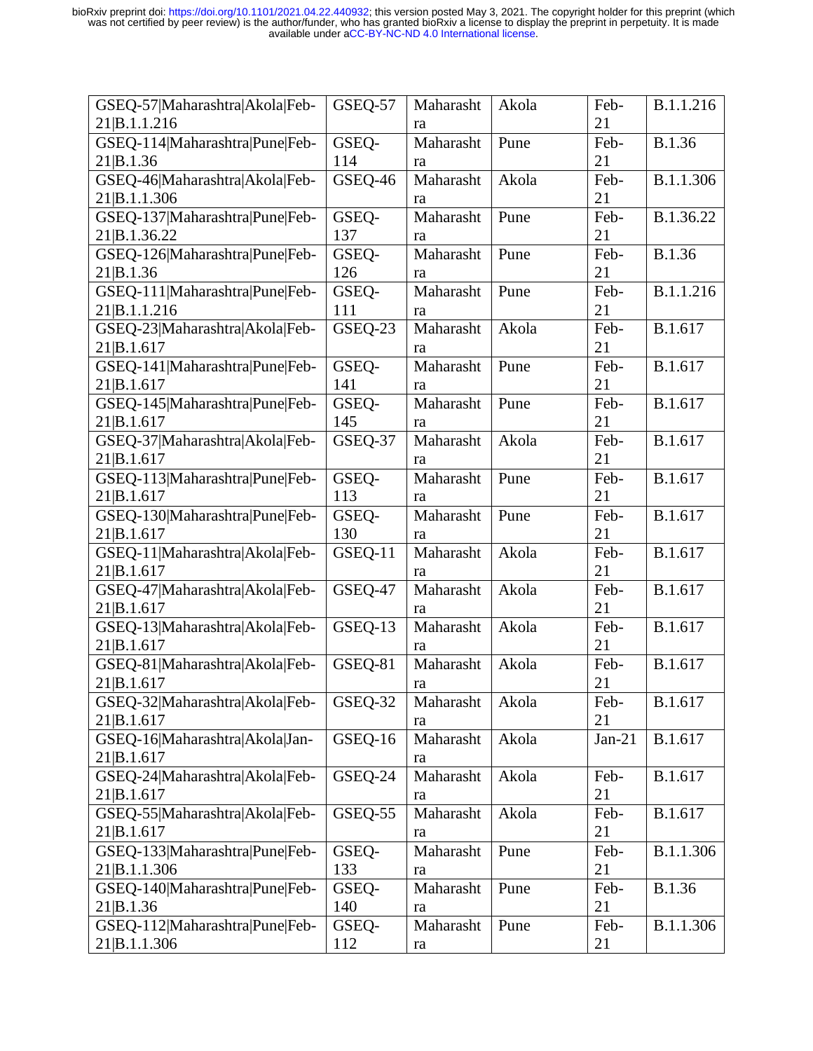| GSEQ-57\|Maharashtra\|Akola\|Feb-21\|B.1.1.216 | GSEQ-57 | Maharashtra | Akola | Feb-21 | B.1.1.216 |
|---|---|---|---|---|---|
| GSEQ-114\|Maharashtra\|Pune\|Feb-21\|B.1.36 | GSEQ-114 | Maharashtra | Pune | Feb-21 | B.1.36 |
| GSEQ-46\|Maharashtra\|Akola\|Feb-21\|B.1.1.306 | GSEQ-46 | Maharashtra | Akola | Feb-21 | B.1.1.306 |
| GSEQ-137\|Maharashtra\|Pune\|Feb-21\|B.1.36.22 | GSEQ-137 | Maharashtra | Pune | Feb-21 | B.1.36.22 |
| GSEQ-126\|Maharashtra\|Pune\|Feb-21\|B.1.36 | GSEQ-126 | Maharashtra | Pune | Feb-21 | B.1.36 |
| GSEQ-111\|Maharashtra\|Pune\|Feb-21\|B.1.1.216 | GSEQ-111 | Maharashtra | Pune | Feb-21 | B.1.1.216 |
| GSEQ-23\|Maharashtra\|Akola\|Feb-21\|B.1.617 | GSEQ-23 | Maharashtra | Akola | Feb-21 | B.1.617 |
| GSEQ-141\|Maharashtra\|Pune\|Feb-21\|B.1.617 | GSEQ-141 | Maharashtra | Pune | Feb-21 | B.1.617 |
| GSEQ-145\|Maharashtra\|Pune\|Feb-21\|B.1.617 | GSEQ-145 | Maharashtra | Pune | Feb-21 | B.1.617 |
| GSEQ-37\|Maharashtra\|Akola\|Feb-21\|B.1.617 | GSEQ-37 | Maharashtra | Akola | Feb-21 | B.1.617 |
| GSEQ-113\|Maharashtra\|Pune\|Feb-21\|B.1.617 | GSEQ-113 | Maharashtra | Pune | Feb-21 | B.1.617 |
| GSEQ-130\|Maharashtra\|Pune\|Feb-21\|B.1.617 | GSEQ-130 | Maharashtra | Pune | Feb-21 | B.1.617 |
| GSEQ-11\|Maharashtra\|Akola\|Feb-21\|B.1.617 | GSEQ-11 | Maharashtra | Akola | Feb-21 | B.1.617 |
| GSEQ-47\|Maharashtra\|Akola\|Feb-21\|B.1.617 | GSEQ-47 | Maharashtra | Akola | Feb-21 | B.1.617 |
| GSEQ-13\|Maharashtra\|Akola\|Feb-21\|B.1.617 | GSEQ-13 | Maharashtra | Akola | Feb-21 | B.1.617 |
| GSEQ-81\|Maharashtra\|Akola\|Feb-21\|B.1.617 | GSEQ-81 | Maharashtra | Akola | Feb-21 | B.1.617 |
| GSEQ-32\|Maharashtra\|Akola\|Feb-21\|B.1.617 | GSEQ-32 | Maharashtra | Akola | Feb-21 | B.1.617 |
| GSEQ-16\|Maharashtra\|Akola\|Jan-21\|B.1.617 | GSEQ-16 | Maharashtra | Akola | Jan-21 | B.1.617 |
| GSEQ-24\|Maharashtra\|Akola\|Feb-21\|B.1.617 | GSEQ-24 | Maharashtra | Akola | Feb-21 | B.1.617 |
| GSEQ-55\|Maharashtra\|Akola\|Feb-21\|B.1.617 | GSEQ-55 | Maharashtra | Akola | Feb-21 | B.1.617 |
| GSEQ-133\|Maharashtra\|Pune\|Feb-21\|B.1.1.306 | GSEQ-133 | Maharashtra | Pune | Feb-21 | B.1.1.306 |
| GSEQ-140\|Maharashtra\|Pune\|Feb-21\|B.1.36 | GSEQ-140 | Maharashtra | Pune | Feb-21 | B.1.36 |
| GSEQ-112\|Maharashtra\|Pune\|Feb-21\|B.1.1.306 | GSEQ-112 | Maharashtra | Pune | Feb-21 | B.1.1.306 |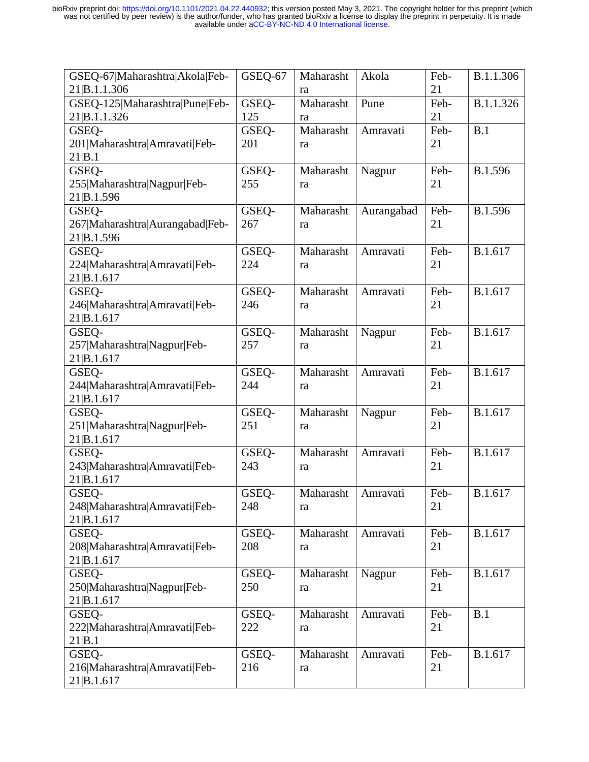| GSEQ-67|Maharashtra|Akola|Feb-21|B.1.1.306 | GSEQ-67 | Maharashtra | Akola | Feb-21 | B.1.1.306 |
|---|---|---|---|---|---|
| GSEQ-125|Maharashtra|Pune|Feb-21|B.1.1.326 | GSEQ-125 | Maharashtra | Pune | Feb-21 | B.1.1.326 |
| GSEQ-201|Maharashtra|Amravati|Feb-21|B.1 | GSEQ-201 | Maharashtra | Amravati | Feb-21 | B.1 |
| GSEQ-255|Maharashtra|Nagpur|Feb-21|B.1.596 | GSEQ-255 | Maharashtra | Nagpur | Feb-21 | B.1.596 |
| GSEQ-267|Maharashtra|Aurangabad|Feb-21|B.1.596 | GSEQ-267 | Maharashtra | Aurangabad | Feb-21 | B.1.596 |
| GSEQ-224|Maharashtra|Amravati|Feb-21|B.1.617 | GSEQ-224 | Maharashtra | Amravati | Feb-21 | B.1.617 |
| GSEQ-246|Maharashtra|Amravati|Feb-21|B.1.617 | GSEQ-246 | Maharashtra | Amravati | Feb-21 | B.1.617 |
| GSEQ-257|Maharashtra|Nagpur|Feb-21|B.1.617 | GSEQ-257 | Maharashtra | Nagpur | Feb-21 | B.1.617 |
| GSEQ-244|Maharashtra|Amravati|Feb-21|B.1.617 | GSEQ-244 | Maharashtra | Amravati | Feb-21 | B.1.617 |
| GSEQ-251|Maharashtra|Nagpur|Feb-21|B.1.617 | GSEQ-251 | Maharashtra | Nagpur | Feb-21 | B.1.617 |
| GSEQ-243|Maharashtra|Amravati|Feb-21|B.1.617 | GSEQ-243 | Maharashtra | Amravati | Feb-21 | B.1.617 |
| GSEQ-248|Maharashtra|Amravati|Feb-21|B.1.617 | GSEQ-248 | Maharashtra | Amravati | Feb-21 | B.1.617 |
| GSEQ-208|Maharashtra|Amravati|Feb-21|B.1.617 | GSEQ-208 | Maharashtra | Amravati | Feb-21 | B.1.617 |
| GSEQ-250|Maharashtra|Nagpur|Feb-21|B.1.617 | GSEQ-250 | Maharashtra | Nagpur | Feb-21 | B.1.617 |
| GSEQ-222|Maharashtra|Amravati|Feb-21|B.1 | GSEQ-222 | Maharashtra | Amravati | Feb-21 | B.1 |
| GSEQ-216|Maharashtra|Amravati|Feb-21|B.1.617 | GSEQ-216 | Maharashtra | Amravati | Feb-21 | B.1.617 |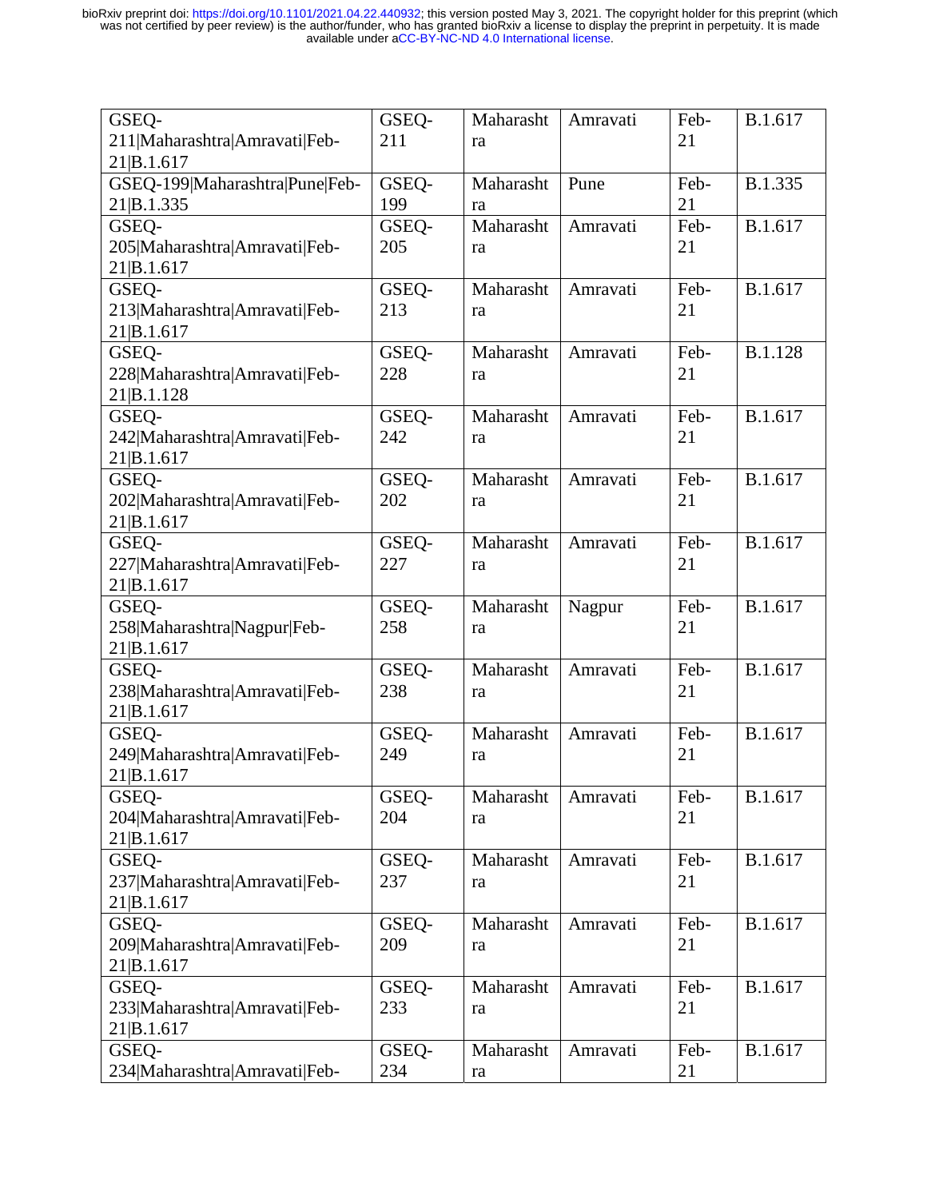| GSEQ-211\|Maharashtra\|Amravati\|Feb-21\|B.1.617 | GSEQ-211 | Maharashtra | Amravati | Feb-21 | B.1.617 |
|---|---|---|---|---|---|
| GSEQ-199\|Maharashtra\|Pune\|Feb-21\|B.1.335 | GSEQ-199 | Maharashtra | Pune | Feb-21 | B.1.335 |
| GSEQ-205\|Maharashtra\|Amravati\|Feb-21\|B.1.617 | GSEQ-205 | Maharashtra | Amravati | Feb-21 | B.1.617 |
| GSEQ-213\|Maharashtra\|Amravati\|Feb-21\|B.1.617 | GSEQ-213 | Maharashtra | Amravati | Feb-21 | B.1.617 |
| GSEQ-228\|Maharashtra\|Amravati\|Feb-21\|B.1.128 | GSEQ-228 | Maharashtra | Amravati | Feb-21 | B.1.128 |
| GSEQ-242\|Maharashtra\|Amravati\|Feb-21\|B.1.617 | GSEQ-242 | Maharashtra | Amravati | Feb-21 | B.1.617 |
| GSEQ-202\|Maharashtra\|Amravati\|Feb-21\|B.1.617 | GSEQ-202 | Maharashtra | Amravati | Feb-21 | B.1.617 |
| GSEQ-227\|Maharashtra\|Amravati\|Feb-21\|B.1.617 | GSEQ-227 | Maharashtra | Amravati | Feb-21 | B.1.617 |
| GSEQ-258\|Maharashtra\|Nagpur\|Feb-21\|B.1.617 | GSEQ-258 | Maharashtra | Nagpur | Feb-21 | B.1.617 |
| GSEQ-238\|Maharashtra\|Amravati\|Feb-21\|B.1.617 | GSEQ-238 | Maharashtra | Amravati | Feb-21 | B.1.617 |
| GSEQ-249\|Maharashtra\|Amravati\|Feb-21\|B.1.617 | GSEQ-249 | Maharashtra | Amravati | Feb-21 | B.1.617 |
| GSEQ-204\|Maharashtra\|Amravati\|Feb-21\|B.1.617 | GSEQ-204 | Maharashtra | Amravati | Feb-21 | B.1.617 |
| GSEQ-237\|Maharashtra\|Amravati\|Feb-21\|B.1.617 | GSEQ-237 | Maharashtra | Amravati | Feb-21 | B.1.617 |
| GSEQ-209\|Maharashtra\|Amravati\|Feb-21\|B.1.617 | GSEQ-209 | Maharashtra | Amravati | Feb-21 | B.1.617 |
| GSEQ-233\|Maharashtra\|Amravati\|Feb-21\|B.1.617 | GSEQ-233 | Maharashtra | Amravati | Feb-21 | B.1.617 |
| GSEQ-234\|Maharashtra\|Amravati\|Feb- | GSEQ-234 | Maharashtra | Amravati | Feb-21 | B.1.617 |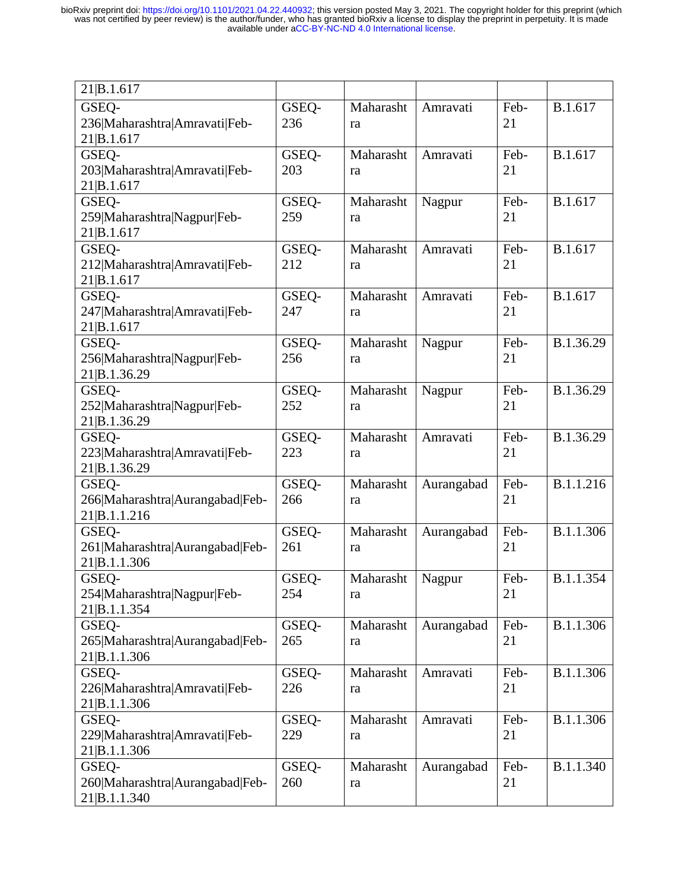| | | | | | |
|---|---|---|---|---|---|
| 21\|B.1.617 | | | | | |
| GSEQ-236\|Maharashtra\|Amravati\|Feb-21\|B.1.617 | GSEQ-236 | Maharashtra | Amravati | Feb-21 | B.1.617 |
| GSEQ-203\|Maharashtra\|Amravati\|Feb-21\|B.1.617 | GSEQ-203 | Maharashtra | Amravati | Feb-21 | B.1.617 |
| GSEQ-259\|Maharashtra\|Nagpur\|Feb-21\|B.1.617 | GSEQ-259 | Maharashtra | Nagpur | Feb-21 | B.1.617 |
| GSEQ-212\|Maharashtra\|Amravati\|Feb-21\|B.1.617 | GSEQ-212 | Maharashtra | Amravati | Feb-21 | B.1.617 |
| GSEQ-247\|Maharashtra\|Amravati\|Feb-21\|B.1.617 | GSEQ-247 | Maharashtra | Amravati | Feb-21 | B.1.617 |
| GSEQ-256\|Maharashtra\|Nagpur\|Feb-21\|B.1.36.29 | GSEQ-256 | Maharashtra | Nagpur | Feb-21 | B.1.36.29 |
| GSEQ-252\|Maharashtra\|Nagpur\|Feb-21\|B.1.36.29 | GSEQ-252 | Maharashtra | Nagpur | Feb-21 | B.1.36.29 |
| GSEQ-223\|Maharashtra\|Amravati\|Feb-21\|B.1.36.29 | GSEQ-223 | Maharashtra | Amravati | Feb-21 | B.1.36.29 |
| GSEQ-266\|Maharashtra\|Aurangabad\|Feb-21\|B.1.1.216 | GSEQ-266 | Maharashtra | Aurangabad | Feb-21 | B.1.1.216 |
| GSEQ-261\|Maharashtra\|Aurangabad\|Feb-21\|B.1.1.306 | GSEQ-261 | Maharashtra | Aurangabad | Feb-21 | B.1.1.306 |
| GSEQ-254\|Maharashtra\|Nagpur\|Feb-21\|B.1.1.354 | GSEQ-254 | Maharashtra | Nagpur | Feb-21 | B.1.1.354 |
| GSEQ-265\|Maharashtra\|Aurangabad\|Feb-21\|B.1.1.306 | GSEQ-265 | Maharashtra | Aurangabad | Feb-21 | B.1.1.306 |
| GSEQ-226\|Maharashtra\|Amravati\|Feb-21\|B.1.1.306 | GSEQ-226 | Maharashtra | Amravati | Feb-21 | B.1.1.306 |
| GSEQ-229\|Maharashtra\|Amravati\|Feb-21\|B.1.1.306 | GSEQ-229 | Maharashtra | Amravati | Feb-21 | B.1.1.306 |
| GSEQ-260\|Maharashtra\|Aurangabad\|Feb-21\|B.1.1.340 | GSEQ-260 | Maharashtra | Aurangabad | Feb-21 | B.1.1.340 |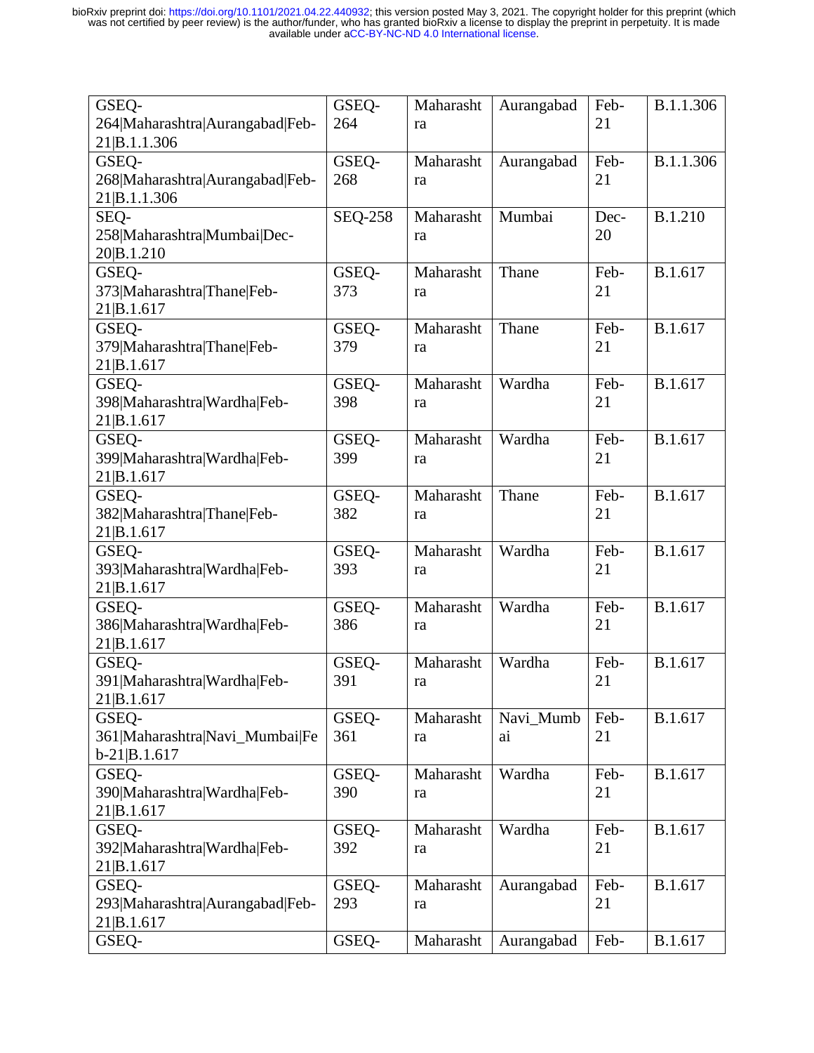| GSEQ-264\|Maharashtra\|Aurangabad\|Feb-21\|B.1.1.306 | GSEQ-264 | Maharashtra | Aurangabad | Feb-21 | B.1.1.306 |
|---|---|---|---|---|---|
| GSEQ-268\|Maharashtra\|Aurangabad\|Feb-21\|B.1.1.306 | GSEQ-268 | Maharashtra | Aurangabad | Feb-21 | B.1.1.306 |
| SEQ-258\|Maharashtra\|Mumbai\|Dec-20\|B.1.210 | SEQ-258 | Maharashtra | Mumbai | Dec-20 | B.1.210 |
| GSEQ-373\|Maharashtra\|Thane\|Feb-21\|B.1.617 | GSEQ-373 | Maharashtra | Thane | Feb-21 | B.1.617 |
| GSEQ-379\|Maharashtra\|Thane\|Feb-21\|B.1.617 | GSEQ-379 | Maharashtra | Thane | Feb-21 | B.1.617 |
| GSEQ-398\|Maharashtra\|Wardha\|Feb-21\|B.1.617 | GSEQ-398 | Maharashtra | Wardha | Feb-21 | B.1.617 |
| GSEQ-399\|Maharashtra\|Wardha\|Feb-21\|B.1.617 | GSEQ-399 | Maharashtra | Wardha | Feb-21 | B.1.617 |
| GSEQ-382\|Maharashtra\|Thane\|Feb-21\|B.1.617 | GSEQ-382 | Maharashtra | Thane | Feb-21 | B.1.617 |
| GSEQ-393\|Maharashtra\|Wardha\|Feb-21\|B.1.617 | GSEQ-393 | Maharashtra | Wardha | Feb-21 | B.1.617 |
| GSEQ-386\|Maharashtra\|Wardha\|Feb-21\|B.1.617 | GSEQ-386 | Maharashtra | Wardha | Feb-21 | B.1.617 |
| GSEQ-391\|Maharashtra\|Wardha\|Feb-21\|B.1.617 | GSEQ-391 | Maharashtra | Wardha | Feb-21 | B.1.617 |
| GSEQ-361\|Maharashtra\|Navi_Mumbai\|Feb-21\|B.1.617 | GSEQ-361 | Maharashtra | Navi_Mumbai | Feb-21 | B.1.617 |
| GSEQ-390\|Maharashtra\|Wardha\|Feb-21\|B.1.617 | GSEQ-390 | Maharashtra | Wardha | Feb-21 | B.1.617 |
| GSEQ-392\|Maharashtra\|Wardha\|Feb-21\|B.1.617 | GSEQ-392 | Maharashtra | Wardha | Feb-21 | B.1.617 |
| GSEQ-293\|Maharashtra\|Aurangabad\|Feb-21\|B.1.617 | GSEQ-293 | Maharashtra | Aurangabad | Feb-21 | B.1.617 |
| GSEQ- | GSEQ- | Maharasht | Aurangabad | Feb- | B.1.617 |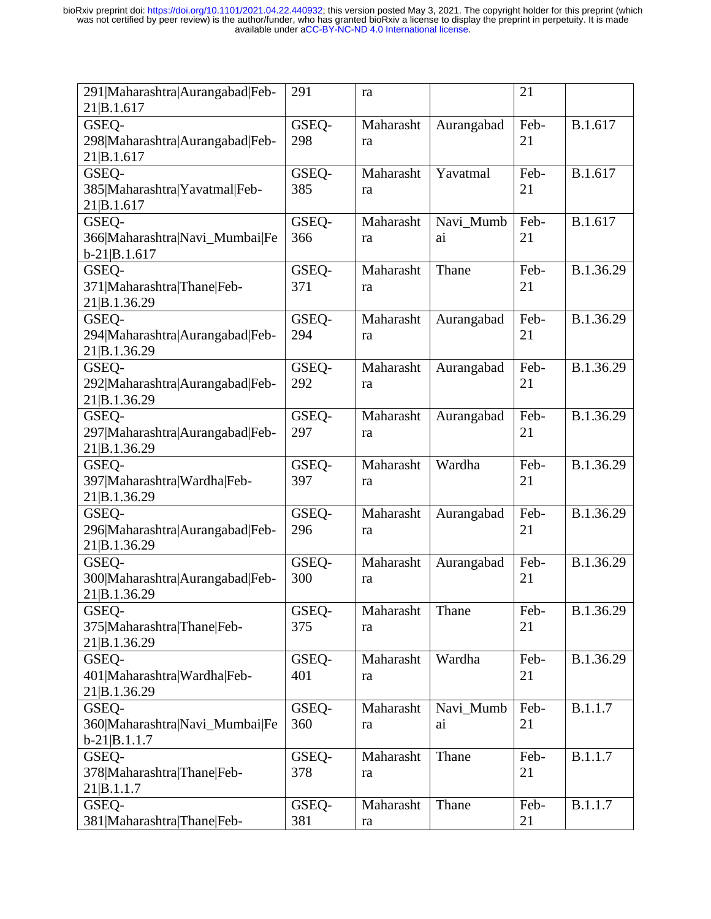| | | | | | |
|---|---|---|---|---|---|
| 291\|Maharashtra\|Aurangabad\|Feb-21\|B.1.617 | 291 | ra | | 21 | |
| GSEQ-298\|Maharashtra\|Aurangabad\|Feb-21\|B.1.617 | GSEQ-298 | Maharashtra | Aurangabad | Feb-21 | B.1.617 |
| GSEQ-385\|Maharashtra\|Yavatmal\|Feb-21\|B.1.617 | GSEQ-385 | Maharashtra | Yavatmal | Feb-21 | B.1.617 |
| GSEQ-366\|Maharashtra\|Navi_Mumbai\|Feb-21\|B.1.617 | GSEQ-366 | Maharashtra | Navi_Mumbai | Feb-21 | B.1.617 |
| GSEQ-371\|Maharashtra\|Thane\|Feb-21\|B.1.36.29 | GSEQ-371 | Maharashtra | Thane | Feb-21 | B.1.36.29 |
| GSEQ-294\|Maharashtra\|Aurangabad\|Feb-21\|B.1.36.29 | GSEQ-294 | Maharashtra | Aurangabad | Feb-21 | B.1.36.29 |
| GSEQ-292\|Maharashtra\|Aurangabad\|Feb-21\|B.1.36.29 | GSEQ-292 | Maharashtra | Aurangabad | Feb-21 | B.1.36.29 |
| GSEQ-297\|Maharashtra\|Aurangabad\|Feb-21\|B.1.36.29 | GSEQ-297 | Maharashtra | Aurangabad | Feb-21 | B.1.36.29 |
| GSEQ-397\|Maharashtra\|Wardha\|Feb-21\|B.1.36.29 | GSEQ-397 | Maharashtra | Wardha | Feb-21 | B.1.36.29 |
| GSEQ-296\|Maharashtra\|Aurangabad\|Feb-21\|B.1.36.29 | GSEQ-296 | Maharashtra | Aurangabad | Feb-21 | B.1.36.29 |
| GSEQ-300\|Maharashtra\|Aurangabad\|Feb-21\|B.1.36.29 | GSEQ-300 | Maharashtra | Aurangabad | Feb-21 | B.1.36.29 |
| GSEQ-375\|Maharashtra\|Thane\|Feb-21\|B.1.36.29 | GSEQ-375 | Maharashtra | Thane | Feb-21 | B.1.36.29 |
| GSEQ-401\|Maharashtra\|Wardha\|Feb-21\|B.1.36.29 | GSEQ-401 | Maharashtra | Wardha | Feb-21 | B.1.36.29 |
| GSEQ-360\|Maharashtra\|Navi_Mumbai\|Feb-21\|B.1.1.7 | GSEQ-360 | Maharashtra | Navi_Mumbai | Feb-21 | B.1.1.7 |
| GSEQ-378\|Maharashtra\|Thane\|Feb-21\|B.1.1.7 | GSEQ-378 | Maharashtra | Thane | Feb-21 | B.1.1.7 |
| GSEQ-381\|Maharashtra\|Thane\|Feb- | GSEQ-381 | Maharashtra | Thane | Feb-21 | B.1.1.7 |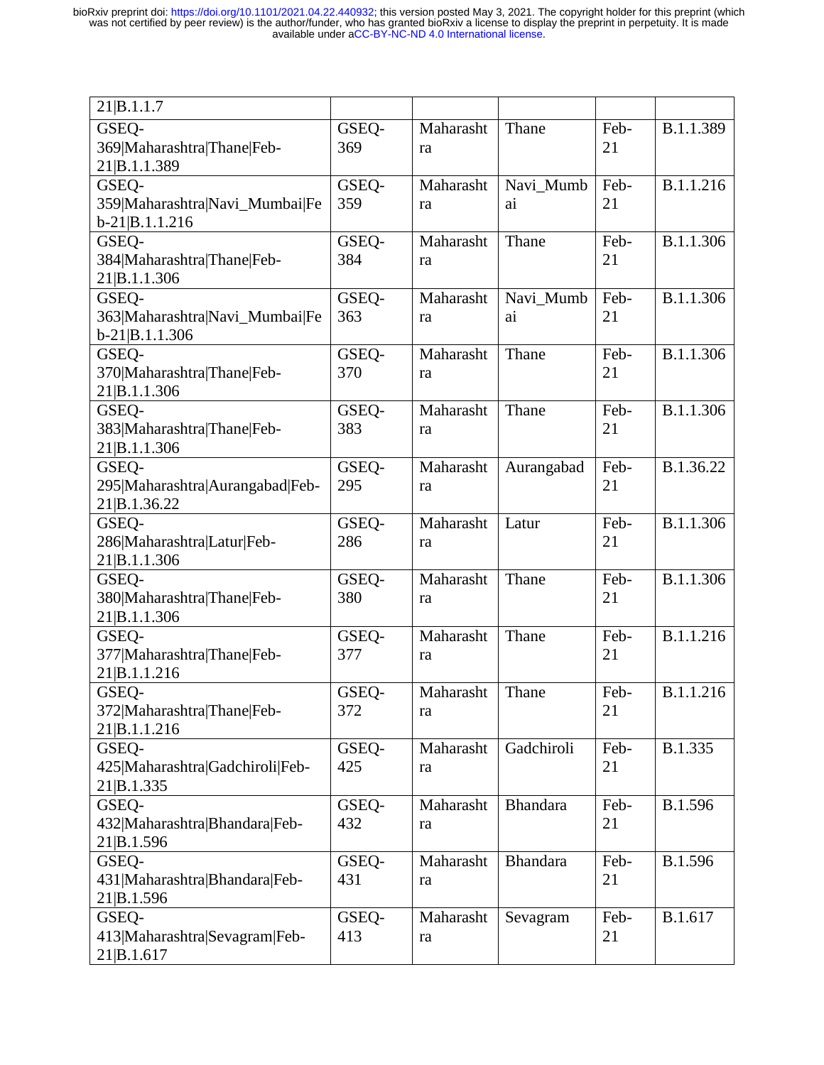| 21\|B.1.1.7 | | | | | |
|---|---|---|---|---|---|
| GSEQ-369\|Maharashtra\|Thane\|Feb-21\|B.1.1.389 | GSEQ-369 | Maharashtra | Thane | Feb-21 | B.1.1.389 |
| GSEQ-359\|Maharashtra\|Navi_Mumbai\|Feb-21\|B.1.1.216 | GSEQ-359 | Maharashtra | Navi_Mumbai | Feb-21 | B.1.1.216 |
| GSEQ-384\|Maharashtra\|Thane\|Feb-21\|B.1.1.306 | GSEQ-384 | Maharashtra | Thane | Feb-21 | B.1.1.306 |
| GSEQ-363\|Maharashtra\|Navi_Mumbai\|Feb-21\|B.1.1.306 | GSEQ-363 | Maharashtra | Navi_Mumbai | Feb-21 | B.1.1.306 |
| GSEQ-370\|Maharashtra\|Thane\|Feb-21\|B.1.1.306 | GSEQ-370 | Maharashtra | Thane | Feb-21 | B.1.1.306 |
| GSEQ-383\|Maharashtra\|Thane\|Feb-21\|B.1.1.306 | GSEQ-383 | Maharashtra | Thane | Feb-21 | B.1.1.306 |
| GSEQ-295\|Maharashtra\|Aurangabad\|Feb-21\|B.1.36.22 | GSEQ-295 | Maharashtra | Aurangabad | Feb-21 | B.1.36.22 |
| GSEQ-286\|Maharashtra\|Latur\|Feb-21\|B.1.1.306 | GSEQ-286 | Maharashtra | Latur | Feb-21 | B.1.1.306 |
| GSEQ-380\|Maharashtra\|Thane\|Feb-21\|B.1.1.306 | GSEQ-380 | Maharashtra | Thane | Feb-21 | B.1.1.306 |
| GSEQ-377\|Maharashtra\|Thane\|Feb-21\|B.1.1.216 | GSEQ-377 | Maharashtra | Thane | Feb-21 | B.1.1.216 |
| GSEQ-372\|Maharashtra\|Thane\|Feb-21\|B.1.1.216 | GSEQ-372 | Maharashtra | Thane | Feb-21 | B.1.1.216 |
| GSEQ-425\|Maharashtra\|Gadchiroli\|Feb-21\|B.1.335 | GSEQ-425 | Maharashtra | Gadchiroli | Feb-21 | B.1.335 |
| GSEQ-432\|Maharashtra\|Bhandara\|Feb-21\|B.1.596 | GSEQ-432 | Maharashtra | Bhandara | Feb-21 | B.1.596 |
| GSEQ-431\|Maharashtra\|Bhandara\|Feb-21\|B.1.596 | GSEQ-431 | Maharashtra | Bhandara | Feb-21 | B.1.596 |
| GSEQ-413\|Maharashtra\|Sevagram\|Feb-21\|B.1.617 | GSEQ-413 | Maharashtra | Sevagram | Feb-21 | B.1.617 |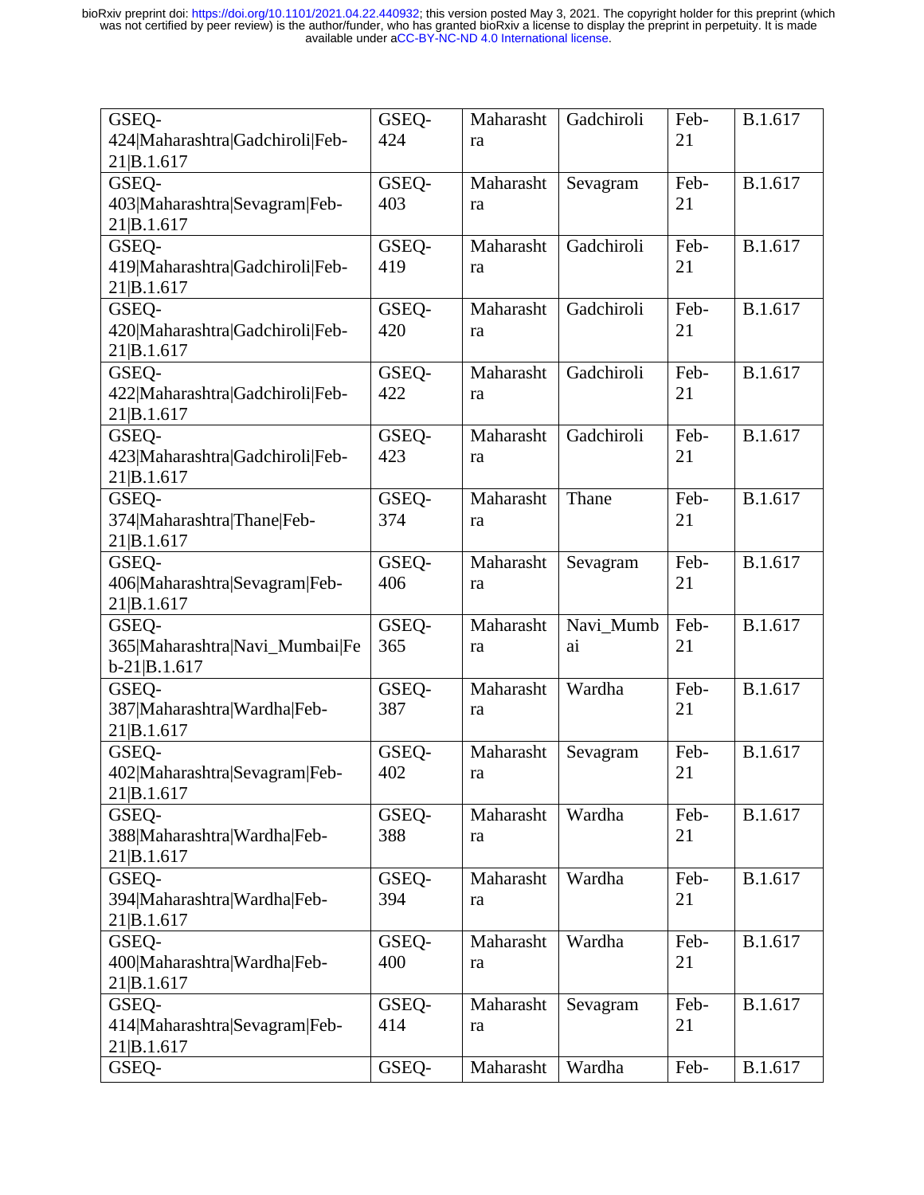| GSEQ-424\|Maharashtra\|Gadchiroli\|Feb-21\|B.1.617 | GSEQ-424 | Maharashtra | Gadchiroli | Feb-21 | B.1.617 |
|---|---|---|---|---|---|
| GSEQ-403\|Maharashtra\|Sevagram\|Feb-21\|B.1.617 | GSEQ-403 | Maharashtra | Sevagram | Feb-21 | B.1.617 |
| GSEQ-419\|Maharashtra\|Gadchiroli\|Feb-21\|B.1.617 | GSEQ-419 | Maharashtra | Gadchiroli | Feb-21 | B.1.617 |
| GSEQ-420\|Maharashtra\|Gadchiroli\|Feb-21\|B.1.617 | GSEQ-420 | Maharashtra | Gadchiroli | Feb-21 | B.1.617 |
| GSEQ-422\|Maharashtra\|Gadchiroli\|Feb-21\|B.1.617 | GSEQ-422 | Maharashtra | Gadchiroli | Feb-21 | B.1.617 |
| GSEQ-423\|Maharashtra\|Gadchiroli\|Feb-21\|B.1.617 | GSEQ-423 | Maharashtra | Gadchiroli | Feb-21 | B.1.617 |
| GSEQ-374\|Maharashtra\|Thane\|Feb-21\|B.1.617 | GSEQ-374 | Maharashtra | Thane | Feb-21 | B.1.617 |
| GSEQ-406\|Maharashtra\|Sevagram\|Feb-21\|B.1.617 | GSEQ-406 | Maharashtra | Sevagram | Feb-21 | B.1.617 |
| GSEQ-365\|Maharashtra\|Navi_Mumbai\|Feb-21\|B.1.617 | GSEQ-365 | Maharashtra | Navi_Mumbai | Feb-21 | B.1.617 |
| GSEQ-387\|Maharashtra\|Wardha\|Feb-21\|B.1.617 | GSEQ-387 | Maharashtra | Wardha | Feb-21 | B.1.617 |
| GSEQ-402\|Maharashtra\|Sevagram\|Feb-21\|B.1.617 | GSEQ-402 | Maharashtra | Sevagram | Feb-21 | B.1.617 |
| GSEQ-388\|Maharashtra\|Wardha\|Feb-21\|B.1.617 | GSEQ-388 | Maharashtra | Wardha | Feb-21 | B.1.617 |
| GSEQ-394\|Maharashtra\|Wardha\|Feb-21\|B.1.617 | GSEQ-394 | Maharashtra | Wardha | Feb-21 | B.1.617 |
| GSEQ-400\|Maharashtra\|Wardha\|Feb-21\|B.1.617 | GSEQ-400 | Maharashtra | Wardha | Feb-21 | B.1.617 |
| GSEQ-414\|Maharashtra\|Sevagram\|Feb-21\|B.1.617 | GSEQ-414 | Maharashtra | Sevagram | Feb-21 | B.1.617 |
| GSEQ- | GSEQ- | Maharasht | Wardha | Feb- | B.1.617 |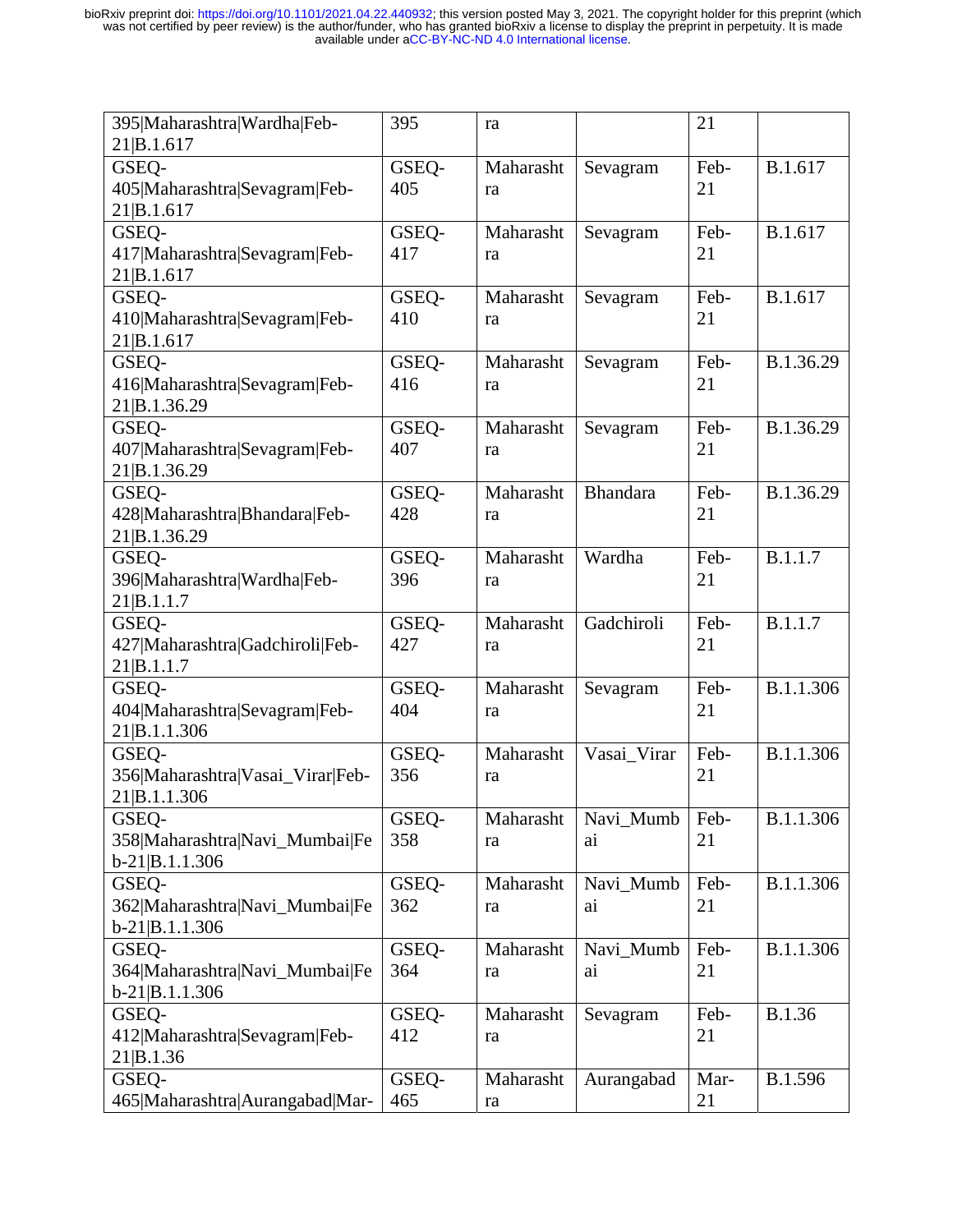| | | | | | |
|---|---|---|---|---|---|
| 395\|Maharashtra\|Wardha\|Feb-21\|B.1.617 | 395 | ra | | 21 | |
| GSEQ-405\|Maharashtra\|Sevagram\|Feb-21\|B.1.617 | GSEQ-405 | Maharashtra | Sevagram | Feb-21 | B.1.617 |
| GSEQ-417\|Maharashtra\|Sevagram\|Feb-21\|B.1.617 | GSEQ-417 | Maharashtra | Sevagram | Feb-21 | B.1.617 |
| GSEQ-410\|Maharashtra\|Sevagram\|Feb-21\|B.1.617 | GSEQ-410 | Maharashtra | Sevagram | Feb-21 | B.1.617 |
| GSEQ-416\|Maharashtra\|Sevagram\|Feb-21\|B.1.36.29 | GSEQ-416 | Maharashtra | Sevagram | Feb-21 | B.1.36.29 |
| GSEQ-407\|Maharashtra\|Sevagram\|Feb-21\|B.1.36.29 | GSEQ-407 | Maharashtra | Sevagram | Feb-21 | B.1.36.29 |
| GSEQ-428\|Maharashtra\|Bhandara\|Feb-21\|B.1.36.29 | GSEQ-428 | Maharashtra | Bhandara | Feb-21 | B.1.36.29 |
| GSEQ-396\|Maharashtra\|Wardha\|Feb-21\|B.1.1.7 | GSEQ-396 | Maharashtra | Wardha | Feb-21 | B.1.1.7 |
| GSEQ-427\|Maharashtra\|Gadchiroli\|Feb-21\|B.1.1.7 | GSEQ-427 | Maharashtra | Gadchiroli | Feb-21 | B.1.1.7 |
| GSEQ-404\|Maharashtra\|Sevagram\|Feb-21\|B.1.1.306 | GSEQ-404 | Maharashtra | Sevagram | Feb-21 | B.1.1.306 |
| GSEQ-356\|Maharashtra\|Vasai_Virar\|Feb-21\|B.1.1.306 | GSEQ-356 | Maharashtra | Vasai_Virar | Feb-21 | B.1.1.306 |
| GSEQ-358\|Maharashtra\|Navi_Mumbai\|Feb-21\|B.1.1.306 | GSEQ-358 | Maharashtra | Navi_Mumbai | Feb-21 | B.1.1.306 |
| GSEQ-362\|Maharashtra\|Navi_Mumbai\|Feb-21\|B.1.1.306 | GSEQ-362 | Maharashtra | Navi_Mumbai | Feb-21 | B.1.1.306 |
| GSEQ-364\|Maharashtra\|Navi_Mumbai\|Feb-21\|B.1.1.306 | GSEQ-364 | Maharashtra | Navi_Mumbai | Feb-21 | B.1.1.306 |
| GSEQ-412\|Maharashtra\|Sevagram\|Feb-21\|B.1.36 | GSEQ-412 | Maharashtra | Sevagram | Feb-21 | B.1.36 |
| GSEQ-465\|Maharashtra\|Aurangabad\|Mar- | GSEQ-465 | Maharashtra | Aurangabad | Mar-21 | B.1.596 |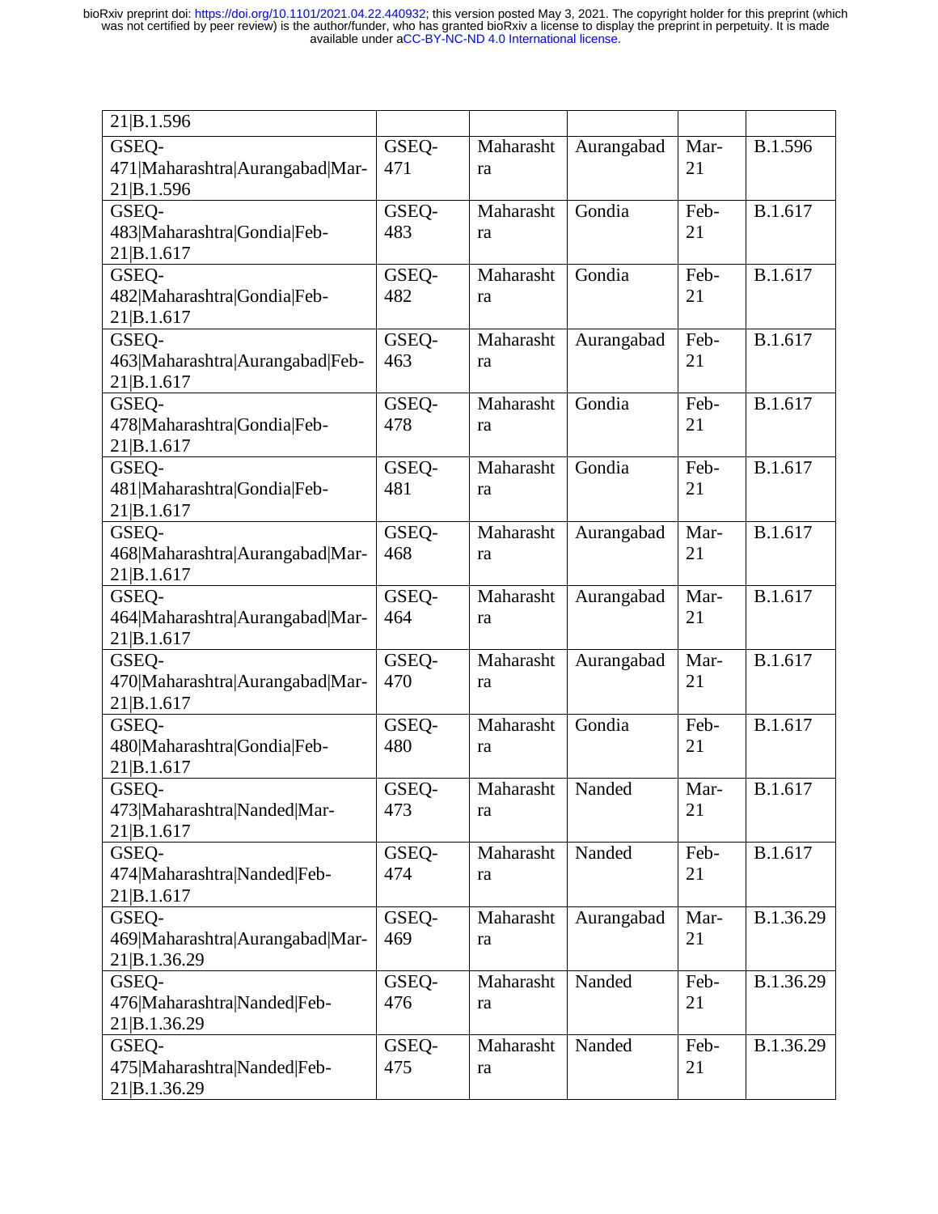| | | | | | |
|---|---|---|---|---|---|
| 21\|B.1.596 | | | | | |
| GSEQ-471\|Maharashtra\|Aurangabad\|Mar-21\|B.1.596 | GSEQ-471 | Maharashtra | Aurangabad | Mar-21 | B.1.596 |
| GSEQ-483\|Maharashtra\|Gondia\|Feb-21\|B.1.617 | GSEQ-483 | Maharashtra | Gondia | Feb-21 | B.1.617 |
| GSEQ-482\|Maharashtra\|Gondia\|Feb-21\|B.1.617 | GSEQ-482 | Maharashtra | Gondia | Feb-21 | B.1.617 |
| GSEQ-463\|Maharashtra\|Aurangabad\|Feb-21\|B.1.617 | GSEQ-463 | Maharashtra | Aurangabad | Feb-21 | B.1.617 |
| GSEQ-478\|Maharashtra\|Gondia\|Feb-21\|B.1.617 | GSEQ-478 | Maharashtra | Gondia | Feb-21 | B.1.617 |
| GSEQ-481\|Maharashtra\|Gondia\|Feb-21\|B.1.617 | GSEQ-481 | Maharashtra | Gondia | Feb-21 | B.1.617 |
| GSEQ-468\|Maharashtra\|Aurangabad\|Mar-21\|B.1.617 | GSEQ-468 | Maharashtra | Aurangabad | Mar-21 | B.1.617 |
| GSEQ-464\|Maharashtra\|Aurangabad\|Mar-21\|B.1.617 | GSEQ-464 | Maharashtra | Aurangabad | Mar-21 | B.1.617 |
| GSEQ-470\|Maharashtra\|Aurangabad\|Mar-21\|B.1.617 | GSEQ-470 | Maharashtra | Aurangabad | Mar-21 | B.1.617 |
| GSEQ-480\|Maharashtra\|Gondia\|Feb-21\|B.1.617 | GSEQ-480 | Maharashtra | Gondia | Feb-21 | B.1.617 |
| GSEQ-473\|Maharashtra\|Nanded\|Mar-21\|B.1.617 | GSEQ-473 | Maharashtra | Nanded | Mar-21 | B.1.617 |
| GSEQ-474\|Maharashtra\|Nanded\|Feb-21\|B.1.617 | GSEQ-474 | Maharashtra | Nanded | Feb-21 | B.1.617 |
| GSEQ-469\|Maharashtra\|Aurangabad\|Mar-21\|B.1.36.29 | GSEQ-469 | Maharashtra | Aurangabad | Mar-21 | B.1.36.29 |
| GSEQ-476\|Maharashtra\|Nanded\|Feb-21\|B.1.36.29 | GSEQ-476 | Maharashtra | Nanded | Feb-21 | B.1.36.29 |
| GSEQ-475\|Maharashtra\|Nanded\|Feb-21\|B.1.36.29 | GSEQ-475 | Maharashtra | Nanded | Feb-21 | B.1.36.29 |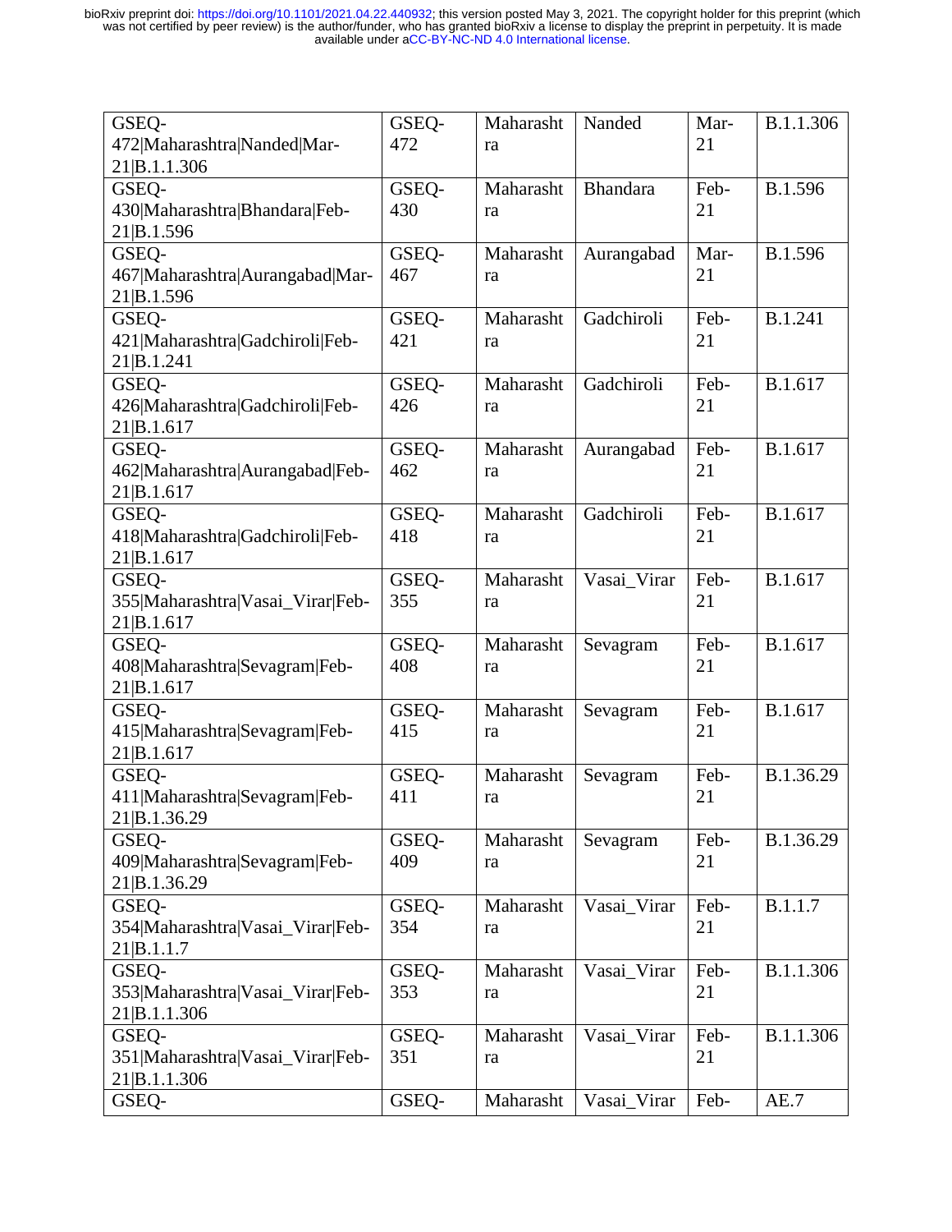| GSEQ-472\|Maharashtra\|Nanded\|Mar-21\|B.1.1.306 | GSEQ-472 | Maharashtra | Nanded | Mar-21 | B.1.1.306 |
|---|---|---|---|---|---|
| GSEQ-430\|Maharashtra\|Bhandara\|Feb-21\|B.1.596 | GSEQ-430 | Maharashtra | Bhandara | Feb-21 | B.1.596 |
| GSEQ-467\|Maharashtra\|Aurangabad\|Mar-21\|B.1.596 | GSEQ-467 | Maharashtra | Aurangabad | Mar-21 | B.1.596 |
| GSEQ-421\|Maharashtra\|Gadchiroli\|Feb-21\|B.1.241 | GSEQ-421 | Maharashtra | Gadchiroli | Feb-21 | B.1.241 |
| GSEQ-426\|Maharashtra\|Gadchiroli\|Feb-21\|B.1.617 | GSEQ-426 | Maharashtra | Gadchiroli | Feb-21 | B.1.617 |
| GSEQ-462\|Maharashtra\|Aurangabad\|Feb-21\|B.1.617 | GSEQ-462 | Maharashtra | Aurangabad | Feb-21 | B.1.617 |
| GSEQ-418\|Maharashtra\|Gadchiroli\|Feb-21\|B.1.617 | GSEQ-418 | Maharashtra | Gadchiroli | Feb-21 | B.1.617 |
| GSEQ-355\|Maharashtra\|Vasai_Virar\|Feb-21\|B.1.617 | GSEQ-355 | Maharashtra | Vasai_Virar | Feb-21 | B.1.617 |
| GSEQ-408\|Maharashtra\|Sevagram\|Feb-21\|B.1.617 | GSEQ-408 | Maharashtra | Sevagram | Feb-21 | B.1.617 |
| GSEQ-415\|Maharashtra\|Sevagram\|Feb-21\|B.1.617 | GSEQ-415 | Maharashtra | Sevagram | Feb-21 | B.1.617 |
| GSEQ-411\|Maharashtra\|Sevagram\|Feb-21\|B.1.36.29 | GSEQ-411 | Maharashtra | Sevagram | Feb-21 | B.1.36.29 |
| GSEQ-409\|Maharashtra\|Sevagram\|Feb-21\|B.1.36.29 | GSEQ-409 | Maharashtra | Sevagram | Feb-21 | B.1.36.29 |
| GSEQ-354\|Maharashtra\|Vasai_Virar\|Feb-21\|B.1.1.7 | GSEQ-354 | Maharashtra | Vasai_Virar | Feb-21 | B.1.1.7 |
| GSEQ-353\|Maharashtra\|Vasai_Virar\|Feb-21\|B.1.1.306 | GSEQ-353 | Maharashtra | Vasai_Virar | Feb-21 | B.1.1.306 |
| GSEQ-351\|Maharashtra\|Vasai_Virar\|Feb-21\|B.1.1.306 | GSEQ-351 | Maharashtra | Vasai_Virar | Feb-21 | B.1.1.306 |
| GSEQ- | GSEQ- | Maharasht | Vasai_Virar | Feb- | AE.7 |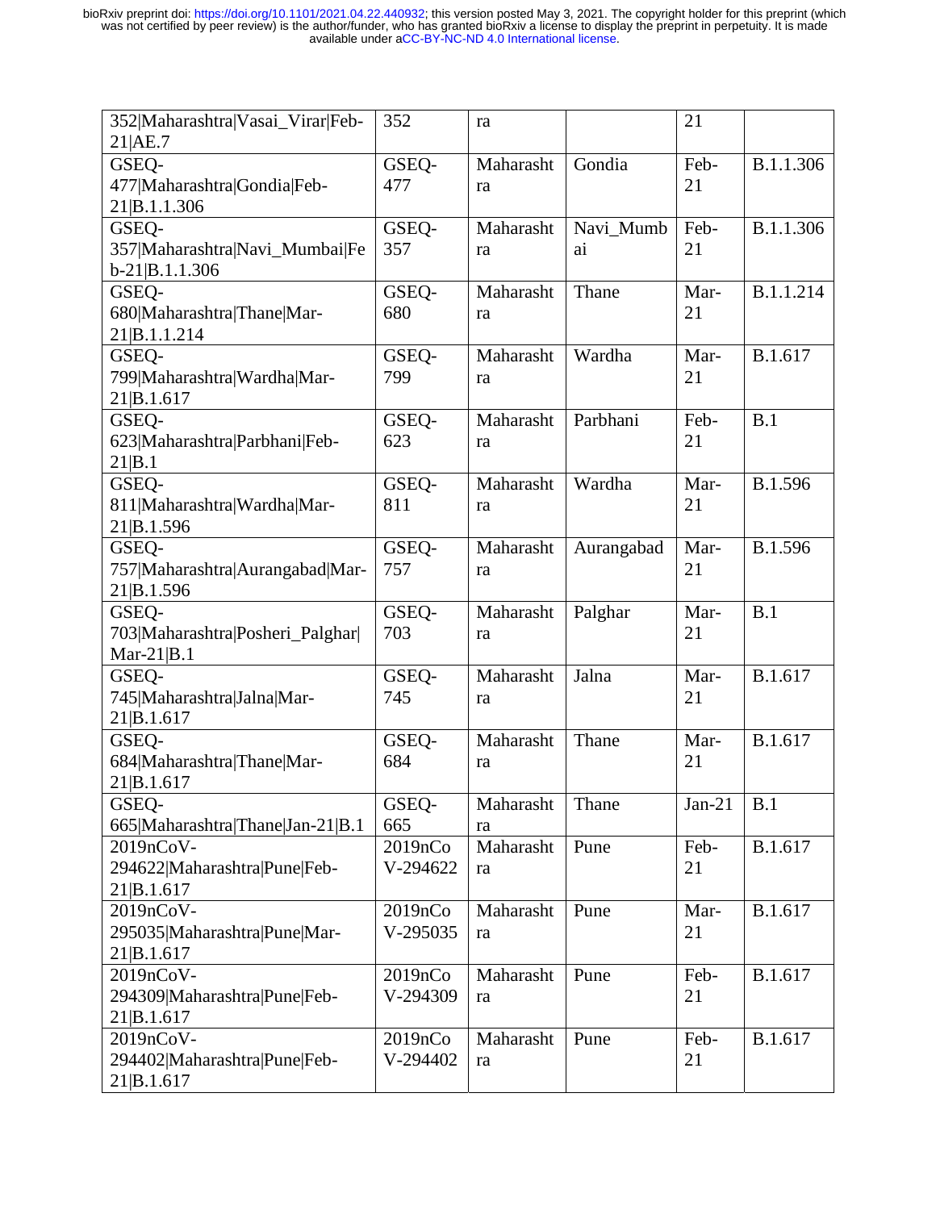| 352\|Maharashtra\|Vasai_Virar\|Feb-21\|AE.7 | 352 | ra | | 21 | |
|---|---|---|---|---|---|
| GSEQ-477\|Maharashtra\|Gondia\|Feb-21\|B.1.1.306 | GSEQ-477 | Maharashtra | Gondia | Feb-21 | B.1.1.306 |
| GSEQ-357\|Maharashtra\|Navi_Mumbai\|Feb-21\|B.1.1.306 | GSEQ-357 | Maharashtra | Navi_Mumbai | Feb-21 | B.1.1.306 |
| GSEQ-680\|Maharashtra\|Thane\|Mar-21\|B.1.1.214 | GSEQ-680 | Maharashtra | Thane | Mar-21 | B.1.1.214 |
| GSEQ-799\|Maharashtra\|Wardha\|Mar-21\|B.1.617 | GSEQ-799 | Maharashtra | Wardha | Mar-21 | B.1.617 |
| GSEQ-623\|Maharashtra\|Parbhani\|Feb-21\|B.1 | GSEQ-623 | Maharashtra | Parbhani | Feb-21 | B.1 |
| GSEQ-811\|Maharashtra\|Wardha\|Mar-21\|B.1.596 | GSEQ-811 | Maharashtra | Wardha | Mar-21 | B.1.596 |
| GSEQ-757\|Maharashtra\|Aurangabad\|Mar-21\|B.1.596 | GSEQ-757 | Maharashtra | Aurangabad | Mar-21 | B.1.596 |
| GSEQ-703\|Maharashtra\|Posheri_Palghar\|Mar-21\|B.1 | GSEQ-703 | Maharashtra | Palghar | Mar-21 | B.1 |
| GSEQ-745\|Maharashtra\|Jalna\|Mar-21\|B.1.617 | GSEQ-745 | Maharashtra | Jalna | Mar-21 | B.1.617 |
| GSEQ-684\|Maharashtra\|Thane\|Mar-21\|B.1.617 | GSEQ-684 | Maharashtra | Thane | Mar-21 | B.1.617 |
| GSEQ-665\|Maharashtra\|Thane\|Jan-21\|B.1 | GSEQ-665 | Maharashtra | Thane | Jan-21 | B.1 |
| 2019nCoV-294622\|Maharashtra\|Pune\|Feb-21\|B.1.617 | 2019nCoV-294622 | Maharashtra | Pune | Feb-21 | B.1.617 |
| 2019nCoV-295035\|Maharashtra\|Pune\|Mar-21\|B.1.617 | 2019nCoV-295035 | Maharashtra | Pune | Mar-21 | B.1.617 |
| 2019nCoV-294309\|Maharashtra\|Pune\|Feb-21\|B.1.617 | 2019nCoV-294309 | Maharashtra | Pune | Feb-21 | B.1.617 |
| 2019nCoV-294402\|Maharashtra\|Pune\|Feb-21\|B.1.617 | 2019nCoV-294402 | Maharashtra | Pune | Feb-21 | B.1.617 |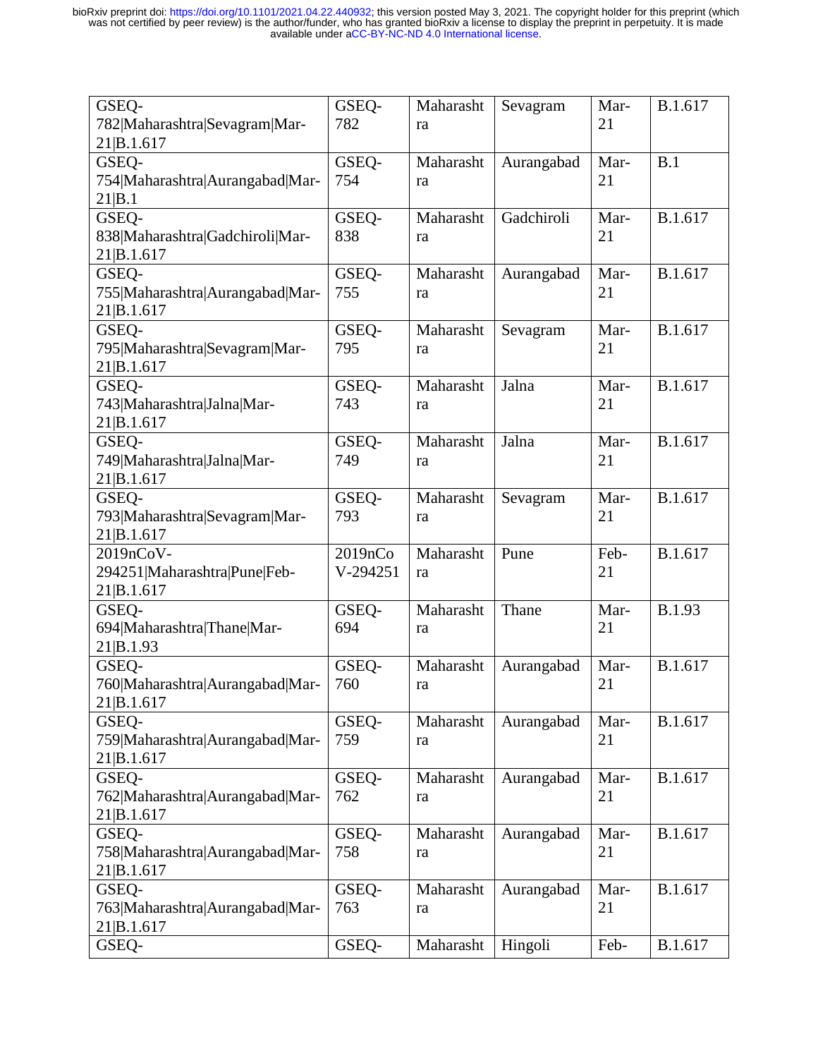| GSEQ-782\|Maharashtra\|Sevagram\|Mar-21\|B.1.617 | GSEQ-782 | Maharashtra | Sevagram | Mar-21 | B.1.617 |
|---|---|---|---|---|---|
| GSEQ-754\|Maharashtra\|Aurangabad\|Mar-21\|B.1 | GSEQ-754 | Maharashtra | Aurangabad | Mar-21 | B.1 |
| GSEQ-838\|Maharashtra\|Gadchiroli\|Mar-21\|B.1.617 | GSEQ-838 | Maharashtra | Gadchiroli | Mar-21 | B.1.617 |
| GSEQ-755\|Maharashtra\|Aurangabad\|Mar-21\|B.1.617 | GSEQ-755 | Maharashtra | Aurangabad | Mar-21 | B.1.617 |
| GSEQ-795\|Maharashtra\|Sevagram\|Mar-21\|B.1.617 | GSEQ-795 | Maharashtra | Sevagram | Mar-21 | B.1.617 |
| GSEQ-743\|Maharashtra\|Jalna\|Mar-21\|B.1.617 | GSEQ-743 | Maharashtra | Jalna | Mar-21 | B.1.617 |
| GSEQ-749\|Maharashtra\|Jalna\|Mar-21\|B.1.617 | GSEQ-749 | Maharashtra | Jalna | Mar-21 | B.1.617 |
| GSEQ-793\|Maharashtra\|Sevagram\|Mar-21\|B.1.617 | GSEQ-793 | Maharashtra | Sevagram | Mar-21 | B.1.617 |
| 2019nCoV-294251\|Maharashtra\|Pune\|Feb-21\|B.1.617 | 2019nCoV-294251 | Maharashtra | Pune | Feb-21 | B.1.617 |
| GSEQ-694\|Maharashtra\|Thane\|Mar-21\|B.1.93 | GSEQ-694 | Maharashtra | Thane | Mar-21 | B.1.93 |
| GSEQ-760\|Maharashtra\|Aurangabad\|Mar-21\|B.1.617 | GSEQ-760 | Maharashtra | Aurangabad | Mar-21 | B.1.617 |
| GSEQ-759\|Maharashtra\|Aurangabad\|Mar-21\|B.1.617 | GSEQ-759 | Maharashtra | Aurangabad | Mar-21 | B.1.617 |
| GSEQ-762\|Maharashtra\|Aurangabad\|Mar-21\|B.1.617 | GSEQ-762 | Maharashtra | Aurangabad | Mar-21 | B.1.617 |
| GSEQ-758\|Maharashtra\|Aurangabad\|Mar-21\|B.1.617 | GSEQ-758 | Maharashtra | Aurangabad | Mar-21 | B.1.617 |
| GSEQ-763\|Maharashtra\|Aurangabad\|Mar-21\|B.1.617 | GSEQ-763 | Maharashtra | Aurangabad | Mar-21 | B.1.617 |
| GSEQ- | GSEQ- | Maharasht | Hingoli | Feb- | B.1.617 |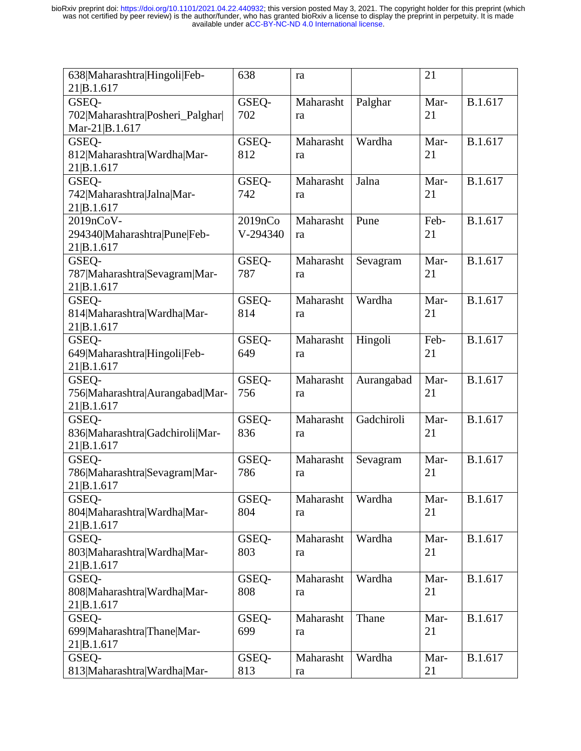| | | | | | |
|---|---|---|---|---|---|
| 638\|Maharashtra\|Hingoli\|Feb-21\|B.1.617 | 638 | ra | | 21 | |
| GSEQ-702\|Maharashtra\|Posheri_Palghar\|Mar-21\|B.1.617 | GSEQ-702 | Maharashtra | Palghar | Mar-21 | B.1.617 |
| GSEQ-812\|Maharashtra\|Wardha\|Mar-21\|B.1.617 | GSEQ-812 | Maharashtra | Wardha | Mar-21 | B.1.617 |
| GSEQ-742\|Maharashtra\|Jalna\|Mar-21\|B.1.617 | GSEQ-742 | Maharashtra | Jalna | Mar-21 | B.1.617 |
| 2019nCoV-294340\|Maharashtra\|Pune\|Feb-21\|B.1.617 | 2019nCoV-294340 | Maharashtra | Pune | Feb-21 | B.1.617 |
| GSEQ-787\|Maharashtra\|Sevagram\|Mar-21\|B.1.617 | GSEQ-787 | Maharashtra | Sevagram | Mar-21 | B.1.617 |
| GSEQ-814\|Maharashtra\|Wardha\|Mar-21\|B.1.617 | GSEQ-814 | Maharashtra | Wardha | Mar-21 | B.1.617 |
| GSEQ-649\|Maharashtra\|Hingoli\|Feb-21\|B.1.617 | GSEQ-649 | Maharashtra | Hingoli | Feb-21 | B.1.617 |
| GSEQ-756\|Maharashtra\|Aurangabad\|Mar-21\|B.1.617 | GSEQ-756 | Maharashtra | Aurangabad | Mar-21 | B.1.617 |
| GSEQ-836\|Maharashtra\|Gadchiroli\|Mar-21\|B.1.617 | GSEQ-836 | Maharashtra | Gadchiroli | Mar-21 | B.1.617 |
| GSEQ-786\|Maharashtra\|Sevagram\|Mar-21\|B.1.617 | GSEQ-786 | Maharashtra | Sevagram | Mar-21 | B.1.617 |
| GSEQ-804\|Maharashtra\|Wardha\|Mar-21\|B.1.617 | GSEQ-804 | Maharashtra | Wardha | Mar-21 | B.1.617 |
| GSEQ-803\|Maharashtra\|Wardha\|Mar-21\|B.1.617 | GSEQ-803 | Maharashtra | Wardha | Mar-21 | B.1.617 |
| GSEQ-808\|Maharashtra\|Wardha\|Mar-21\|B.1.617 | GSEQ-808 | Maharashtra | Wardha | Mar-21 | B.1.617 |
| GSEQ-699\|Maharashtra\|Thane\|Mar-21\|B.1.617 | GSEQ-699 | Maharashtra | Thane | Mar-21 | B.1.617 |
| GSEQ-813\|Maharashtra\|Wardha\|Mar- | GSEQ-813 | Maharashtra | Wardha | Mar-21 | B.1.617 |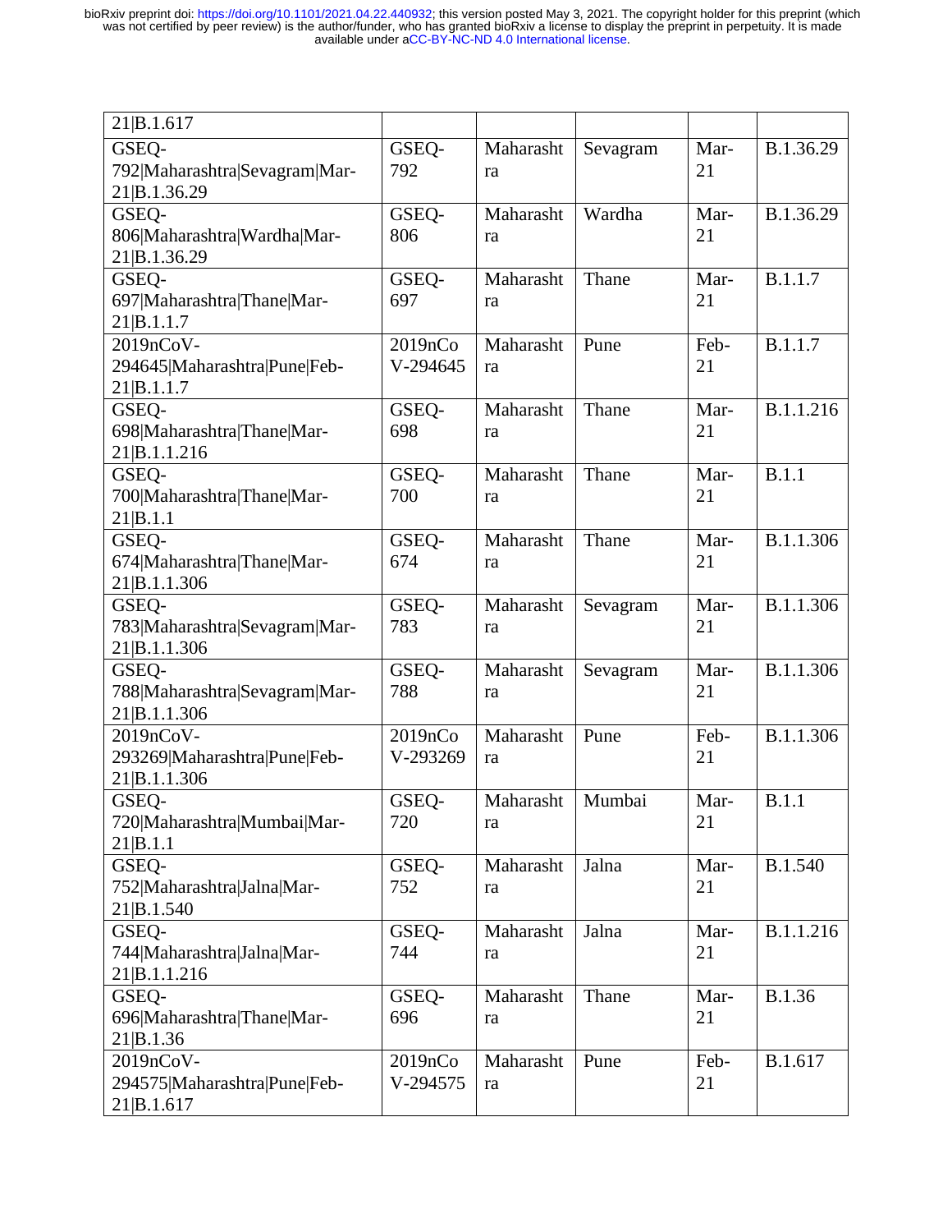| | | | | | |
|---|---|---|---|---|---|
| 21\|B.1.617 | | | | | |
| GSEQ-792\|Maharashtra\|Sevagram\|Mar-21\|B.1.36.29 | GSEQ-792 | Maharashtra | Sevagram | Mar-21 | B.1.36.29 |
| GSEQ-806\|Maharashtra\|Wardha\|Mar-21\|B.1.36.29 | GSEQ-806 | Maharashtra | Wardha | Mar-21 | B.1.36.29 |
| GSEQ-697\|Maharashtra\|Thane\|Mar-21\|B.1.1.7 | GSEQ-697 | Maharashtra | Thane | Mar-21 | B.1.1.7 |
| 2019nCoV-294645\|Maharashtra\|Pune\|Feb-21\|B.1.1.7 | 2019nCoV-294645 | Maharashtra | Pune | Feb-21 | B.1.1.7 |
| GSEQ-698\|Maharashtra\|Thane\|Mar-21\|B.1.1.216 | GSEQ-698 | Maharashtra | Thane | Mar-21 | B.1.1.216 |
| GSEQ-700\|Maharashtra\|Thane\|Mar-21\|B.1.1 | GSEQ-700 | Maharashtra | Thane | Mar-21 | B.1.1 |
| GSEQ-674\|Maharashtra\|Thane\|Mar-21\|B.1.1.306 | GSEQ-674 | Maharashtra | Thane | Mar-21 | B.1.1.306 |
| GSEQ-783\|Maharashtra\|Sevagram\|Mar-21\|B.1.1.306 | GSEQ-783 | Maharashtra | Sevagram | Mar-21 | B.1.1.306 |
| GSEQ-788\|Maharashtra\|Sevagram\|Mar-21\|B.1.1.306 | GSEQ-788 | Maharashtra | Sevagram | Mar-21 | B.1.1.306 |
| 2019nCoV-293269\|Maharashtra\|Pune\|Feb-21\|B.1.1.306 | 2019nCoV-293269 | Maharashtra | Pune | Feb-21 | B.1.1.306 |
| GSEQ-720\|Maharashtra\|Mumbai\|Mar-21\|B.1.1 | GSEQ-720 | Maharashtra | Mumbai | Mar-21 | B.1.1 |
| GSEQ-752\|Maharashtra\|Jalna\|Mar-21\|B.1.540 | GSEQ-752 | Maharashtra | Jalna | Mar-21 | B.1.540 |
| GSEQ-744\|Maharashtra\|Jalna\|Mar-21\|B.1.1.216 | GSEQ-744 | Maharashtra | Jalna | Mar-21 | B.1.1.216 |
| GSEQ-696\|Maharashtra\|Thane\|Mar-21\|B.1.36 | GSEQ-696 | Maharashtra | Thane | Mar-21 | B.1.36 |
| 2019nCoV-294575\|Maharashtra\|Pune\|Feb-21\|B.1.617 | 2019nCoV-294575 | Maharashtra | Pune | Feb-21 | B.1.617 |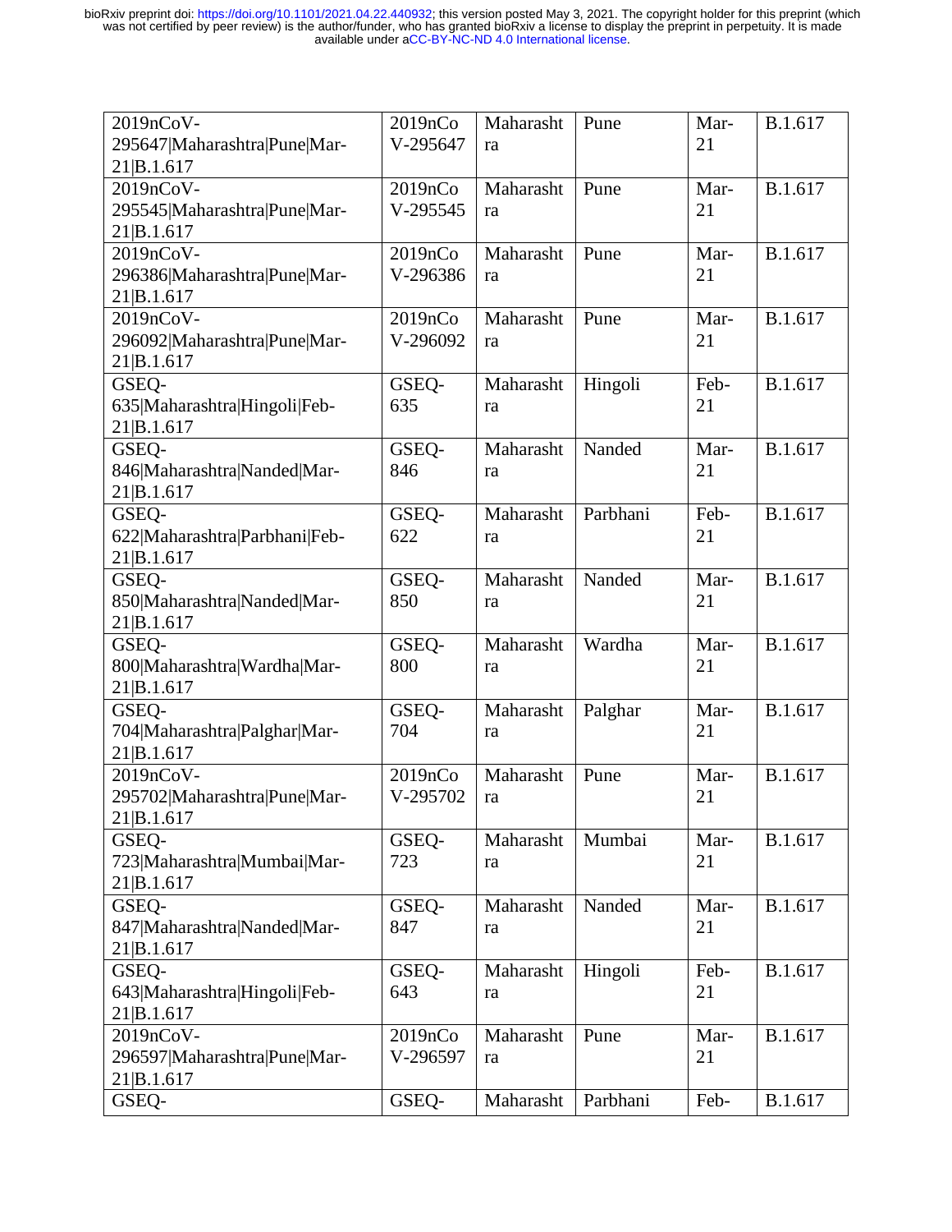| 2019nCoV-295647\|Maharashtra\|Pune\|Mar-21\|B.1.617 | 2019nCoV-295647 | Maharashtra | Pune | Mar-21 | B.1.617 |
|---|---|---|---|---|---|
| 2019nCoV-295545\|Maharashtra\|Pune\|Mar-21\|B.1.617 | 2019nCoV-295545 | Maharashtra | Pune | Mar-21 | B.1.617 |
| 2019nCoV-296386\|Maharashtra\|Pune\|Mar-21\|B.1.617 | 2019nCoV-296386 | Maharashtra | Pune | Mar-21 | B.1.617 |
| 2019nCoV-296092\|Maharashtra\|Pune\|Mar-21\|B.1.617 | 2019nCoV-296092 | Maharashtra | Pune | Mar-21 | B.1.617 |
| GSEQ-635\|Maharashtra\|Hingoli\|Feb-21\|B.1.617 | GSEQ-635 | Maharashtra | Hingoli | Feb-21 | B.1.617 |
| GSEQ-846\|Maharashtra\|Nanded\|Mar-21\|B.1.617 | GSEQ-846 | Maharashtra | Nanded | Mar-21 | B.1.617 |
| GSEQ-622\|Maharashtra\|Parbhani\|Feb-21\|B.1.617 | GSEQ-622 | Maharashtra | Parbhani | Feb-21 | B.1.617 |
| GSEQ-850\|Maharashtra\|Nanded\|Mar-21\|B.1.617 | GSEQ-850 | Maharashtra | Nanded | Mar-21 | B.1.617 |
| GSEQ-800\|Maharashtra\|Wardha\|Mar-21\|B.1.617 | GSEQ-800 | Maharashtra | Wardha | Mar-21 | B.1.617 |
| GSEQ-704\|Maharashtra\|Palghar\|Mar-21\|B.1.617 | GSEQ-704 | Maharashtra | Palghar | Mar-21 | B.1.617 |
| 2019nCoV-295702\|Maharashtra\|Pune\|Mar-21\|B.1.617 | 2019nCoV-295702 | Maharashtra | Pune | Mar-21 | B.1.617 |
| GSEQ-723\|Maharashtra\|Mumbai\|Mar-21\|B.1.617 | GSEQ-723 | Maharashtra | Mumbai | Mar-21 | B.1.617 |
| GSEQ-847\|Maharashtra\|Nanded\|Mar-21\|B.1.617 | GSEQ-847 | Maharashtra | Nanded | Mar-21 | B.1.617 |
| GSEQ-643\|Maharashtra\|Hingoli\|Feb-21\|B.1.617 | GSEQ-643 | Maharashtra | Hingoli | Feb-21 | B.1.617 |
| 2019nCoV-296597\|Maharashtra\|Pune\|Mar-21\|B.1.617 | 2019nCoV-296597 | Maharashtra | Pune | Mar-21 | B.1.617 |
| GSEQ- | GSEQ- | Maharasht | Parbhani | Feb- | B.1.617 |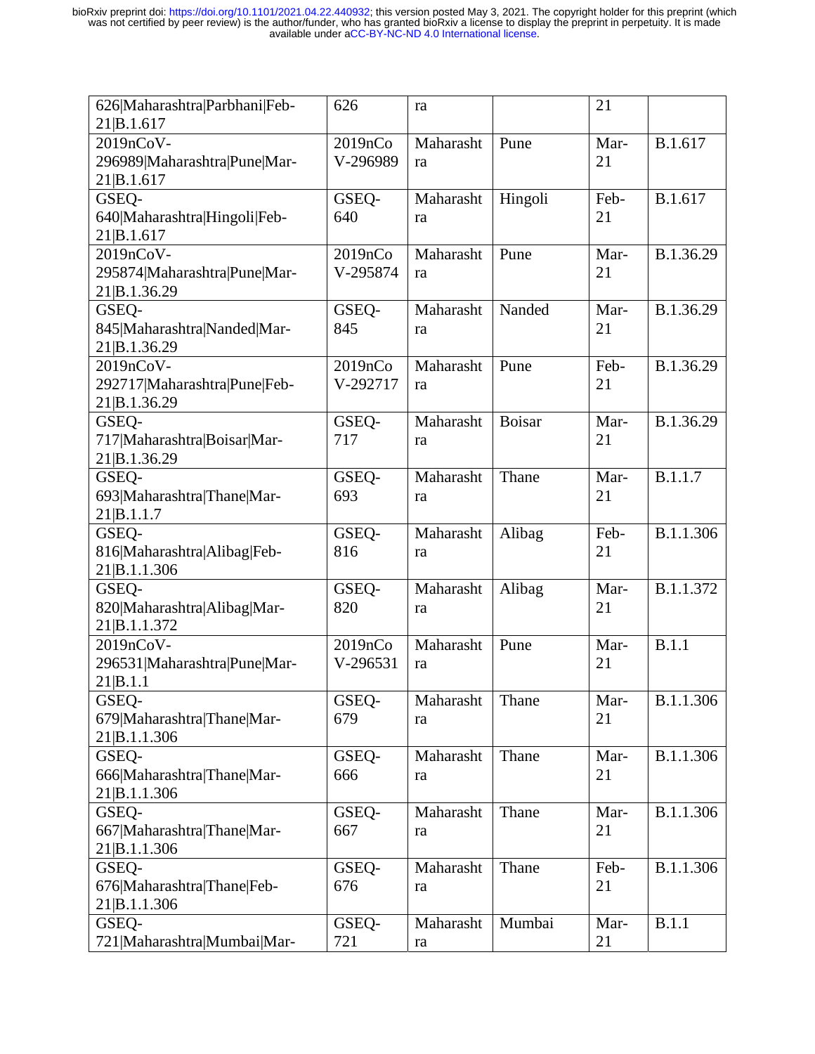| | | | | | |
|---|---|---|---|---|---|
| 626\|Maharashtra\|Parbhani\|Feb-21\|B.1.617 | 626 | ra | | 21 | |
| 2019nCoV-296989\|Maharashtra\|Pune\|Mar-21\|B.1.617 | 2019nCoV-296989 | Maharashtra | Pune | Mar-21 | B.1.617 |
| GSEQ-640\|Maharashtra\|Hingoli\|Feb-21\|B.1.617 | GSEQ-640 | Maharashtra | Hingoli | Feb-21 | B.1.617 |
| 2019nCoV-295874\|Maharashtra\|Pune\|Mar-21\|B.1.36.29 | 2019nCoV-295874 | Maharashtra | Pune | Mar-21 | B.1.36.29 |
| GSEQ-845\|Maharashtra\|Nanded\|Mar-21\|B.1.36.29 | GSEQ-845 | Maharashtra | Nanded | Mar-21 | B.1.36.29 |
| 2019nCoV-292717\|Maharashtra\|Pune\|Feb-21\|B.1.36.29 | 2019nCoV-292717 | Maharashtra | Pune | Feb-21 | B.1.36.29 |
| GSEQ-717\|Maharashtra\|Boisar\|Mar-21\|B.1.36.29 | GSEQ-717 | Maharashtra | Boisar | Mar-21 | B.1.36.29 |
| GSEQ-693\|Maharashtra\|Thane\|Mar-21\|B.1.1.7 | GSEQ-693 | Maharashtra | Thane | Mar-21 | B.1.1.7 |
| GSEQ-816\|Maharashtra\|Alibag\|Feb-21\|B.1.1.306 | GSEQ-816 | Maharashtra | Alibag | Feb-21 | B.1.1.306 |
| GSEQ-820\|Maharashtra\|Alibag\|Mar-21\|B.1.1.372 | GSEQ-820 | Maharashtra | Alibag | Mar-21 | B.1.1.372 |
| 2019nCoV-296531\|Maharashtra\|Pune\|Mar-21\|B.1.1 | 2019nCoV-296531 | Maharashtra | Pune | Mar-21 | B.1.1 |
| GSEQ-679\|Maharashtra\|Thane\|Mar-21\|B.1.1.306 | GSEQ-679 | Maharashtra | Thane | Mar-21 | B.1.1.306 |
| GSEQ-666\|Maharashtra\|Thane\|Mar-21\|B.1.1.306 | GSEQ-666 | Maharashtra | Thane | Mar-21 | B.1.1.306 |
| GSEQ-667\|Maharashtra\|Thane\|Mar-21\|B.1.1.306 | GSEQ-667 | Maharashtra | Thane | Mar-21 | B.1.1.306 |
| GSEQ-676\|Maharashtra\|Thane\|Feb-21\|B.1.1.306 | GSEQ-676 | Maharashtra | Thane | Feb-21 | B.1.1.306 |
| GSEQ-721\|Maharashtra\|Mumbai\|Mar- | GSEQ-721 | Maharashtra | Mumbai | Mar-21 | B.1.1 |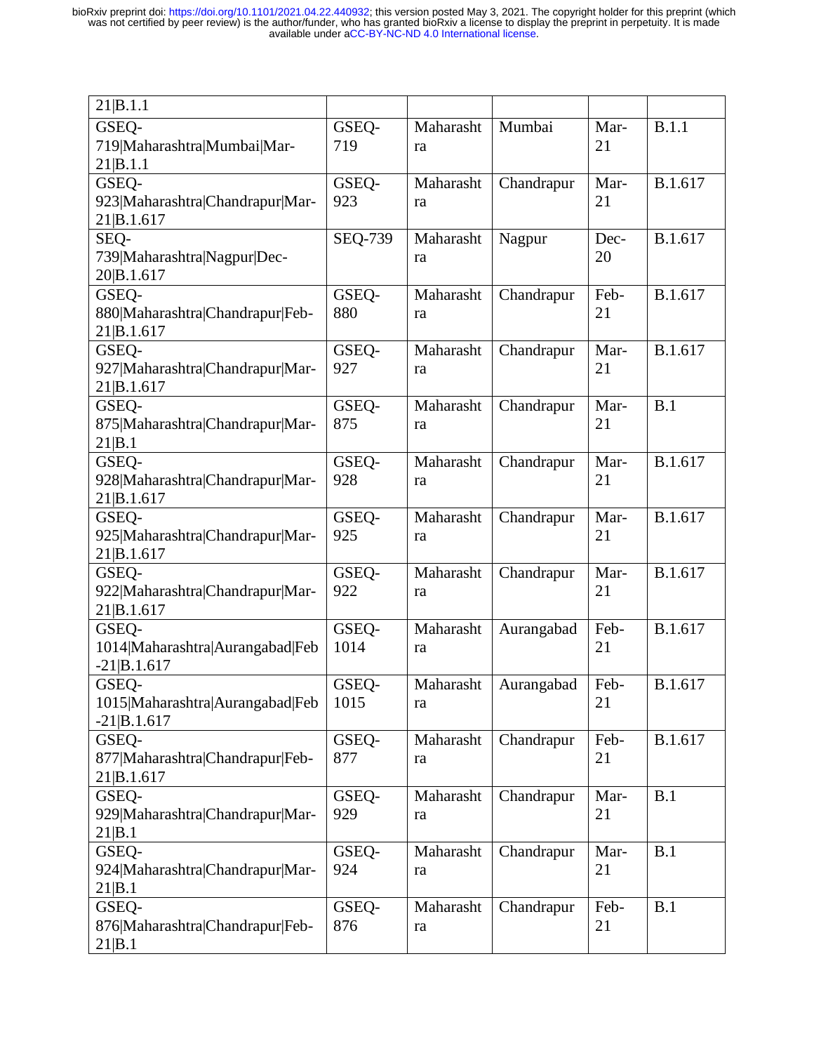| 21\|B.1.1 | | | | | |
|---|---|---|---|---|---|
| GSEQ-719\|Maharashtra\|Mumbai\|Mar-21\|B.1.1 | GSEQ-719 | Maharashtra | Mumbai | Mar-21 | B.1.1 |
| GSEQ-923\|Maharashtra\|Chandrapur\|Mar-21\|B.1.617 | GSEQ-923 | Maharashtra | Chandrapur | Mar-21 | B.1.617 |
| SEQ-739\|Maharashtra\|Nagpur\|Dec-20\|B.1.617 | SEQ-739 | Maharashtra | Nagpur | Dec-20 | B.1.617 |
| GSEQ-880\|Maharashtra\|Chandrapur\|Feb-21\|B.1.617 | GSEQ-880 | Maharashtra | Chandrapur | Feb-21 | B.1.617 |
| GSEQ-927\|Maharashtra\|Chandrapur\|Mar-21\|B.1.617 | GSEQ-927 | Maharashtra | Chandrapur | Mar-21 | B.1.617 |
| GSEQ-875\|Maharashtra\|Chandrapur\|Mar-21\|B.1 | GSEQ-875 | Maharashtra | Chandrapur | Mar-21 | B.1 |
| GSEQ-928\|Maharashtra\|Chandrapur\|Mar-21\|B.1.617 | GSEQ-928 | Maharashtra | Chandrapur | Mar-21 | B.1.617 |
| GSEQ-925\|Maharashtra\|Chandrapur\|Mar-21\|B.1.617 | GSEQ-925 | Maharashtra | Chandrapur | Mar-21 | B.1.617 |
| GSEQ-922\|Maharashtra\|Chandrapur\|Mar-21\|B.1.617 | GSEQ-922 | Maharashtra | Chandrapur | Mar-21 | B.1.617 |
| GSEQ-1014\|Maharashtra\|Aurangabad\|Feb-21\|B.1.617 | GSEQ-1014 | Maharashtra | Aurangabad | Feb-21 | B.1.617 |
| GSEQ-1015\|Maharashtra\|Aurangabad\|Feb-21\|B.1.617 | GSEQ-1015 | Maharashtra | Aurangabad | Feb-21 | B.1.617 |
| GSEQ-877\|Maharashtra\|Chandrapur\|Feb-21\|B.1.617 | GSEQ-877 | Maharashtra | Chandrapur | Feb-21 | B.1.617 |
| GSEQ-929\|Maharashtra\|Chandrapur\|Mar-21\|B.1 | GSEQ-929 | Maharashtra | Chandrapur | Mar-21 | B.1 |
| GSEQ-924\|Maharashtra\|Chandrapur\|Mar-21\|B.1 | GSEQ-924 | Maharashtra | Chandrapur | Mar-21 | B.1 |
| GSEQ-876\|Maharashtra\|Chandrapur\|Feb-21\|B.1 | GSEQ-876 | Maharashtra | Chandrapur | Feb-21 | B.1 |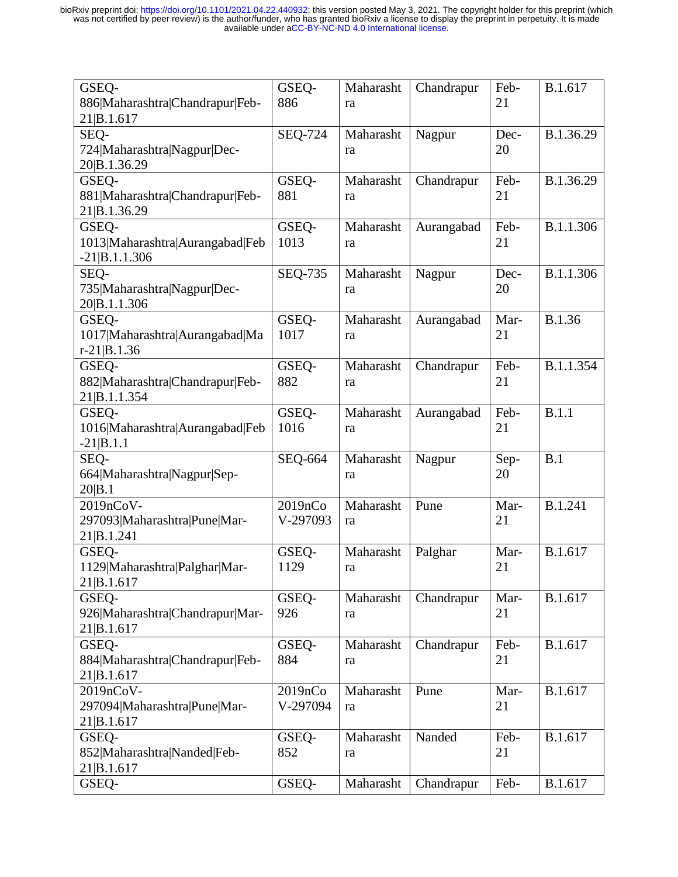| GSEQ-886\|Maharashtra\|Chandrapur\|Feb-21\|B.1.617 | GSEQ-886 | Maharashtra | Chandrapur | Feb-21 | B.1.617 |
|---|---|---|---|---|---|
| SEQ-724\|Maharashtra\|Nagpur\|Dec-20\|B.1.36.29 | SEQ-724 | Maharashtra | Nagpur | Dec-20 | B.1.36.29 |
| GSEQ-881\|Maharashtra\|Chandrapur\|Feb-21\|B.1.36.29 | GSEQ-881 | Maharashtra | Chandrapur | Feb-21 | B.1.36.29 |
| GSEQ-1013\|Maharashtra\|Aurangabad\|Feb-21\|B.1.1.306 | GSEQ-1013 | Maharashtra | Aurangabad | Feb-21 | B.1.1.306 |
| SEQ-735\|Maharashtra\|Nagpur\|Dec-20\|B.1.1.306 | SEQ-735 | Maharashtra | Nagpur | Dec-20 | B.1.1.306 |
| GSEQ-1017\|Maharashtra\|Aurangabad\|Mar-21\|B.1.36 | GSEQ-1017 | Maharashtra | Aurangabad | Mar-21 | B.1.36 |
| GSEQ-882\|Maharashtra\|Chandrapur\|Feb-21\|B.1.1.354 | GSEQ-882 | Maharashtra | Chandrapur | Feb-21 | B.1.1.354 |
| GSEQ-1016\|Maharashtra\|Aurangabad\|Feb-21\|B.1.1 | GSEQ-1016 | Maharashtra | Aurangabad | Feb-21 | B.1.1 |
| SEQ-664\|Maharashtra\|Nagpur\|Sep-20\|B.1 | SEQ-664 | Maharashtra | Nagpur | Sep-20 | B.1 |
| 2019nCoV-297093\|Maharashtra\|Pune\|Mar-21\|B.1.241 | 2019nCoV-297093 | Maharashtra | Pune | Mar-21 | B.1.241 |
| GSEQ-1129\|Maharashtra\|Palghar\|Mar-21\|B.1.617 | GSEQ-1129 | Maharashtra | Palghar | Mar-21 | B.1.617 |
| GSEQ-926\|Maharashtra\|Chandrapur\|Mar-21\|B.1.617 | GSEQ-926 | Maharashtra | Chandrapur | Mar-21 | B.1.617 |
| GSEQ-884\|Maharashtra\|Chandrapur\|Feb-21\|B.1.617 | GSEQ-884 | Maharashtra | Chandrapur | Feb-21 | B.1.617 |
| 2019nCoV-297094\|Maharashtra\|Pune\|Mar-21\|B.1.617 | 2019nCoV-297094 | Maharashtra | Pune | Mar-21 | B.1.617 |
| GSEQ-852\|Maharashtra\|Nanded\|Feb-21\|B.1.617 | GSEQ-852 | Maharashtra | Nanded | Feb-21 | B.1.617 |
| GSEQ- | GSEQ- | Maharasht | Chandrapur | Feb- | B.1.617 |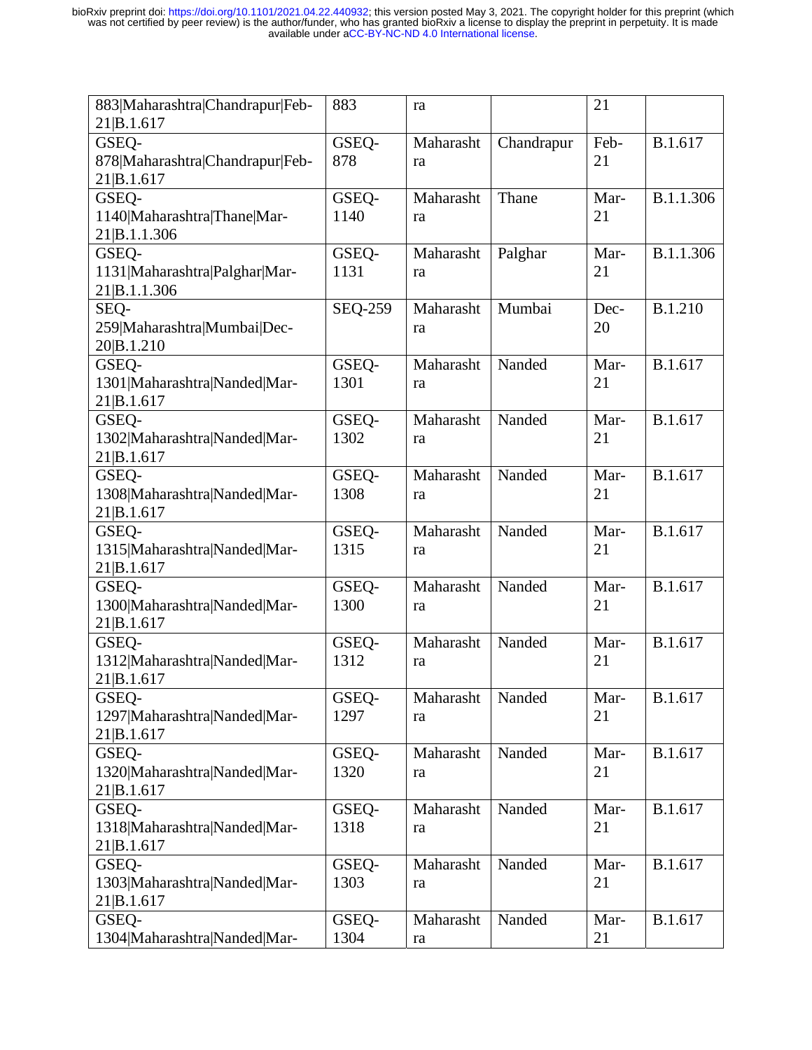| | | | | | |
|---|---|---|---|---|---|
| 883\|Maharashtra\|Chandrapur\|Feb-21\|B.1.617 | 883 | ra | | 21 | |
| GSEQ-878\|Maharashtra\|Chandrapur\|Feb-21\|B.1.617 | GSEQ-878 | Maharashtra | Chandrapur | Feb-21 | B.1.617 |
| GSEQ-1140\|Maharashtra\|Thane\|Mar-21\|B.1.1.306 | GSEQ-1140 | Maharashtra | Thane | Mar-21 | B.1.1.306 |
| GSEQ-1131\|Maharashtra\|Palghar\|Mar-21\|B.1.1.306 | GSEQ-1131 | Maharashtra | Palghar | Mar-21 | B.1.1.306 |
| SEQ-259\|Maharashtra\|Mumbai\|Dec-20\|B.1.210 | SEQ-259 | Maharashtra | Mumbai | Dec-20 | B.1.210 |
| GSEQ-1301\|Maharashtra\|Nanded\|Mar-21\|B.1.617 | GSEQ-1301 | Maharashtra | Nanded | Mar-21 | B.1.617 |
| GSEQ-1302\|Maharashtra\|Nanded\|Mar-21\|B.1.617 | GSEQ-1302 | Maharashtra | Nanded | Mar-21 | B.1.617 |
| GSEQ-1308\|Maharashtra\|Nanded\|Mar-21\|B.1.617 | GSEQ-1308 | Maharashtra | Nanded | Mar-21 | B.1.617 |
| GSEQ-1315\|Maharashtra\|Nanded\|Mar-21\|B.1.617 | GSEQ-1315 | Maharashtra | Nanded | Mar-21 | B.1.617 |
| GSEQ-1300\|Maharashtra\|Nanded\|Mar-21\|B.1.617 | GSEQ-1300 | Maharashtra | Nanded | Mar-21 | B.1.617 |
| GSEQ-1312\|Maharashtra\|Nanded\|Mar-21\|B.1.617 | GSEQ-1312 | Maharashtra | Nanded | Mar-21 | B.1.617 |
| GSEQ-1297\|Maharashtra\|Nanded\|Mar-21\|B.1.617 | GSEQ-1297 | Maharashtra | Nanded | Mar-21 | B.1.617 |
| GSEQ-1320\|Maharashtra\|Nanded\|Mar-21\|B.1.617 | GSEQ-1320 | Maharashtra | Nanded | Mar-21 | B.1.617 |
| GSEQ-1318\|Maharashtra\|Nanded\|Mar-21\|B.1.617 | GSEQ-1318 | Maharashtra | Nanded | Mar-21 | B.1.617 |
| GSEQ-1303\|Maharashtra\|Nanded\|Mar-21\|B.1.617 | GSEQ-1303 | Maharashtra | Nanded | Mar-21 | B.1.617 |
| GSEQ-1304\|Maharashtra\|Nanded\|Mar- | GSEQ-1304 | Maharashtra | Nanded | Mar-21 | B.1.617 |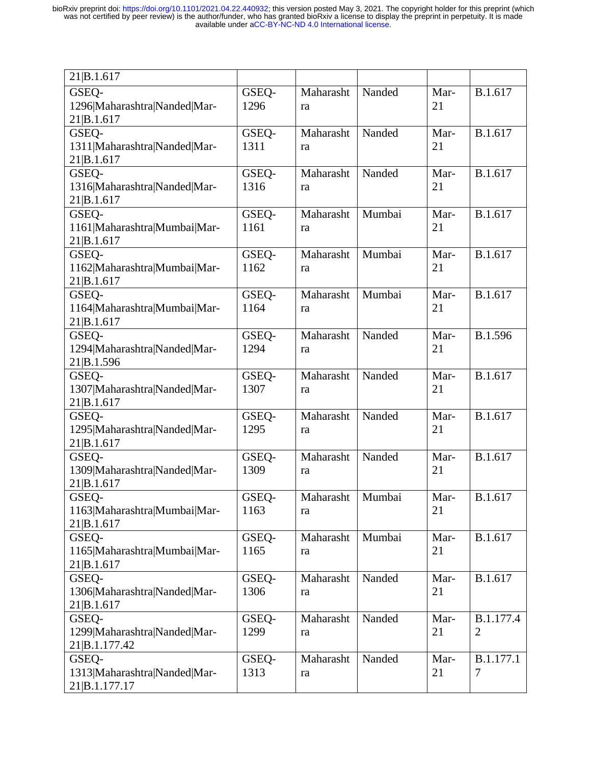| | | | | | |
|---|---|---|---|---|---|
| 21\|B.1.617 | | | | | |
| GSEQ-1296\|Maharashtra\|Nanded\|Mar-21\|B.1.617 | GSEQ-1296 | Maharashtra | Nanded | Mar-21 | B.1.617 |
| GSEQ-1311\|Maharashtra\|Nanded\|Mar-21\|B.1.617 | GSEQ-1311 | Maharashtra | Nanded | Mar-21 | B.1.617 |
| GSEQ-1316\|Maharashtra\|Nanded\|Mar-21\|B.1.617 | GSEQ-1316 | Maharashtra | Nanded | Mar-21 | B.1.617 |
| GSEQ-1161\|Maharashtra\|Mumbai\|Mar-21\|B.1.617 | GSEQ-1161 | Maharashtra | Mumbai | Mar-21 | B.1.617 |
| GSEQ-1162\|Maharashtra\|Mumbai\|Mar-21\|B.1.617 | GSEQ-1162 | Maharashtra | Mumbai | Mar-21 | B.1.617 |
| GSEQ-1164\|Maharashtra\|Mumbai\|Mar-21\|B.1.617 | GSEQ-1164 | Maharashtra | Mumbai | Mar-21 | B.1.617 |
| GSEQ-1294\|Maharashtra\|Nanded\|Mar-21\|B.1.596 | GSEQ-1294 | Maharashtra | Nanded | Mar-21 | B.1.596 |
| GSEQ-1307\|Maharashtra\|Nanded\|Mar-21\|B.1.617 | GSEQ-1307 | Maharashtra | Nanded | Mar-21 | B.1.617 |
| GSEQ-1295\|Maharashtra\|Nanded\|Mar-21\|B.1.617 | GSEQ-1295 | Maharashtra | Nanded | Mar-21 | B.1.617 |
| GSEQ-1309\|Maharashtra\|Nanded\|Mar-21\|B.1.617 | GSEQ-1309 | Maharashtra | Nanded | Mar-21 | B.1.617 |
| GSEQ-1163\|Maharashtra\|Mumbai\|Mar-21\|B.1.617 | GSEQ-1163 | Maharashtra | Mumbai | Mar-21 | B.1.617 |
| GSEQ-1165\|Maharashtra\|Mumbai\|Mar-21\|B.1.617 | GSEQ-1165 | Maharashtra | Mumbai | Mar-21 | B.1.617 |
| GSEQ-1306\|Maharashtra\|Nanded\|Mar-21\|B.1.617 | GSEQ-1306 | Maharashtra | Nanded | Mar-21 | B.1.617 |
| GSEQ-1299\|Maharashtra\|Nanded\|Mar-21\|B.1.177.42 | GSEQ-1299 | Maharashtra | Nanded | Mar-21 | B.1.177.42 |
| GSEQ-1313\|Maharashtra\|Nanded\|Mar-21\|B.1.177.17 | GSEQ-1313 | Maharashtra | Nanded | Mar-21 | B.1.177.17 |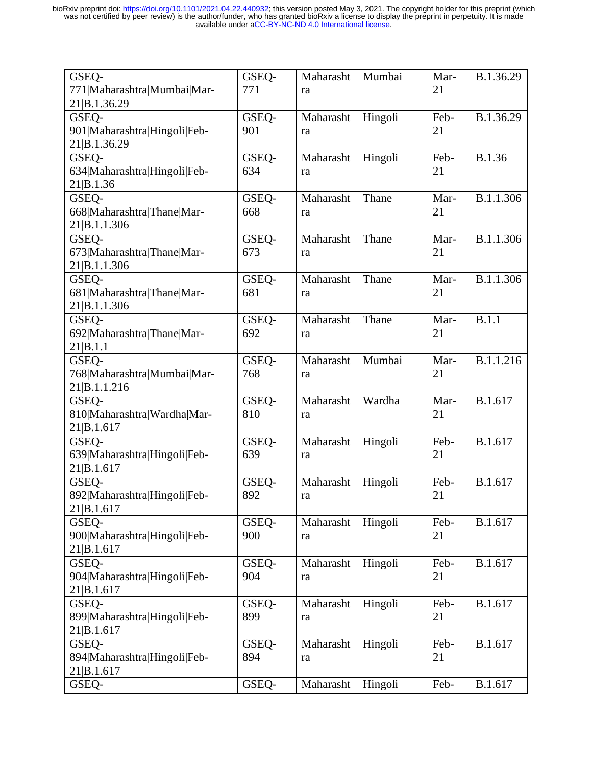| GSEQ-771\|Maharashtra\|Mumbai\|Mar-21\|B.1.36.29 | GSEQ-771 | Maharashtra | Mumbai | Mar-21 | B.1.36.29 |
|---|---|---|---|---|---|
| GSEQ-901\|Maharashtra\|Hingoli\|Feb-21\|B.1.36.29 | GSEQ-901 | Maharashtra | Hingoli | Feb-21 | B.1.36.29 |
| GSEQ-634\|Maharashtra\|Hingoli\|Feb-21\|B.1.36 | GSEQ-634 | Maharashtra | Hingoli | Feb-21 | B.1.36 |
| GSEQ-668\|Maharashtra\|Thane\|Mar-21\|B.1.1.306 | GSEQ-668 | Maharashtra | Thane | Mar-21 | B.1.1.306 |
| GSEQ-673\|Maharashtra\|Thane\|Mar-21\|B.1.1.306 | GSEQ-673 | Maharashtra | Thane | Mar-21 | B.1.1.306 |
| GSEQ-681\|Maharashtra\|Thane\|Mar-21\|B.1.1.306 | GSEQ-681 | Maharashtra | Thane | Mar-21 | B.1.1.306 |
| GSEQ-692\|Maharashtra\|Thane\|Mar-21\|B.1.1 | GSEQ-692 | Maharashtra | Thane | Mar-21 | B.1.1 |
| GSEQ-768\|Maharashtra\|Mumbai\|Mar-21\|B.1.1.216 | GSEQ-768 | Maharashtra | Mumbai | Mar-21 | B.1.1.216 |
| GSEQ-810\|Maharashtra\|Wardha\|Mar-21\|B.1.617 | GSEQ-810 | Maharashtra | Wardha | Mar-21 | B.1.617 |
| GSEQ-639\|Maharashtra\|Hingoli\|Feb-21\|B.1.617 | GSEQ-639 | Maharashtra | Hingoli | Feb-21 | B.1.617 |
| GSEQ-892\|Maharashtra\|Hingoli\|Feb-21\|B.1.617 | GSEQ-892 | Maharashtra | Hingoli | Feb-21 | B.1.617 |
| GSEQ-900\|Maharashtra\|Hingoli\|Feb-21\|B.1.617 | GSEQ-900 | Maharashtra | Hingoli | Feb-21 | B.1.617 |
| GSEQ-904\|Maharashtra\|Hingoli\|Feb-21\|B.1.617 | GSEQ-904 | Maharashtra | Hingoli | Feb-21 | B.1.617 |
| GSEQ-899\|Maharashtra\|Hingoli\|Feb-21\|B.1.617 | GSEQ-899 | Maharashtra | Hingoli | Feb-21 | B.1.617 |
| GSEQ-894\|Maharashtra\|Hingoli\|Feb-21\|B.1.617 | GSEQ-894 | Maharashtra | Hingoli | Feb-21 | B.1.617 |
| GSEQ- | GSEQ- | Maharasht | Hingoli | Feb- | B.1.617 |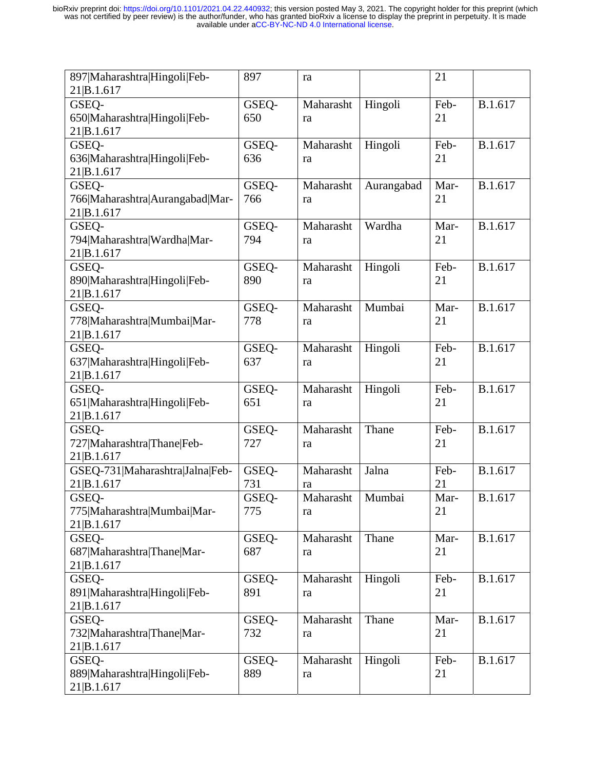| 897\|Maharashtra\|Hingoli\|Feb-21\|B.1.617 | 897 | ra | | 21 | |
|---|---|---|---|---|---|
| GSEQ-650\|Maharashtra\|Hingoli\|Feb-21\|B.1.617 | GSEQ-650 | Maharashtra | Hingoli | Feb-21 | B.1.617 |
| GSEQ-636\|Maharashtra\|Hingoli\|Feb-21\|B.1.617 | GSEQ-636 | Maharashtra | Hingoli | Feb-21 | B.1.617 |
| GSEQ-766\|Maharashtra\|Aurangabad\|Mar-21\|B.1.617 | GSEQ-766 | Maharashtra | Aurangabad | Mar-21 | B.1.617 |
| GSEQ-794\|Maharashtra\|Wardha\|Mar-21\|B.1.617 | GSEQ-794 | Maharashtra | Wardha | Mar-21 | B.1.617 |
| GSEQ-890\|Maharashtra\|Hingoli\|Feb-21\|B.1.617 | GSEQ-890 | Maharashtra | Hingoli | Feb-21 | B.1.617 |
| GSEQ-778\|Maharashtra\|Mumbai\|Mar-21\|B.1.617 | GSEQ-778 | Maharashtra | Mumbai | Mar-21 | B.1.617 |
| GSEQ-637\|Maharashtra\|Hingoli\|Feb-21\|B.1.617 | GSEQ-637 | Maharashtra | Hingoli | Feb-21 | B.1.617 |
| GSEQ-651\|Maharashtra\|Hingoli\|Feb-21\|B.1.617 | GSEQ-651 | Maharashtra | Hingoli | Feb-21 | B.1.617 |
| GSEQ-727\|Maharashtra\|Thane\|Feb-21\|B.1.617 | GSEQ-727 | Maharashtra | Thane | Feb-21 | B.1.617 |
| GSEQ-731\|Maharashtra\|Jalna\|Feb-21\|B.1.617 | GSEQ-731 | Maharashtra | Jalna | Feb-21 | B.1.617 |
| GSEQ-775\|Maharashtra\|Mumbai\|Mar-21\|B.1.617 | GSEQ-775 | Maharashtra | Mumbai | Mar-21 | B.1.617 |
| GSEQ-687\|Maharashtra\|Thane\|Mar-21\|B.1.617 | GSEQ-687 | Maharashtra | Thane | Mar-21 | B.1.617 |
| GSEQ-891\|Maharashtra\|Hingoli\|Feb-21\|B.1.617 | GSEQ-891 | Maharashtra | Hingoli | Feb-21 | B.1.617 |
| GSEQ-732\|Maharashtra\|Thane\|Mar-21\|B.1.617 | GSEQ-732 | Maharashtra | Thane | Mar-21 | B.1.617 |
| GSEQ-889\|Maharashtra\|Hingoli\|Feb-21\|B.1.617 | GSEQ-889 | Maharashtra | Hingoli | Feb-21 | B.1.617 |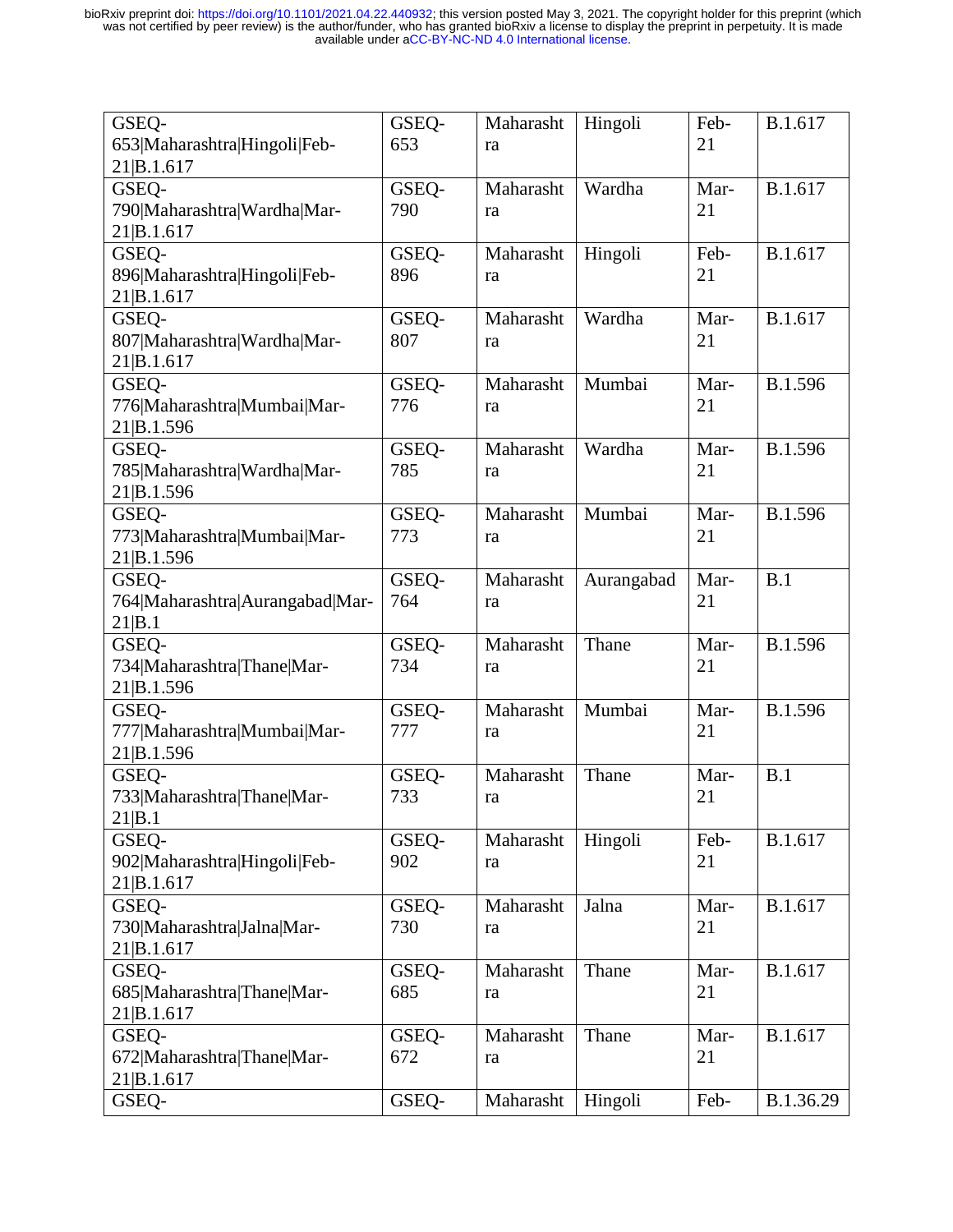| GSEQ-653\|Maharashtra\|Hingoli\|Feb-21\|B.1.617 | GSEQ-653 | Maharashtra | Hingoli | Feb-21 | B.1.617 |
|---|---|---|---|---|---|
| GSEQ-790\|Maharashtra\|Wardha\|Mar-21\|B.1.617 | GSEQ-790 | Maharashtra | Wardha | Mar-21 | B.1.617 |
| GSEQ-896\|Maharashtra\|Hingoli\|Feb-21\|B.1.617 | GSEQ-896 | Maharashtra | Hingoli | Feb-21 | B.1.617 |
| GSEQ-807\|Maharashtra\|Wardha\|Mar-21\|B.1.617 | GSEQ-807 | Maharashtra | Wardha | Mar-21 | B.1.617 |
| GSEQ-776\|Maharashtra\|Mumbai\|Mar-21\|B.1.596 | GSEQ-776 | Maharashtra | Mumbai | Mar-21 | B.1.596 |
| GSEQ-785\|Maharashtra\|Wardha\|Mar-21\|B.1.596 | GSEQ-785 | Maharashtra | Wardha | Mar-21 | B.1.596 |
| GSEQ-773\|Maharashtra\|Mumbai\|Mar-21\|B.1.596 | GSEQ-773 | Maharashtra | Mumbai | Mar-21 | B.1.596 |
| GSEQ-764\|Maharashtra\|Aurangabad\|Mar-21\|B.1 | GSEQ-764 | Maharashtra | Aurangabad | Mar-21 | B.1 |
| GSEQ-734\|Maharashtra\|Thane\|Mar-21\|B.1.596 | GSEQ-734 | Maharashtra | Thane | Mar-21 | B.1.596 |
| GSEQ-777\|Maharashtra\|Mumbai\|Mar-21\|B.1.596 | GSEQ-777 | Maharashtra | Mumbai | Mar-21 | B.1.596 |
| GSEQ-733\|Maharashtra\|Thane\|Mar-21\|B.1 | GSEQ-733 | Maharashtra | Thane | Mar-21 | B.1 |
| GSEQ-902\|Maharashtra\|Hingoli\|Feb-21\|B.1.617 | GSEQ-902 | Maharashtra | Hingoli | Feb-21 | B.1.617 |
| GSEQ-730\|Maharashtra\|Jalna\|Mar-21\|B.1.617 | GSEQ-730 | Maharashtra | Jalna | Mar-21 | B.1.617 |
| GSEQ-685\|Maharashtra\|Thane\|Mar-21\|B.1.617 | GSEQ-685 | Maharashtra | Thane | Mar-21 | B.1.617 |
| GSEQ-672\|Maharashtra\|Thane\|Mar-21\|B.1.617 | GSEQ-672 | Maharashtra | Thane | Mar-21 | B.1.617 |
| GSEQ- | GSEQ- | Maharasht | Hingoli | Feb- | B.1.36.29 |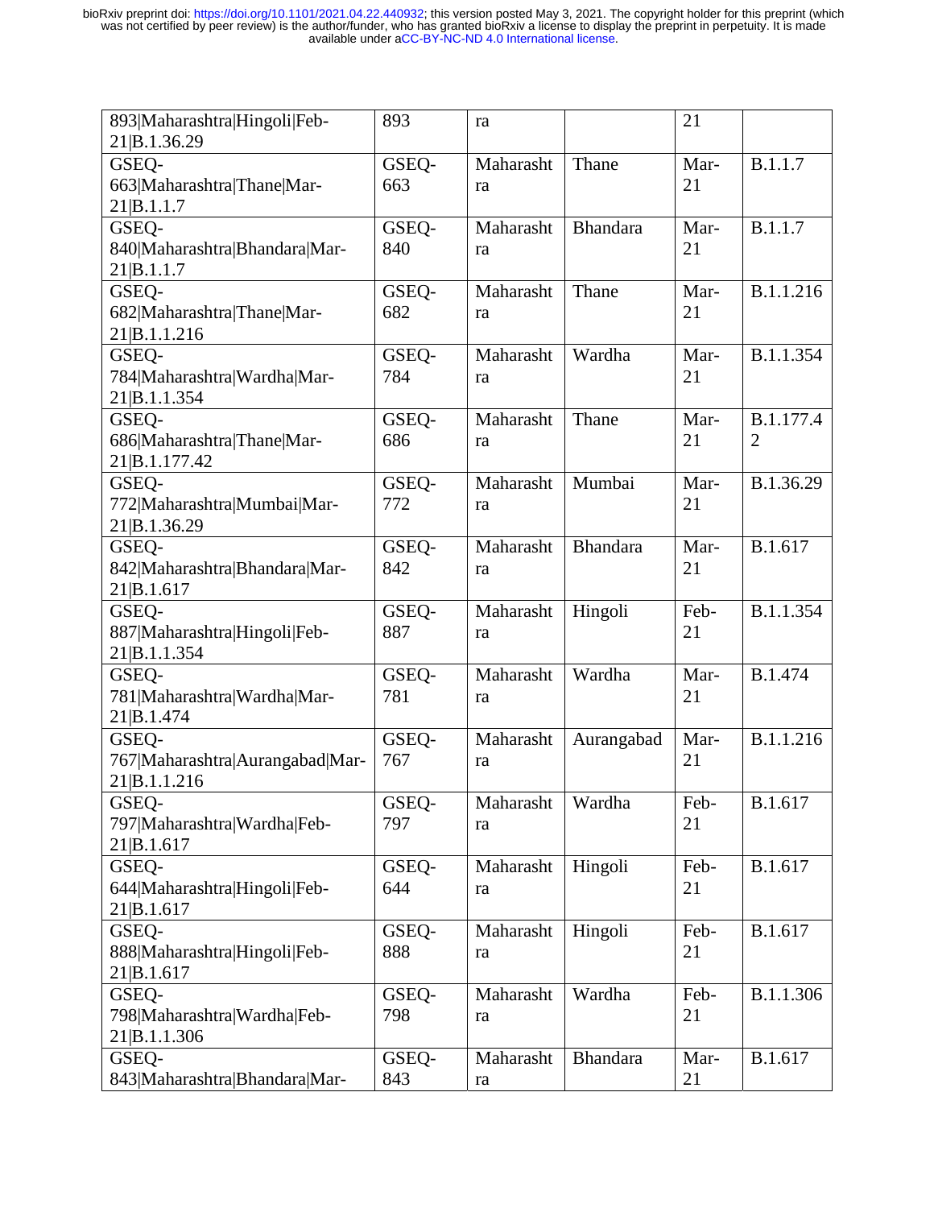| 893\|Maharashtra\|Hingoli\|Feb-21\|B.1.36.29 | 893 | ra | | 21 | |
|---|---|---|---|---|---|
| GSEQ-663\|Maharashtra\|Thane\|Mar-21\|B.1.1.7 | GSEQ-663 | Maharashtra | Thane | Mar-21 | B.1.1.7 |
| GSEQ-840\|Maharashtra\|Bhandara\|Mar-21\|B.1.1.7 | GSEQ-840 | Maharashtra | Bhandara | Mar-21 | B.1.1.7 |
| GSEQ-682\|Maharashtra\|Thane\|Mar-21\|B.1.1.216 | GSEQ-682 | Maharashtra | Thane | Mar-21 | B.1.1.216 |
| GSEQ-784\|Maharashtra\|Wardha\|Mar-21\|B.1.1.354 | GSEQ-784 | Maharashtra | Wardha | Mar-21 | B.1.1.354 |
| GSEQ-686\|Maharashtra\|Thane\|Mar-21\|B.1.177.42 | GSEQ-686 | Maharashtra | Thane | Mar-21 | B.1.177.42 |
| GSEQ-772\|Maharashtra\|Mumbai\|Mar-21\|B.1.36.29 | GSEQ-772 | Maharashtra | Mumbai | Mar-21 | B.1.36.29 |
| GSEQ-842\|Maharashtra\|Bhandara\|Mar-21\|B.1.617 | GSEQ-842 | Maharashtra | Bhandara | Mar-21 | B.1.617 |
| GSEQ-887\|Maharashtra\|Hingoli\|Feb-21\|B.1.1.354 | GSEQ-887 | Maharashtra | Hingoli | Feb-21 | B.1.1.354 |
| GSEQ-781\|Maharashtra\|Wardha\|Mar-21\|B.1.474 | GSEQ-781 | Maharashtra | Wardha | Mar-21 | B.1.474 |
| GSEQ-767\|Maharashtra\|Aurangabad\|Mar-21\|B.1.1.216 | GSEQ-767 | Maharashtra | Aurangabad | Mar-21 | B.1.1.216 |
| GSEQ-797\|Maharashtra\|Wardha\|Feb-21\|B.1.617 | GSEQ-797 | Maharashtra | Wardha | Feb-21 | B.1.617 |
| GSEQ-644\|Maharashtra\|Hingoli\|Feb-21\|B.1.617 | GSEQ-644 | Maharashtra | Hingoli | Feb-21 | B.1.617 |
| GSEQ-888\|Maharashtra\|Hingoli\|Feb-21\|B.1.617 | GSEQ-888 | Maharashtra | Hingoli | Feb-21 | B.1.617 |
| GSEQ-798\|Maharashtra\|Wardha\|Feb-21\|B.1.1.306 | GSEQ-798 | Maharashtra | Wardha | Feb-21 | B.1.1.306 |
| GSEQ-843\|Maharashtra\|Bhandara\|Mar- | GSEQ-843 | Maharashtra | Bhandara | Mar-21 | B.1.617 |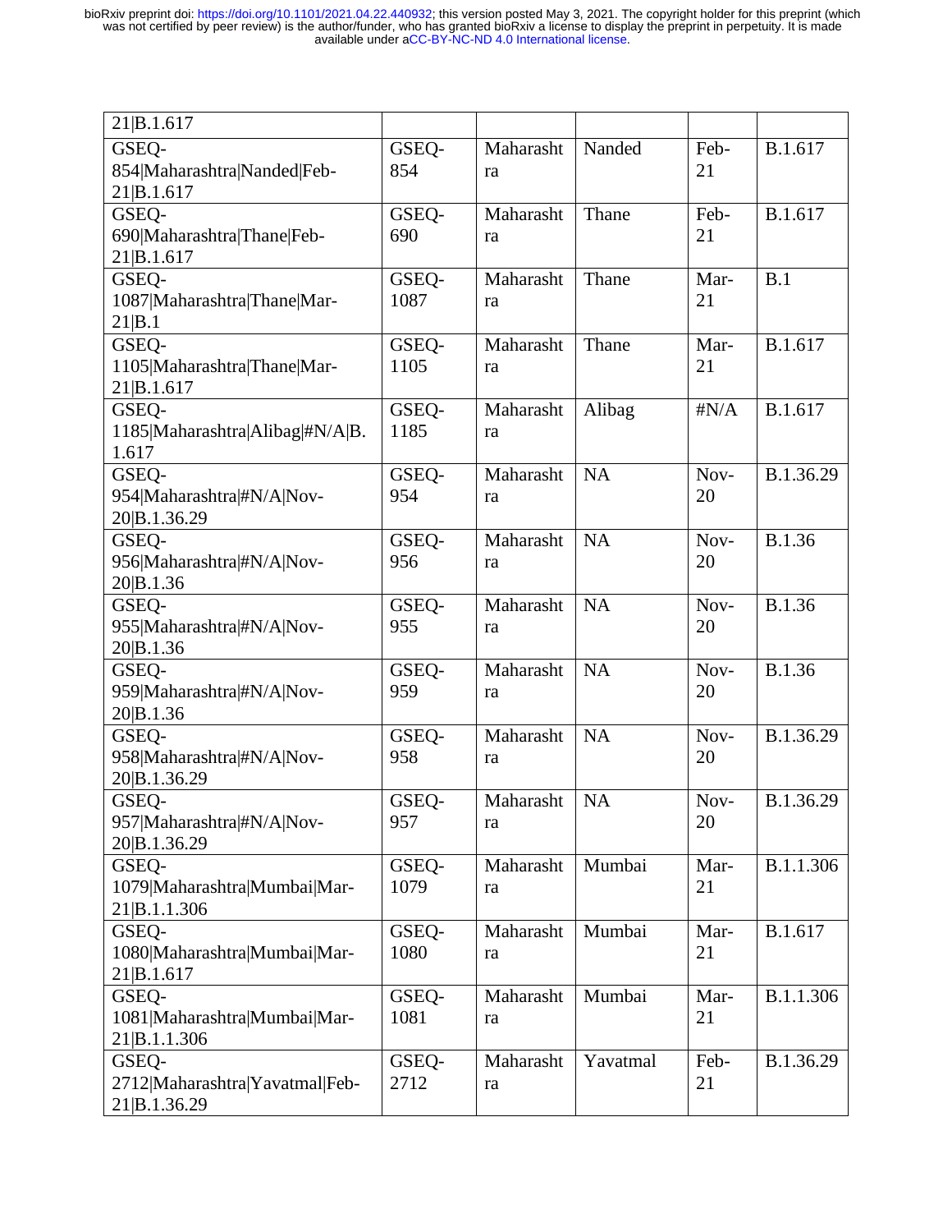| | | | | | |
|---|---|---|---|---|---|
| 21\|B.1.617 | | | | | |
| GSEQ-854\|Maharashtra\|Nanded\|Feb-21\|B.1.617 | GSEQ-854 | Maharashtra | Nanded | Feb-21 | B.1.617 |
| GSEQ-690\|Maharashtra\|Thane\|Feb-21\|B.1.617 | GSEQ-690 | Maharashtra | Thane | Feb-21 | B.1.617 |
| GSEQ-1087\|Maharashtra\|Thane\|Mar-21\|B.1 | GSEQ-1087 | Maharashtra | Thane | Mar-21 | B.1 |
| GSEQ-1105\|Maharashtra\|Thane\|Mar-21\|B.1.617 | GSEQ-1105 | Maharashtra | Thane | Mar-21 | B.1.617 |
| GSEQ-1185\|Maharashtra\|Alibag\|#N/A\|B.1.617 | GSEQ-1185 | Maharashtra | Alibag | #N/A | B.1.617 |
| GSEQ-954\|Maharashtra\|#N/A\|Nov-20\|B.1.36.29 | GSEQ-954 | Maharashtra | NA | Nov-20 | B.1.36.29 |
| GSEQ-956\|Maharashtra\|#N/A\|Nov-20\|B.1.36 | GSEQ-956 | Maharashtra | NA | Nov-20 | B.1.36 |
| GSEQ-955\|Maharashtra\|#N/A\|Nov-20\|B.1.36 | GSEQ-955 | Maharashtra | NA | Nov-20 | B.1.36 |
| GSEQ-959\|Maharashtra\|#N/A\|Nov-20\|B.1.36 | GSEQ-959 | Maharashtra | NA | Nov-20 | B.1.36 |
| GSEQ-958\|Maharashtra\|#N/A\|Nov-20\|B.1.36.29 | GSEQ-958 | Maharashtra | NA | Nov-20 | B.1.36.29 |
| GSEQ-957\|Maharashtra\|#N/A\|Nov-20\|B.1.36.29 | GSEQ-957 | Maharashtra | NA | Nov-20 | B.1.36.29 |
| GSEQ-1079\|Maharashtra\|Mumbai\|Mar-21\|B.1.1.306 | GSEQ-1079 | Maharashtra | Mumbai | Mar-21 | B.1.1.306 |
| GSEQ-1080\|Maharashtra\|Mumbai\|Mar-21\|B.1.617 | GSEQ-1080 | Maharashtra | Mumbai | Mar-21 | B.1.617 |
| GSEQ-1081\|Maharashtra\|Mumbai\|Mar-21\|B.1.1.306 | GSEQ-1081 | Maharashtra | Mumbai | Mar-21 | B.1.1.306 |
| GSEQ-2712\|Maharashtra\|Yavatmal\|Feb-21\|B.1.36.29 | GSEQ-2712 | Maharashtra | Yavatmal | Feb-21 | B.1.36.29 |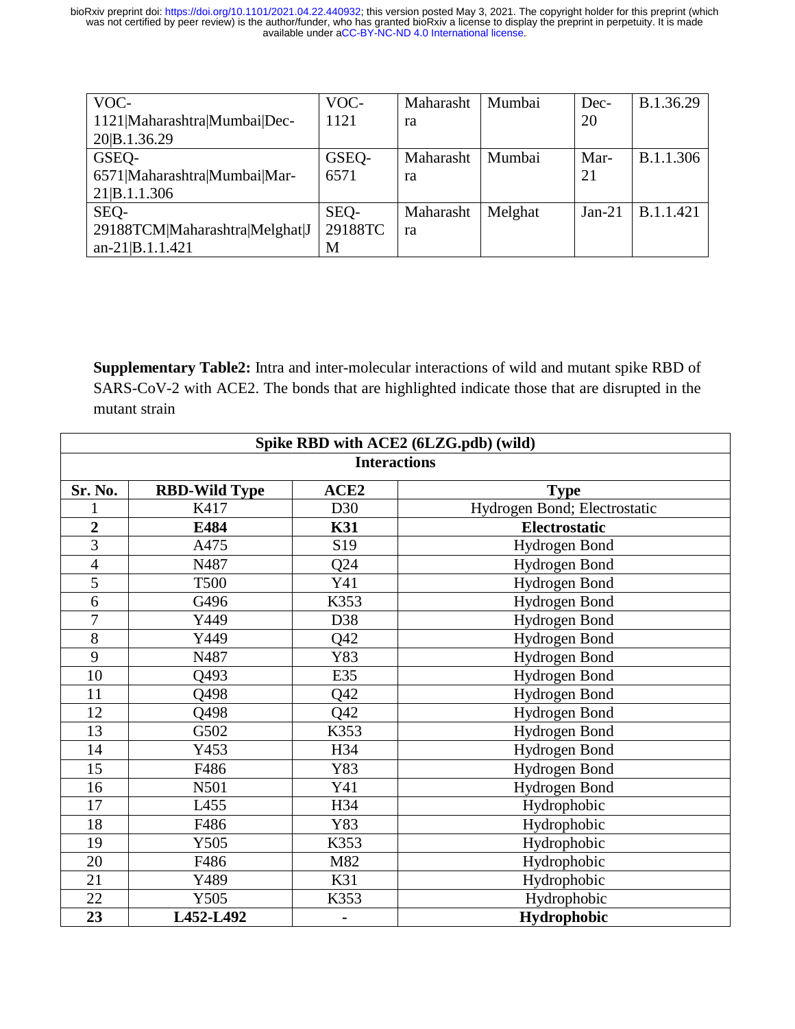| VOC-1121\|Maharashtra\|Mumbai\|Dec-20\|B.1.36.29 | VOC-1121 | Maharashtra | Mumbai | Dec-20 | B.1.36.29 |
|---|---|---|---|---|---|
| GSEQ-6571\|Maharashtra\|Mumbai\|Mar-21\|B.1.1.306 | GSEQ-6571 | Maharashtra | Mumbai | Mar-21 | B.1.1.306 |
| SEQ-29188TCM\|Maharashtra\|Melghat\|Jan-21\|B.1.1.421 | SEQ-29188TCM | Maharashtra | Melghat | Jan-21 | B.1.1.421 |

**Supplementary Table2:** Intra and inter-molecular interactions of wild and mutant spike RBD of SARS-CoV-2 with ACE2. The bonds that are highlighted indicate those that are disrupted in the mutant strain

| Spike RBD with ACE2 (6LZG.pdb) (wild) | | | |
|---|---|---|---|
| **Interactions** | | | |
| **Sr. No.** | **RBD-Wild Type** | **ACE2** | **Type** |
| 1 | K417 | D30 | Hydrogen Bond; Electrostatic |
| **2** | **E484** | **K31** | **Electrostatic** |
| 3 | A475 | S19 | Hydrogen Bond |
| 4 | N487 | Q24 | Hydrogen Bond |
| 5 | T500 | Y41 | Hydrogen Bond |
| 6 | G496 | K353 | Hydrogen Bond |
| 7 | Y449 | D38 | Hydrogen Bond |
| 8 | Y449 | Q42 | Hydrogen Bond |
| 9 | N487 | Y83 | Hydrogen Bond |
| 10 | Q493 | E35 | Hydrogen Bond |
| 11 | Q498 | Q42 | Hydrogen Bond |
| 12 | Q498 | Q42 | Hydrogen Bond |
| 13 | G502 | K353 | Hydrogen Bond |
| 14 | Y453 | H34 | Hydrogen Bond |
| 15 | F486 | Y83 | Hydrogen Bond |
| 16 | N501 | Y41 | Hydrogen Bond |
| 17 | L455 | H34 | Hydrophobic |
| 18 | F486 | Y83 | Hydrophobic |
| 19 | Y505 | K353 | Hydrophobic |
| 20 | F486 | M82 | Hydrophobic |
| 21 | Y489 | K31 | Hydrophobic |
| 22 | Y505 | K353 | Hydrophobic |
| **23** | **L452-L492** | **-** | **Hydrophobic** |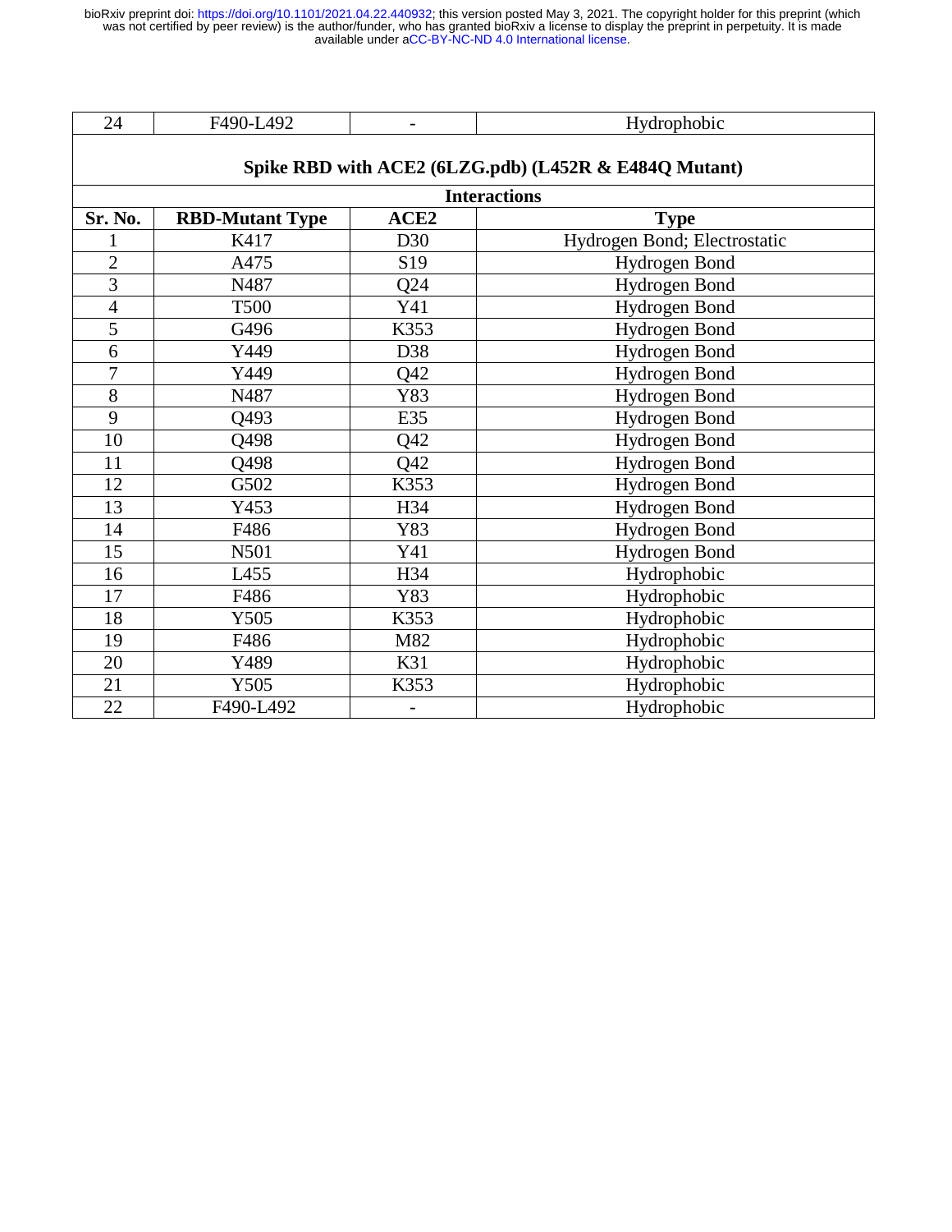| 24 | F490-L492 | - | Hydrophobic |
|---|---|---|---|

**Spike RBD with ACE2 (6LZG.pdb) (L452R & E484Q Mutant)**

| Interactions | | | |
|---|---|---|---|
| **Sr. No.** | **RBD-Mutant Type** | **ACE2** | **Type** |
| 1 | K417 | D30 | Hydrogen Bond; Electrostatic |
| 2 | A475 | S19 | Hydrogen Bond |
| 3 | N487 | Q24 | Hydrogen Bond |
| 4 | T500 | Y41 | Hydrogen Bond |
| 5 | G496 | K353 | Hydrogen Bond |
| 6 | Y449 | D38 | Hydrogen Bond |
| 7 | Y449 | Q42 | Hydrogen Bond |
| 8 | N487 | Y83 | Hydrogen Bond |
| 9 | Q493 | E35 | Hydrogen Bond |
| 10 | Q498 | Q42 | Hydrogen Bond |
| 11 | Q498 | Q42 | Hydrogen Bond |
| 12 | G502 | K353 | Hydrogen Bond |
| 13 | Y453 | H34 | Hydrogen Bond |
| 14 | F486 | Y83 | Hydrogen Bond |
| 15 | N501 | Y41 | Hydrogen Bond |
| 16 | L455 | H34 | Hydrophobic |
| 17 | F486 | Y83 | Hydrophobic |
| 18 | Y505 | K353 | Hydrophobic |
| 19 | F486 | M82 | Hydrophobic |
| 20 | Y489 | K31 | Hydrophobic |
| 21 | Y505 | K353 | Hydrophobic |
| 22 | F490-L492 | - | Hydrophobic |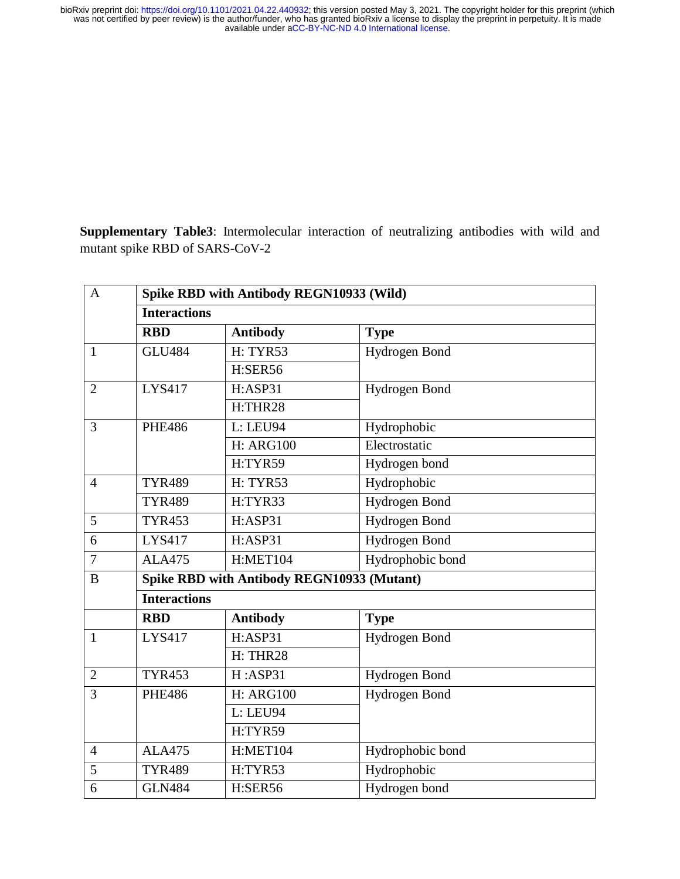**Supplementary Table3**: Intermolecular interaction of neutralizing antibodies with wild and mutant spike RBD of SARS-CoV-2

| A | **Spike RBD with Antibody REGN10933 (Wild)** | | |
|---|---|---|---|
| | **Interactions** | | |
| | **RBD** | **Antibody** | **Type** |
| 1 | GLU484 | H: TYR53 | Hydrogen Bond |
| | | H:SER56 | |
| 2 | LYS417 | H:ASP31 | Hydrogen Bond |
| | | H:THR28 | |
| 3 | PHE486 | L: LEU94 | Hydrophobic |
| | | H: ARG100 | Electrostatic |
| | | H:TYR59 | Hydrogen bond |
| 4 | TYR489 | H: TYR53 | Hydrophobic |
| | TYR489 | H:TYR33 | Hydrogen Bond |
| 5 | TYR453 | H:ASP31 | Hydrogen Bond |
| 6 | LYS417 | H:ASP31 | Hydrogen Bond |
| 7 | ALA475 | H:MET104 | Hydrophobic bond |
| B | **Spike RBD with Antibody REGN10933 (Mutant)** | | |
| | **Interactions** | | |
| | **RBD** | **Antibody** | **Type** |
| 1 | LYS417 | H:ASP31 | Hydrogen Bond |
| | | H: THR28 | |
| 2 | TYR453 | H :ASP31 | Hydrogen Bond |
| 3 | PHE486 | H: ARG100 | Hydrogen Bond |
| | | L: LEU94 | |
| | | H:TYR59 | |
| 4 | ALA475 | H:MET104 | Hydrophobic bond |
| 5 | TYR489 | H:TYR53 | Hydrophobic |
| 6 | GLN484 | H:SER56 | Hydrogen bond |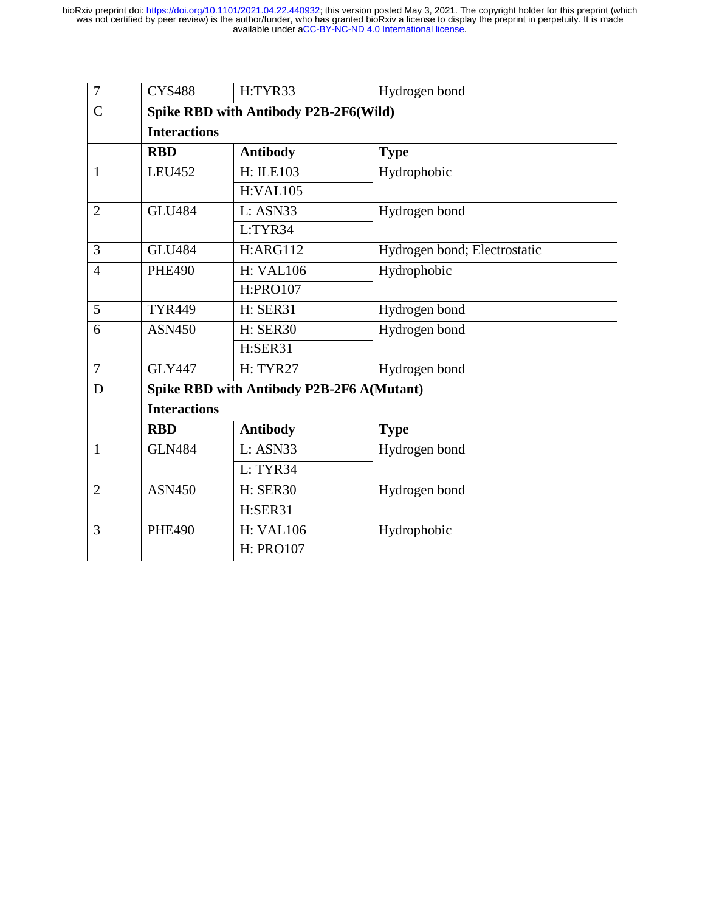| | | | |
|---|---|---|---|
| 7 | CYS488 | H:TYR33 | Hydrogen bond |
| C | **Spike RBD with Antibody P2B-2F6(Wild)** | | |
| | **Interactions** | | |
| | **RBD** | **Antibody** | **Type** |
| 1 | LEU452 | H: ILE103 | Hydrophobic |
| | | H:VAL105 | |
| 2 | GLU484 | L: ASN33 | Hydrogen bond |
| | | L:TYR34 | |
| 3 | GLU484 | H:ARG112 | Hydrogen bond; Electrostatic |
| 4 | PHE490 | H: VAL106 | Hydrophobic |
| | | H:PRO107 | |
| 5 | TYR449 | H: SER31 | Hydrogen bond |
| 6 | ASN450 | H: SER30 | Hydrogen bond |
| | | H:SER31 | |
| 7 | GLY447 | H: TYR27 | Hydrogen bond |
| D | **Spike RBD with Antibody P2B-2F6 A(Mutant)** | | |
| | **Interactions** | | |
| | **RBD** | **Antibody** | **Type** |
| 1 | GLN484 | L: ASN33 | Hydrogen bond |
| | | L: TYR34 | |
| 2 | ASN450 | H: SER30 | Hydrogen bond |
| | | H:SER31 | |
| 3 | PHE490 | H: VAL106 | Hydrophobic |
| | | H: PRO107 | |